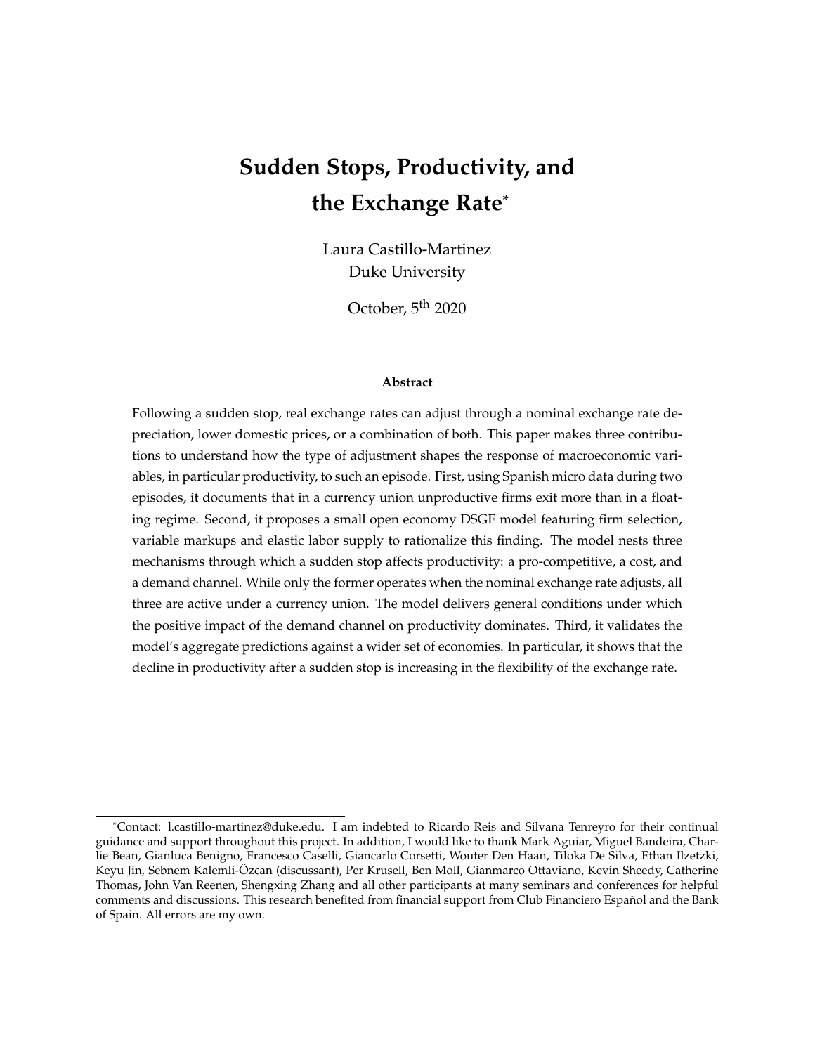# Sudden Stops, Productivity, and the Exchange Rate[*]

Laura Castillo-Martinez
Duke University

October, 5th 2020

### Abstract

Following a sudden stop, real exchange rates can adjust through a nominal exchange rate depreciation, lower domestic prices, or a combination of both. This paper makes three contributions to understand how the type of adjustment shapes the response of macroeconomic variables, in particular productivity, to such an episode. First, using Spanish micro data during two episodes, it documents that in a currency union unproductive firms exit more than in a floating regime. Second, it proposes a small open economy DSGE model featuring firm selection, variable markups and elastic labor supply to rationalize this finding. The model nests three mechanisms through which a sudden stop affects productivity: a pro-competitive, a cost, and a demand channel. While only the former operates when the nominal exchange rate adjusts, all three are active under a currency union. The model delivers general conditions under which the positive impact of the demand channel on productivity dominates. Third, it validates the model's aggregate predictions against a wider set of economies. In particular, it shows that the decline in productivity after a sudden stop is increasing in the flexibility of the exchange rate.

---

[*]Contact: l.castillo-martinez@duke.edu. I am indebted to Ricardo Reis and Silvana Tenreyro for their continual guidance and support throughout this project. In addition, I would like to thank Mark Aguiar, Miguel Bandeira, Charlie Bean, Gianluca Benigno, Francesco Caselli, Giancarlo Corsetti, Wouter Den Haan, Tiloka De Silva, Ethan Ilzetzki, Keyu Jin, Sebnem Kalemli-Özcan (discussant), Per Krusell, Ben Moll, Gianmarco Ottaviano, Kevin Sheedy, Catherine Thomas, John Van Reenen, Shengxing Zhang and all other participants at many seminars and conferences for helpful comments and discussions. This research benefited from financial support from Club Financiero Español and the Bank of Spain. All errors are my own.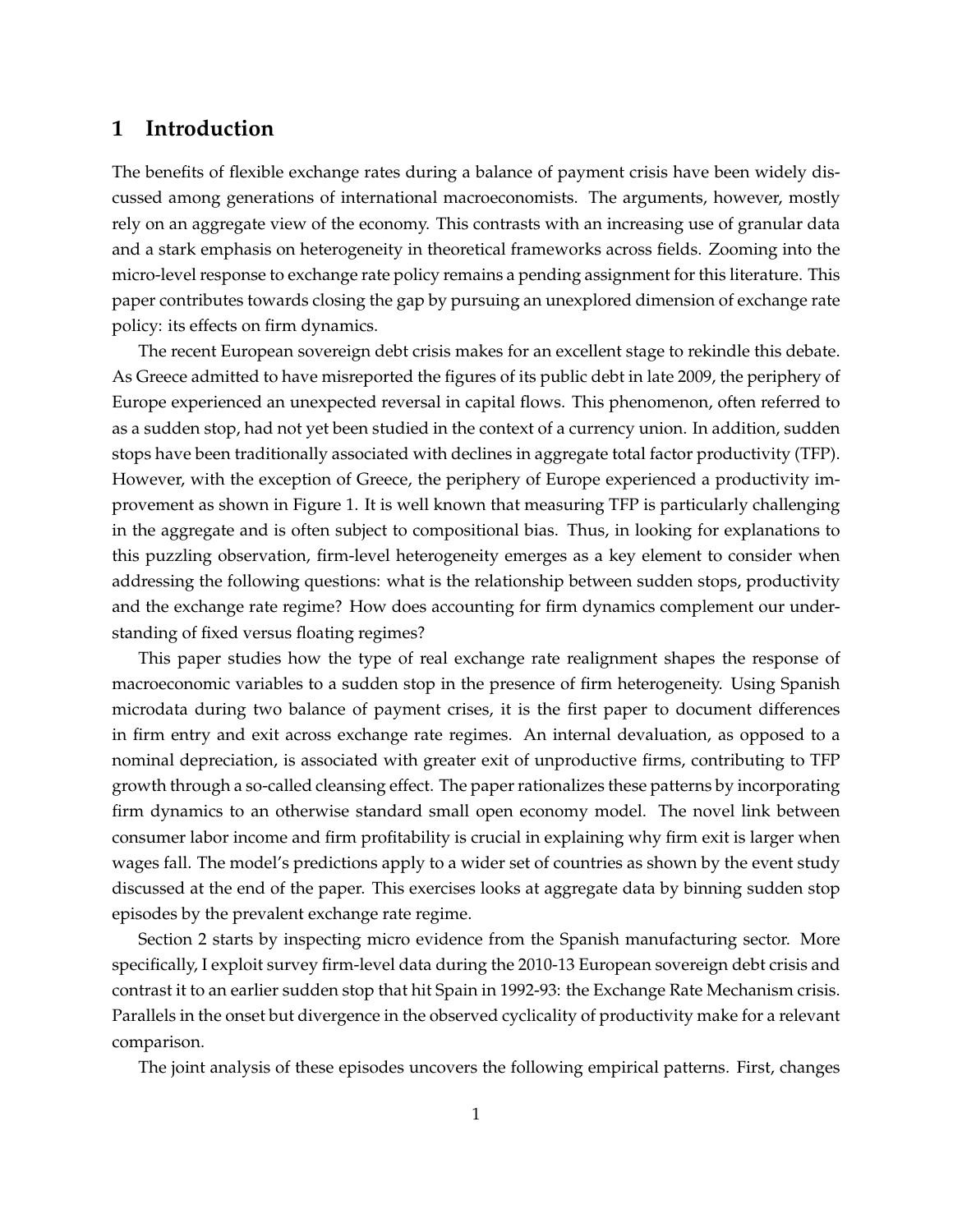# 1 Introduction

The benefits of flexible exchange rates during a balance of payment crisis have been widely discussed among generations of international macroeconomists. The arguments, however, mostly rely on an aggregate view of the economy. This contrasts with an increasing use of granular data and a stark emphasis on heterogeneity in theoretical frameworks across fields. Zooming into the micro-level response to exchange rate policy remains a pending assignment for this literature. This paper contributes towards closing the gap by pursuing an unexplored dimension of exchange rate policy: its effects on firm dynamics.

The recent European sovereign debt crisis makes for an excellent stage to rekindle this debate. As Greece admitted to have misreported the figures of its public debt in late 2009, the periphery of Europe experienced an unexpected reversal in capital flows. This phenomenon, often referred to as a sudden stop, had not yet been studied in the context of a currency union. In addition, sudden stops have been traditionally associated with declines in aggregate total factor productivity (TFP). However, with the exception of Greece, the periphery of Europe experienced a productivity improvement as shown in Figure 1. It is well known that measuring TFP is particularly challenging in the aggregate and is often subject to compositional bias. Thus, in looking for explanations to this puzzling observation, firm-level heterogeneity emerges as a key element to consider when addressing the following questions: what is the relationship between sudden stops, productivity and the exchange rate regime? How does accounting for firm dynamics complement our understanding of fixed versus floating regimes?

This paper studies how the type of real exchange rate realignment shapes the response of macroeconomic variables to a sudden stop in the presence of firm heterogeneity. Using Spanish microdata during two balance of payment crises, it is the first paper to document differences in firm entry and exit across exchange rate regimes. An internal devaluation, as opposed to a nominal depreciation, is associated with greater exit of unproductive firms, contributing to TFP growth through a so-called cleansing effect. The paper rationalizes these patterns by incorporating firm dynamics to an otherwise standard small open economy model. The novel link between consumer labor income and firm profitability is crucial in explaining why firm exit is larger when wages fall. The model's predictions apply to a wider set of countries as shown by the event study discussed at the end of the paper. This exercises looks at aggregate data by binning sudden stop episodes by the prevalent exchange rate regime.

Section 2 starts by inspecting micro evidence from the Spanish manufacturing sector. More specifically, I exploit survey firm-level data during the 2010-13 European sovereign debt crisis and contrast it to an earlier sudden stop that hit Spain in 1992-93: the Exchange Rate Mechanism crisis. Parallels in the onset but divergence in the observed cyclicality of productivity make for a relevant comparison.

The joint analysis of these episodes uncovers the following empirical patterns. First, changes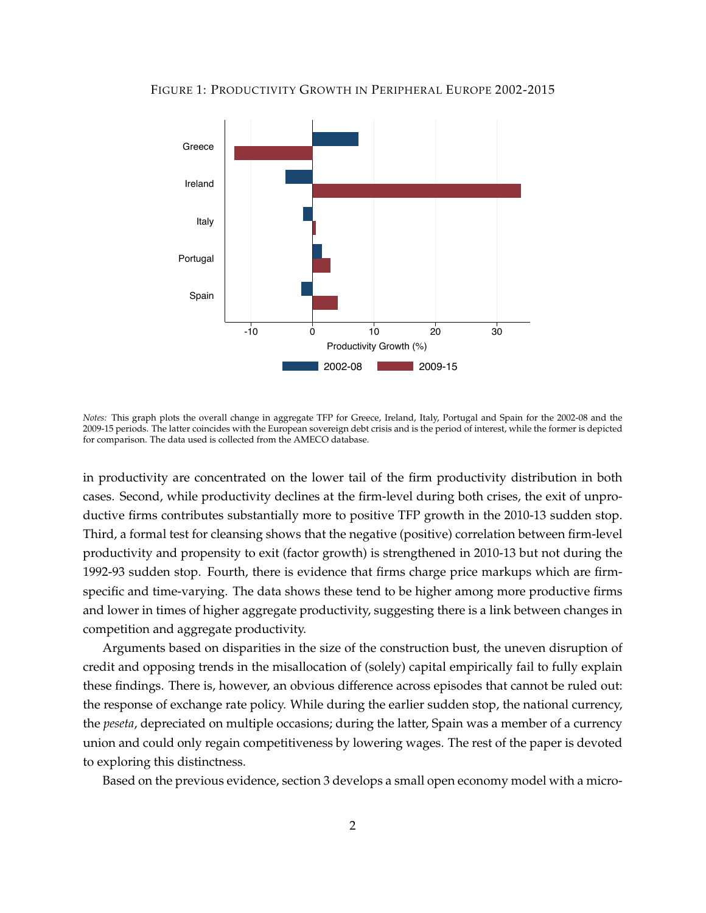FIGURE 1: PRODUCTIVITY GROWTH IN PERIPHERAL EUROPE 2002-2015

*Notes:* This graph plots the overall change in aggregate TFP for Greece, Ireland, Italy, Portugal and Spain for the 2002-08 and the 2009-15 periods. The latter coincides with the European sovereign debt crisis and is the period of interest, while the former is depicted for comparison. The data used is collected from the AMECO database.

in productivity are concentrated on the lower tail of the firm productivity distribution in both cases. Second, while productivity declines at the firm-level during both crises, the exit of unproductive firms contributes substantially more to positive TFP growth in the 2010-13 sudden stop. Third, a formal test for cleansing shows that the negative (positive) correlation between firm-level productivity and propensity to exit (factor growth) is strengthened in 2010-13 but not during the 1992-93 sudden stop. Fourth, there is evidence that firms charge price markups which are firm-specific and time-varying. The data shows these tend to be higher among more productive firms and lower in times of higher aggregate productivity, suggesting there is a link between changes in competition and aggregate productivity.

Arguments based on disparities in the size of the construction bust, the uneven disruption of credit and opposing trends in the misallocation of (solely) capital empirically fail to fully explain these findings. There is, however, an obvious difference across episodes that cannot be ruled out: the response of exchange rate policy. While during the earlier sudden stop, the national currency, the *peseta*, depreciated on multiple occasions; during the latter, Spain was a member of a currency union and could only regain competitiveness by lowering wages. The rest of the paper is devoted to exploring this distinctness.

Based on the previous evidence, section 3 develops a small open economy model with a micro-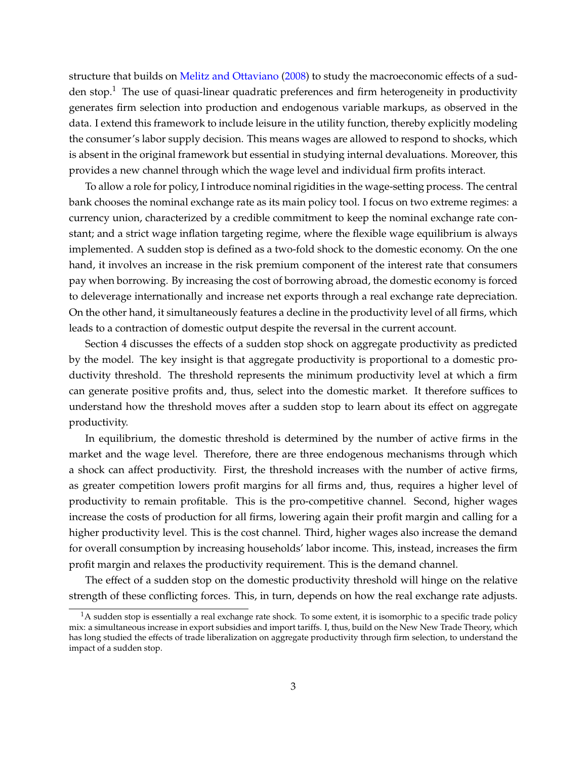structure that builds on Melitz and Ottaviano (2008) to study the macroeconomic effects of a sudden stop.[1] The use of quasi-linear quadratic preferences and firm heterogeneity in productivity generates firm selection into production and endogenous variable markups, as observed in the data. I extend this framework to include leisure in the utility function, thereby explicitly modeling the consumer's labor supply decision. This means wages are allowed to respond to shocks, which is absent in the original framework but essential in studying internal devaluations. Moreover, this provides a new channel through which the wage level and individual firm profits interact.

To allow a role for policy, I introduce nominal rigidities in the wage-setting process. The central bank chooses the nominal exchange rate as its main policy tool. I focus on two extreme regimes: a currency union, characterized by a credible commitment to keep the nominal exchange rate constant; and a strict wage inflation targeting regime, where the flexible wage equilibrium is always implemented. A sudden stop is defined as a two-fold shock to the domestic economy. On the one hand, it involves an increase in the risk premium component of the interest rate that consumers pay when borrowing. By increasing the cost of borrowing abroad, the domestic economy is forced to deleverage internationally and increase net exports through a real exchange rate depreciation. On the other hand, it simultaneously features a decline in the productivity level of all firms, which leads to a contraction of domestic output despite the reversal in the current account.

Section 4 discusses the effects of a sudden stop shock on aggregate productivity as predicted by the model. The key insight is that aggregate productivity is proportional to a domestic productivity threshold. The threshold represents the minimum productivity level at which a firm can generate positive profits and, thus, select into the domestic market. It therefore suffices to understand how the threshold moves after a sudden stop to learn about its effect on aggregate productivity.

In equilibrium, the domestic threshold is determined by the number of active firms in the market and the wage level. Therefore, there are three endogenous mechanisms through which a shock can affect productivity. First, the threshold increases with the number of active firms, as greater competition lowers profit margins for all firms and, thus, requires a higher level of productivity to remain profitable. This is the pro-competitive channel. Second, higher wages increase the costs of production for all firms, lowering again their profit margin and calling for a higher productivity level. This is the cost channel. Third, higher wages also increase the demand for overall consumption by increasing households' labor income. This, instead, increases the firm profit margin and relaxes the productivity requirement. This is the demand channel.

The effect of a sudden stop on the domestic productivity threshold will hinge on the relative strength of these conflicting forces. This, in turn, depends on how the real exchange rate adjusts.

[1] A sudden stop is essentially a real exchange rate shock. To some extent, it is isomorphic to a specific trade policy mix: a simultaneous increase in export subsidies and import tariffs. I, thus, build on the New New Trade Theory, which has long studied the effects of trade liberalization on aggregate productivity through firm selection, to understand the impact of a sudden stop.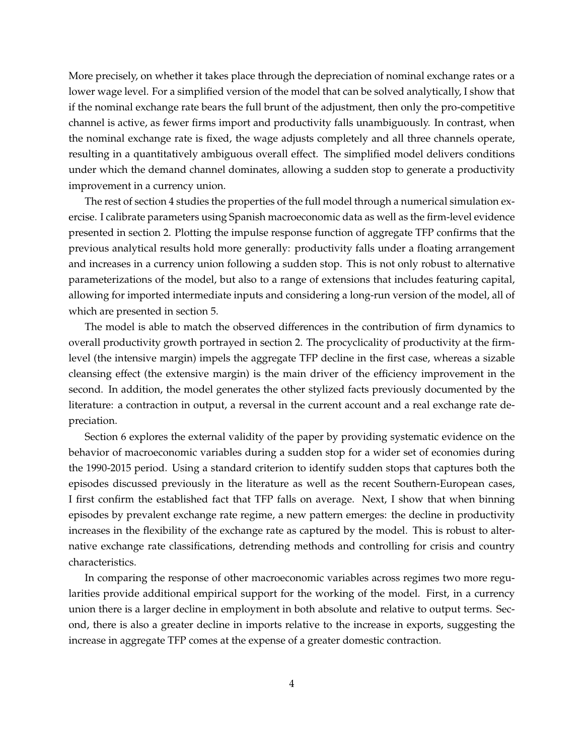More precisely, on whether it takes place through the depreciation of nominal exchange rates or a lower wage level. For a simplified version of the model that can be solved analytically, I show that if the nominal exchange rate bears the full brunt of the adjustment, then only the pro-competitive channel is active, as fewer firms import and productivity falls unambiguously. In contrast, when the nominal exchange rate is fixed, the wage adjusts completely and all three channels operate, resulting in a quantitatively ambiguous overall effect. The simplified model delivers conditions under which the demand channel dominates, allowing a sudden stop to generate a productivity improvement in a currency union.

The rest of section 4 studies the properties of the full model through a numerical simulation exercise. I calibrate parameters using Spanish macroeconomic data as well as the firm-level evidence presented in section 2. Plotting the impulse response function of aggregate TFP confirms that the previous analytical results hold more generally: productivity falls under a floating arrangement and increases in a currency union following a sudden stop. This is not only robust to alternative parameterizations of the model, but also to a range of extensions that includes featuring capital, allowing for imported intermediate inputs and considering a long-run version of the model, all of which are presented in section 5.

The model is able to match the observed differences in the contribution of firm dynamics to overall productivity growth portrayed in section 2. The procyclicality of productivity at the firm-level (the intensive margin) impels the aggregate TFP decline in the first case, whereas a sizable cleansing effect (the extensive margin) is the main driver of the efficiency improvement in the second. In addition, the model generates the other stylized facts previously documented by the literature: a contraction in output, a reversal in the current account and a real exchange rate depreciation.

Section 6 explores the external validity of the paper by providing systematic evidence on the behavior of macroeconomic variables during a sudden stop for a wider set of economies during the 1990-2015 period. Using a standard criterion to identify sudden stops that captures both the episodes discussed previously in the literature as well as the recent Southern-European cases, I first confirm the established fact that TFP falls on average. Next, I show that when binning episodes by prevalent exchange rate regime, a new pattern emerges: the decline in productivity increases in the flexibility of the exchange rate as captured by the model. This is robust to alternative exchange rate classifications, detrending methods and controlling for crisis and country characteristics.

In comparing the response of other macroeconomic variables across regimes two more regularities provide additional empirical support for the working of the model. First, in a currency union there is a larger decline in employment in both absolute and relative to output terms. Second, there is also a greater decline in imports relative to the increase in exports, suggesting the increase in aggregate TFP comes at the expense of a greater domestic contraction.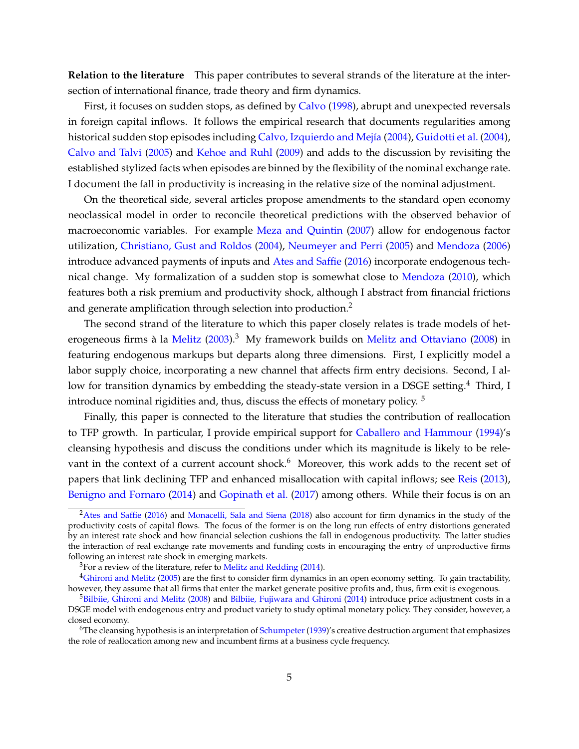**Relation to the literature** This paper contributes to several strands of the literature at the intersection of international finance, trade theory and firm dynamics.

First, it focuses on sudden stops, as defined by Calvo (1998), abrupt and unexpected reversals in foreign capital inflows. It follows the empirical research that documents regularities among historical sudden stop episodes including Calvo, Izquierdo and Mejía (2004), Guidotti et al. (2004), Calvo and Talvi (2005) and Kehoe and Ruhl (2009) and adds to the discussion by revisiting the established stylized facts when episodes are binned by the flexibility of the nominal exchange rate. I document the fall in productivity is increasing in the relative size of the nominal adjustment.

On the theoretical side, several articles propose amendments to the standard open economy neoclassical model in order to reconcile theoretical predictions with the observed behavior of macroeconomic variables. For example Meza and Quintin (2007) allow for endogenous factor utilization, Christiano, Gust and Roldos (2004), Neumeyer and Perri (2005) and Mendoza (2006) introduce advanced payments of inputs and Ates and Saffie (2016) incorporate endogenous technical change. My formalization of a sudden stop is somewhat close to Mendoza (2010), which features both a risk premium and productivity shock, although I abstract from financial frictions and generate amplification through selection into production.[2]

The second strand of the literature to which this paper closely relates is trade models of heterogeneous firms à la Melitz (2003).[3] My framework builds on Melitz and Ottaviano (2008) in featuring endogenous markups but departs along three dimensions. First, I explicitly model a labor supply choice, incorporating a new channel that affects firm entry decisions. Second, I allow for transition dynamics by embedding the steady-state version in a DSGE setting.[4] Third, I introduce nominal rigidities and, thus, discuss the effects of monetary policy. [5]

Finally, this paper is connected to the literature that studies the contribution of reallocation to TFP growth. In particular, I provide empirical support for Caballero and Hammour (1994)'s cleansing hypothesis and discuss the conditions under which its magnitude is likely to be relevant in the context of a current account shock.[6] Moreover, this work adds to the recent set of papers that link declining TFP and enhanced misallocation with capital inflows; see Reis (2013), Benigno and Fornaro (2014) and Gopinath et al. (2017) among others. While their focus is on an

---

[2] Ates and Saffie (2016) and Monacelli, Sala and Siena (2018) also account for firm dynamics in the study of the productivity costs of capital flows. The focus of the former is on the long run effects of entry distortions generated by an interest rate shock and how financial selection cushions the fall in endogenous productivity. The latter studies the interaction of real exchange rate movements and funding costs in encouraging the entry of unproductive firms following an interest rate shock in emerging markets.

[3] For a review of the literature, refer to Melitz and Redding (2014).

[4] Ghironi and Melitz (2005) are the first to consider firm dynamics in an open economy setting. To gain tractability, however, they assume that all firms that enter the market generate positive profits and, thus, firm exit is exogenous.

[5] Bilbiie, Ghironi and Melitz (2008) and Bilbiie, Fujiwara and Ghironi (2014) introduce price adjustment costs in a DSGE model with endogenous entry and product variety to study optimal monetary policy. They consider, however, a closed economy.

[6] The cleansing hypothesis is an interpretation of Schumpeter (1939)'s creative destruction argument that emphasizes the role of reallocation among new and incumbent firms at a business cycle frequency.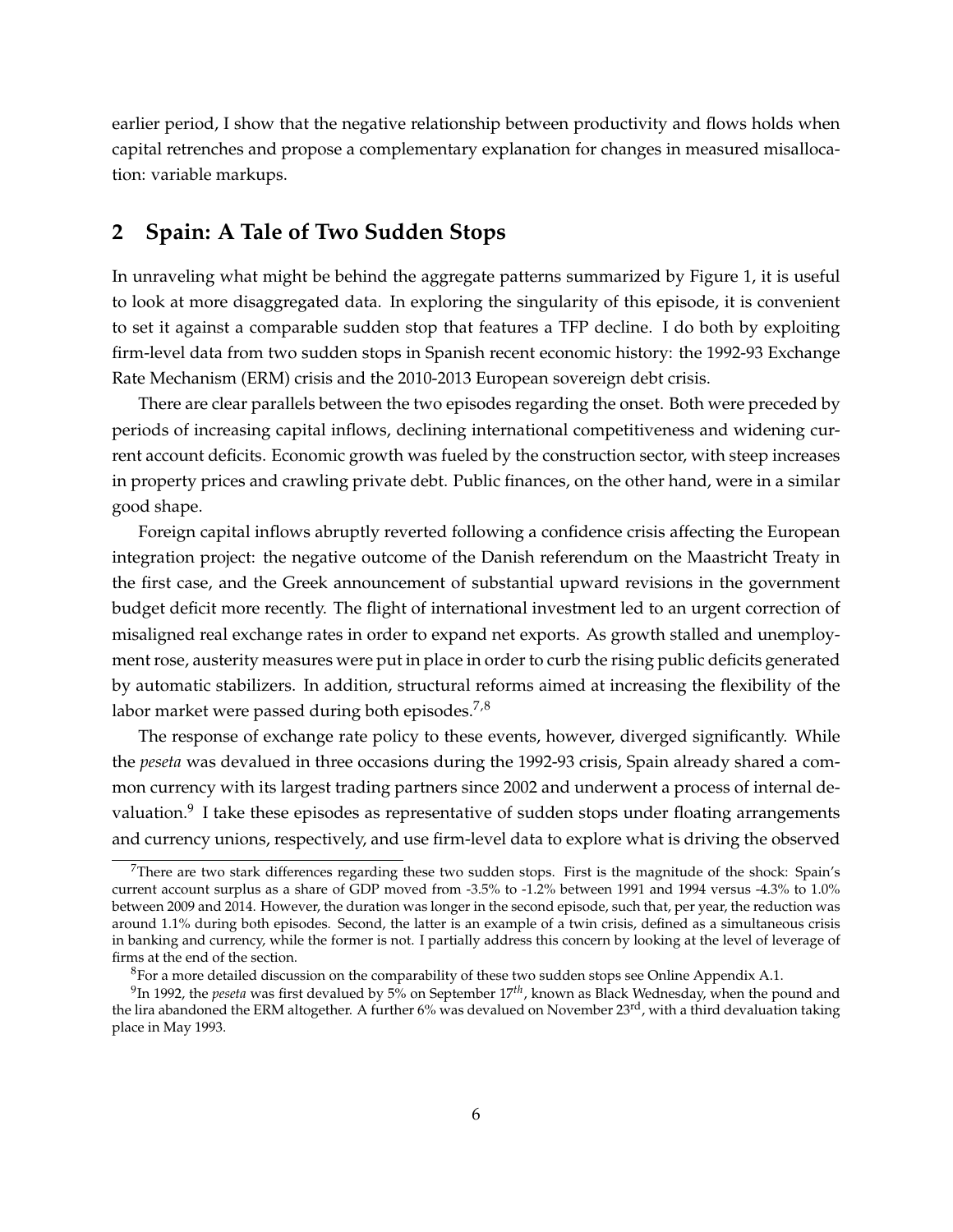earlier period, I show that the negative relationship between productivity and flows holds when capital retrenches and propose a complementary explanation for changes in measured misallocation: variable markups.

## 2 Spain: A Tale of Two Sudden Stops

In unraveling what might be behind the aggregate patterns summarized by Figure 1, it is useful to look at more disaggregated data. In exploring the singularity of this episode, it is convenient to set it against a comparable sudden stop that features a TFP decline. I do both by exploiting firm-level data from two sudden stops in Spanish recent economic history: the 1992-93 Exchange Rate Mechanism (ERM) crisis and the 2010-2013 European sovereign debt crisis.

There are clear parallels between the two episodes regarding the onset. Both were preceded by periods of increasing capital inflows, declining international competitiveness and widening current account deficits. Economic growth was fueled by the construction sector, with steep increases in property prices and crawling private debt. Public finances, on the other hand, were in a similar good shape.

Foreign capital inflows abruptly reverted following a confidence crisis affecting the European integration project: the negative outcome of the Danish referendum on the Maastricht Treaty in the first case, and the Greek announcement of substantial upward revisions in the government budget deficit more recently. The flight of international investment led to an urgent correction of misaligned real exchange rates in order to expand net exports. As growth stalled and unemployment rose, austerity measures were put in place in order to curb the rising public deficits generated by automatic stabilizers. In addition, structural reforms aimed at increasing the flexibility of the labor market were passed during both episodes.[7,8]

The response of exchange rate policy to these events, however, diverged significantly. While the *peseta* was devalued in three occasions during the 1992-93 crisis, Spain already shared a common currency with its largest trading partners since 2002 and underwent a process of internal devaluation.[9] I take these episodes as representative of sudden stops under floating arrangements and currency unions, respectively, and use firm-level data to explore what is driving the observed

---

[7] There are two stark differences regarding these two sudden stops. First is the magnitude of the shock: Spain's current account surplus as a share of GDP moved from -3.5% to -1.2% between 1991 and 1994 versus -4.3% to 1.0% between 2009 and 2014. However, the duration was longer in the second episode, such that, per year, the reduction was around 1.1% during both episodes. Second, the latter is an example of a twin crisis, defined as a simultaneous crisis in banking and currency, while the former is not. I partially address this concern by looking at the level of leverage of firms at the end of the section.

[8] For a more detailed discussion on the comparability of these two sudden stops see Online Appendix A.1.

[9] In 1992, the *peseta* was first devalued by 5% on September 17$^{th}$, known as Black Wednesday, when the pound and the lira abandoned the ERM altogether. A further 6% was devalued on November 23$^{rd}$, with a third devaluation taking place in May 1993.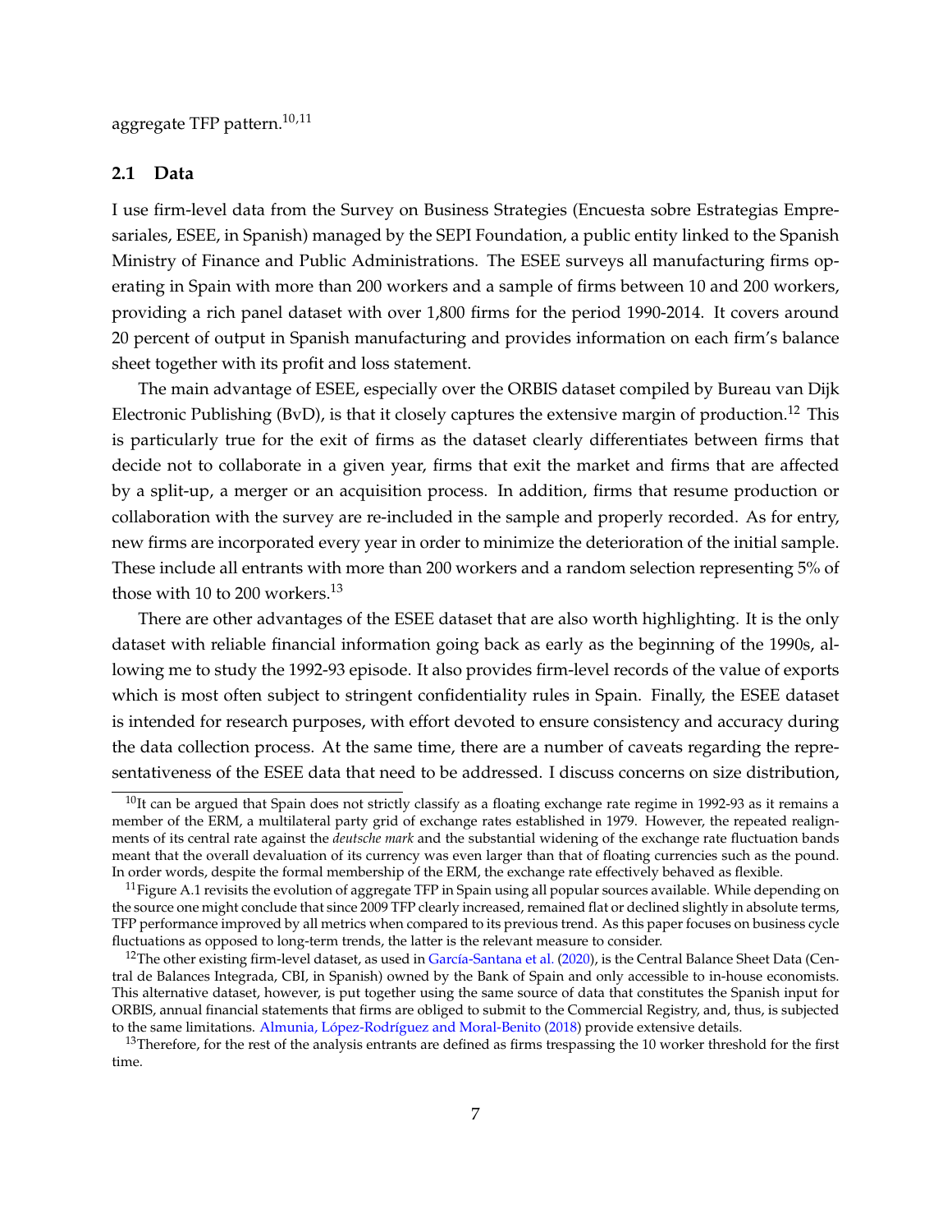aggregate TFP pattern.[10,11]

### 2.1 Data

I use firm-level data from the Survey on Business Strategies (Encuesta sobre Estrategias Empresariales, ESEE, in Spanish) managed by the SEPI Foundation, a public entity linked to the Spanish Ministry of Finance and Public Administrations. The ESEE surveys all manufacturing firms operating in Spain with more than 200 workers and a sample of firms between 10 and 200 workers, providing a rich panel dataset with over 1,800 firms for the period 1990-2014. It covers around 20 percent of output in Spanish manufacturing and provides information on each firm's balance sheet together with its profit and loss statement.

The main advantage of ESEE, especially over the ORBIS dataset compiled by Bureau van Dijk Electronic Publishing (BvD), is that it closely captures the extensive margin of production.[12] This is particularly true for the exit of firms as the dataset clearly differentiates between firms that decide not to collaborate in a given year, firms that exit the market and firms that are affected by a split-up, a merger or an acquisition process. In addition, firms that resume production or collaboration with the survey are re-included in the sample and properly recorded. As for entry, new firms are incorporated every year in order to minimize the deterioration of the initial sample. These include all entrants with more than 200 workers and a random selection representing 5% of those with 10 to 200 workers.[13]

There are other advantages of the ESEE dataset that are also worth highlighting. It is the only dataset with reliable financial information going back as early as the beginning of the 1990s, allowing me to study the 1992-93 episode. It also provides firm-level records of the value of exports which is most often subject to stringent confidentiality rules in Spain. Finally, the ESEE dataset is intended for research purposes, with effort devoted to ensure consistency and accuracy during the data collection process. At the same time, there are a number of caveats regarding the representativeness of the ESEE data that need to be addressed. I discuss concerns on size distribution,

---

[10] It can be argued that Spain does not strictly classify as a floating exchange rate regime in 1992-93 as it remains a member of the ERM, a multilateral party grid of exchange rates established in 1979. However, the repeated realignments of its central rate against the *deutsche mark* and the substantial widening of the exchange rate fluctuation bands meant that the overall devaluation of its currency was even larger than that of floating currencies such as the pound. In order words, despite the formal membership of the ERM, the exchange rate effectively behaved as flexible.

[11] Figure A.1 revisits the evolution of aggregate TFP in Spain using all popular sources available. While depending on the source one might conclude that since 2009 TFP clearly increased, remained flat or declined slightly in absolute terms, TFP performance improved by all metrics when compared to its previous trend. As this paper focuses on business cycle fluctuations as opposed to long-term trends, the latter is the relevant measure to consider.

[12] The other existing firm-level dataset, as used in García-Santana et al. (2020), is the Central Balance Sheet Data (Central de Balances Integrada, CBI, in Spanish) owned by the Bank of Spain and only accessible to in-house economists. This alternative dataset, however, is put together using the same source of data that constitutes the Spanish input for ORBIS, annual financial statements that firms are obliged to submit to the Commercial Registry, and, thus, is subjected to the same limitations. Almunia, López-Rodríguez and Moral-Benito (2018) provide extensive details.

[13] Therefore, for the rest of the analysis entrants are defined as firms trespassing the 10 worker threshold for the first time.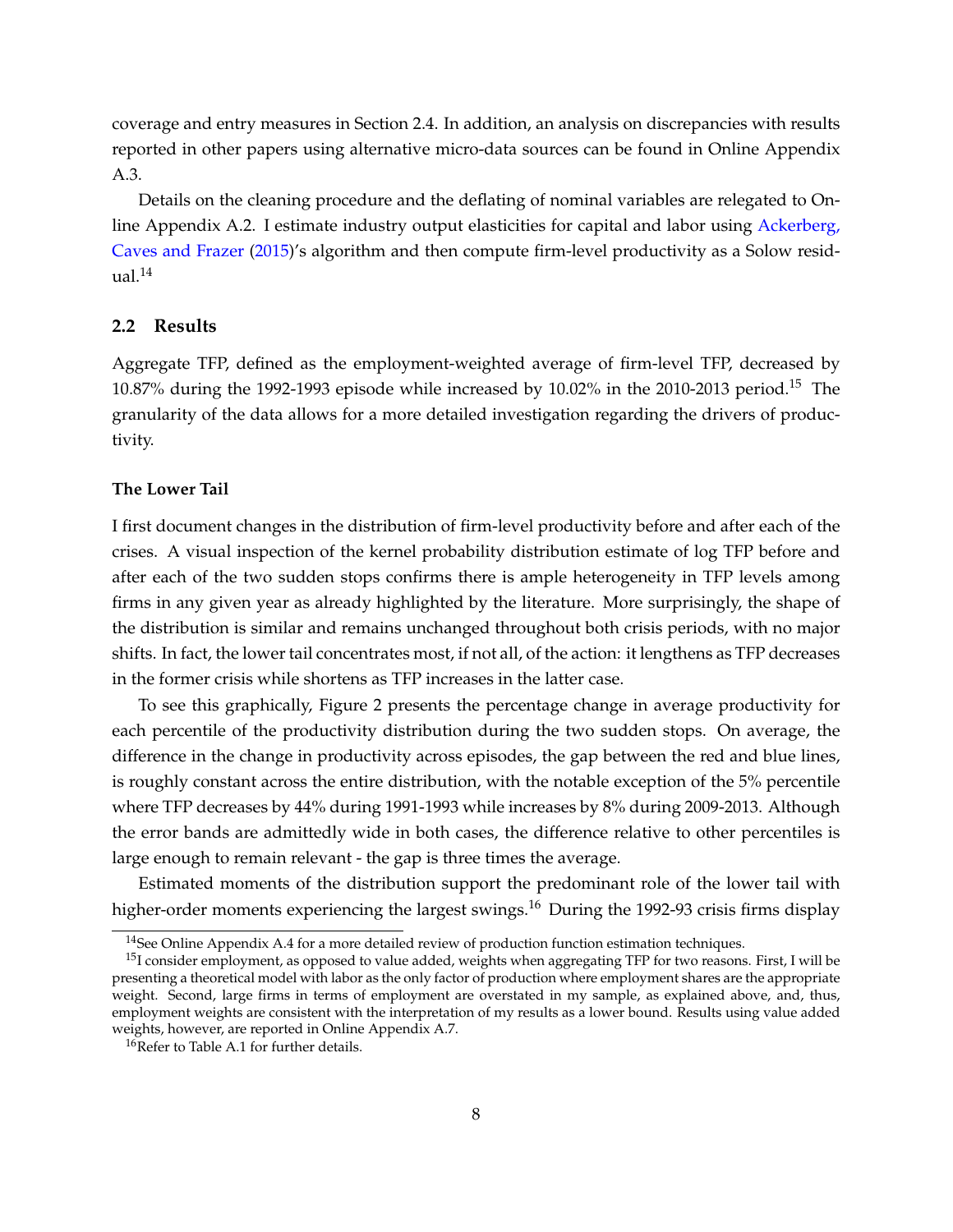coverage and entry measures in Section 2.4. In addition, an analysis on discrepancies with results reported in other papers using alternative micro-data sources can be found in Online Appendix A.3.

Details on the cleaning procedure and the deflating of nominal variables are relegated to Online Appendix A.2. I estimate industry output elasticities for capital and labor using Ackerberg, Caves and Frazer (2015)'s algorithm and then compute firm-level productivity as a Solow residual.[14]

## 2.2 Results

Aggregate TFP, defined as the employment-weighted average of firm-level TFP, decreased by 10.87% during the 1992-1993 episode while increased by 10.02% in the 2010-2013 period.[15] The granularity of the data allows for a more detailed investigation regarding the drivers of productivity.

### The Lower Tail

I first document changes in the distribution of firm-level productivity before and after each of the crises. A visual inspection of the kernel probability distribution estimate of log TFP before and after each of the two sudden stops confirms there is ample heterogeneity in TFP levels among firms in any given year as already highlighted by the literature. More surprisingly, the shape of the distribution is similar and remains unchanged throughout both crisis periods, with no major shifts. In fact, the lower tail concentrates most, if not all, of the action: it lengthens as TFP decreases in the former crisis while shortens as TFP increases in the latter case.

To see this graphically, Figure 2 presents the percentage change in average productivity for each percentile of the productivity distribution during the two sudden stops. On average, the difference in the change in productivity across episodes, the gap between the red and blue lines, is roughly constant across the entire distribution, with the notable exception of the 5% percentile where TFP decreases by 44% during 1991-1993 while increases by 8% during 2009-2013. Although the error bands are admittedly wide in both cases, the difference relative to other percentiles is large enough to remain relevant - the gap is three times the average.

Estimated moments of the distribution support the predominant role of the lower tail with higher-order moments experiencing the largest swings.[16] During the 1992-93 crisis firms display

---

[14] See Online Appendix A.4 for a more detailed review of production function estimation techniques.

[15] I consider employment, as opposed to value added, weights when aggregating TFP for two reasons. First, I will be presenting a theoretical model with labor as the only factor of production where employment shares are the appropriate weight. Second, large firms in terms of employment are overstated in my sample, as explained above, and, thus, employment weights are consistent with the interpretation of my results as a lower bound. Results using value added weights, however, are reported in Online Appendix A.7.

[16] Refer to Table A.1 for further details.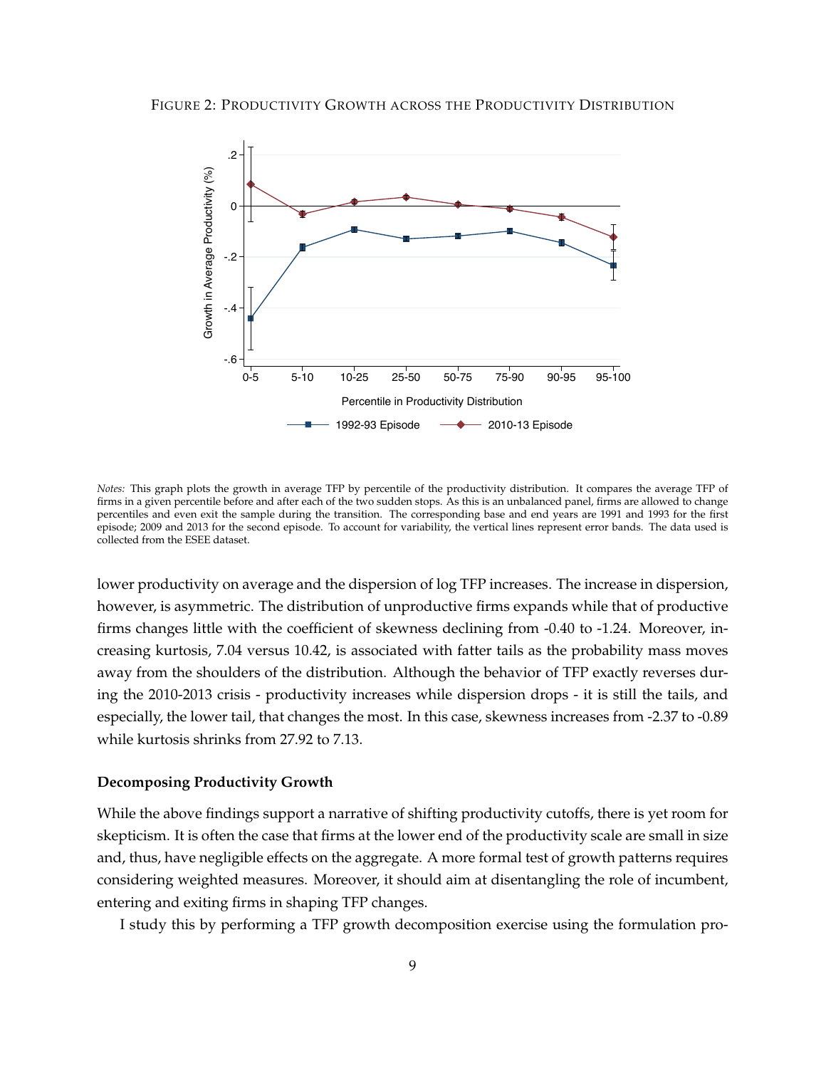FIGURE 2: PRODUCTIVITY GROWTH ACROSS THE PRODUCTIVITY DISTRIBUTION

*Notes:* This graph plots the growth in average TFP by percentile of the productivity distribution. It compares the average TFP of firms in a given percentile before and after each of the two sudden stops. As this is an unbalanced panel, firms are allowed to change percentiles and even exit the sample during the transition. The corresponding base and end years are 1991 and 1993 for the first episode; 2009 and 2013 for the second episode. To account for variability, the vertical lines represent error bands. The data used is collected from the ESEE dataset.

lower productivity on average and the dispersion of log TFP increases. The increase in dispersion, however, is asymmetric. The distribution of unproductive firms expands while that of productive firms changes little with the coefficient of skewness declining from -0.40 to -1.24. Moreover, increasing kurtosis, 7.04 versus 10.42, is associated with fatter tails as the probability mass moves away from the shoulders of the distribution. Although the behavior of TFP exactly reverses during the 2010-2013 crisis - productivity increases while dispersion drops - it is still the tails, and especially, the lower tail, that changes the most. In this case, skewness increases from -2.37 to -0.89 while kurtosis shrinks from 27.92 to 7.13.

**Decomposing Productivity Growth**

While the above findings support a narrative of shifting productivity cutoffs, there is yet room for skepticism. It is often the case that firms at the lower end of the productivity scale are small in size and, thus, have negligible effects on the aggregate. A more formal test of growth patterns requires considering weighted measures. Moreover, it should aim at disentangling the role of incumbent, entering and exiting firms in shaping TFP changes.

I study this by performing a TFP growth decomposition exercise using the formulation pro-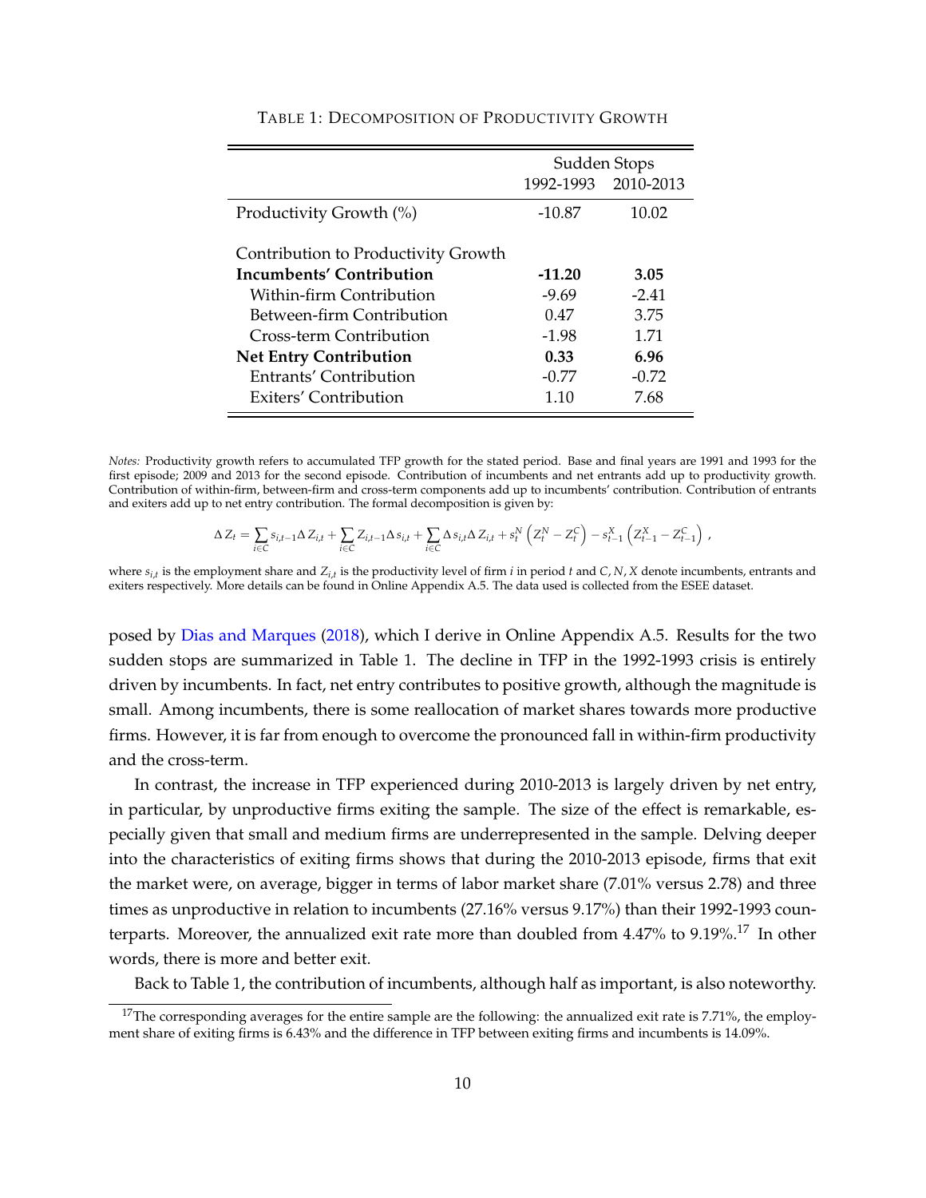Table 1: Decomposition of Productivity Growth

| | Sudden Stops | |
|---|---|---|
| | 1992-1993 | 2010-2013 |
| Productivity Growth (%) | -10.87 | 10.02 |
| Contribution to Productivity Growth | | |
| **Incumbents' Contribution** | **-11.20** | **3.05** |
| Within-firm Contribution | -9.69 | -2.41 |
| Between-firm Contribution | 0.47 | 3.75 |
| Cross-term Contribution | -1.98 | 1.71 |
| **Net Entry Contribution** | **0.33** | **6.96** |
| Entrants' Contribution | -0.77 | -0.72 |
| Exiters' Contribution | 1.10 | 7.68 |

*Notes:* Productivity growth refers to accumulated TFP growth for the stated period. Base and final years are 1991 and 1993 for the first episode; 2009 and 2013 for the second episode. Contribution of incumbents and net entrants add up to productivity growth. Contribution of within-firm, between-firm and cross-term components add up to incumbents' contribution. Contribution of entrants and exiters add up to net entry contribution. The formal decomposition is given by:

$$\Delta Z_t = \sum_{i \in C} s_{i,t-1} \Delta Z_{i,t} + \sum_{i \in C} Z_{i,t-1} \Delta s_{i,t} + \sum_{i \in C} \Delta s_{i,t} \Delta Z_{i,t} + s_t^N \left( Z_t^N - Z_t^C \right) - s_{t-1}^X \left( Z_{t-1}^X - Z_{t-1}^C \right),$$

where $s_{i,t}$ is the employment share and $Z_{i,t}$ is the productivity level of firm $i$ in period $t$ and $C, N, X$ denote incumbents, entrants and exiters respectively. More details can be found in Online Appendix A.5. The data used is collected from the ESEE dataset.

posed by Dias and Marques (2018), which I derive in Online Appendix A.5. Results for the two sudden stops are summarized in Table 1. The decline in TFP in the 1992-1993 crisis is entirely driven by incumbents. In fact, net entry contributes to positive growth, although the magnitude is small. Among incumbents, there is some reallocation of market shares towards more productive firms. However, it is far from enough to overcome the pronounced fall in within-firm productivity and the cross-term.

In contrast, the increase in TFP experienced during 2010-2013 is largely driven by net entry, in particular, by unproductive firms exiting the sample. The size of the effect is remarkable, especially given that small and medium firms are underrepresented in the sample. Delving deeper into the characteristics of exiting firms shows that during the 2010-2013 episode, firms that exit the market were, on average, bigger in terms of labor market share (7.01% versus 2.78) and three times as unproductive in relation to incumbents (27.16% versus 9.17%) than their 1992-1993 counterparts. Moreover, the annualized exit rate more than doubled from 4.47% to 9.19%.[17] In other words, there is more and better exit.

Back to Table 1, the contribution of incumbents, although half as important, is also noteworthy.

[17] The corresponding averages for the entire sample are the following: the annualized exit rate is 7.71%, the employment share of exiting firms is 6.43% and the difference in TFP between exiting firms and incumbents is 14.09%.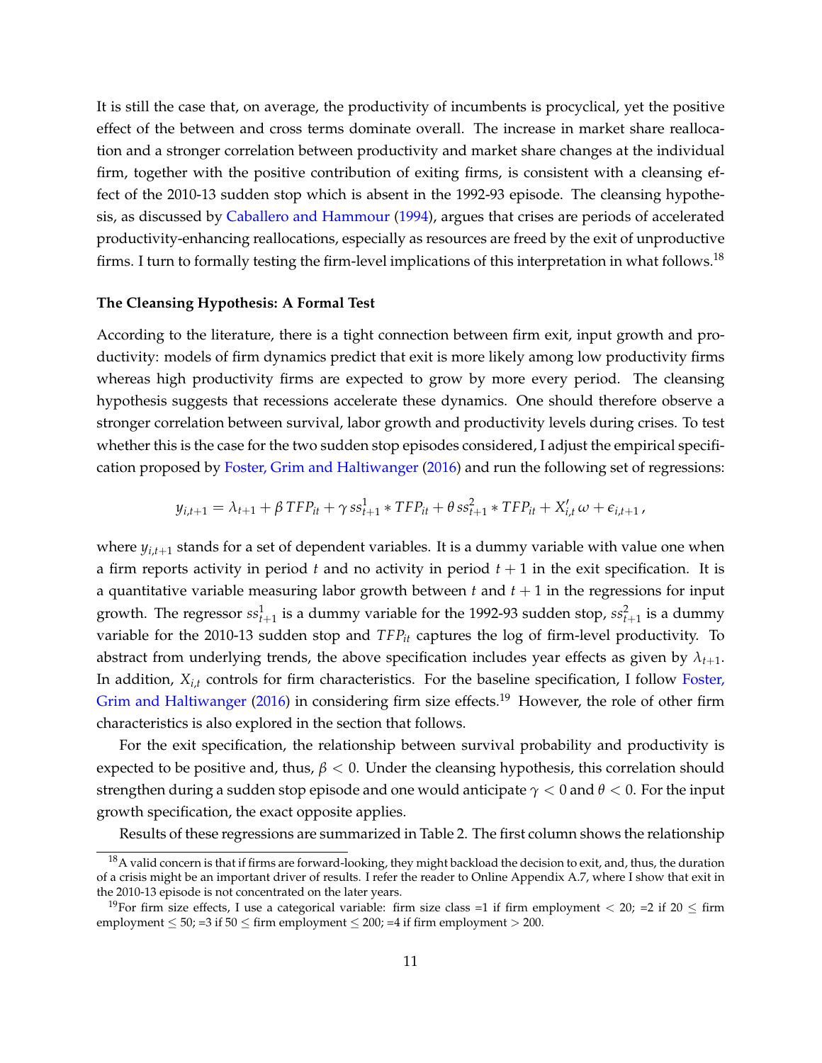It is still the case that, on average, the productivity of incumbents is procyclical, yet the positive effect of the between and cross terms dominate overall. The increase in market share reallocation and a stronger correlation between productivity and market share changes at the individual firm, together with the positive contribution of exiting firms, is consistent with a cleansing effect of the 2010-13 sudden stop which is absent in the 1992-93 episode. The cleansing hypothesis, as discussed by Caballero and Hammour (1994), argues that crises are periods of accelerated productivity-enhancing reallocations, especially as resources are freed by the exit of unproductive firms. I turn to formally testing the firm-level implications of this interpretation in what follows.[18]

**The Cleansing Hypothesis: A Formal Test**

According to the literature, there is a tight connection between firm exit, input growth and productivity: models of firm dynamics predict that exit is more likely among low productivity firms whereas high productivity firms are expected to grow by more every period. The cleansing hypothesis suggests that recessions accelerate these dynamics. One should therefore observe a stronger correlation between survival, labor growth and productivity levels during crises. To test whether this is the case for the two sudden stop episodes considered, I adjust the empirical specification proposed by Foster, Grim and Haltiwanger (2016) and run the following set of regressions:

$$y_{i,t+1} = \lambda_{t+1} + \beta\, TFP_{it} + \gamma\, ss^1_{t+1} * TFP_{it} + \theta\, ss^2_{t+1} * TFP_{it} + X'_{i,t}\,\omega + \epsilon_{i,t+1}\,,$$

where $y_{i,t+1}$ stands for a set of dependent variables. It is a dummy variable with value one when a firm reports activity in period $t$ and no activity in period $t+1$ in the exit specification. It is a quantitative variable measuring labor growth between $t$ and $t+1$ in the regressions for input growth. The regressor $ss^1_{t+1}$ is a dummy variable for the 1992-93 sudden stop, $ss^2_{t+1}$ is a dummy variable for the 2010-13 sudden stop and $TFP_{it}$ captures the log of firm-level productivity. To abstract from underlying trends, the above specification includes year effects as given by $\lambda_{t+1}$. In addition, $X_{i,t}$ controls for firm characteristics. For the baseline specification, I follow Foster, Grim and Haltiwanger (2016) in considering firm size effects.[19] However, the role of other firm characteristics is also explored in the section that follows.

For the exit specification, the relationship between survival probability and productivity is expected to be positive and, thus, $\beta < 0$. Under the cleansing hypothesis, this correlation should strengthen during a sudden stop episode and one would anticipate $\gamma < 0$ and $\theta < 0$. For the input growth specification, the exact opposite applies.

Results of these regressions are summarized in Table 2. The first column shows the relationship

[18] A valid concern is that if firms are forward-looking, they might backload the decision to exit, and, thus, the duration of a crisis might be an important driver of results. I refer the reader to Online Appendix A.7, where I show that exit in the 2010-13 episode is not concentrated on the later years.

[19] For firm size effects, I use a categorical variable: firm size class =1 if firm employment $< 20$; =2 if $20 \leq$ firm employment $\leq 50$; =3 if $50 \leq$ firm employment $\leq 200$; =4 if firm employment $> 200$.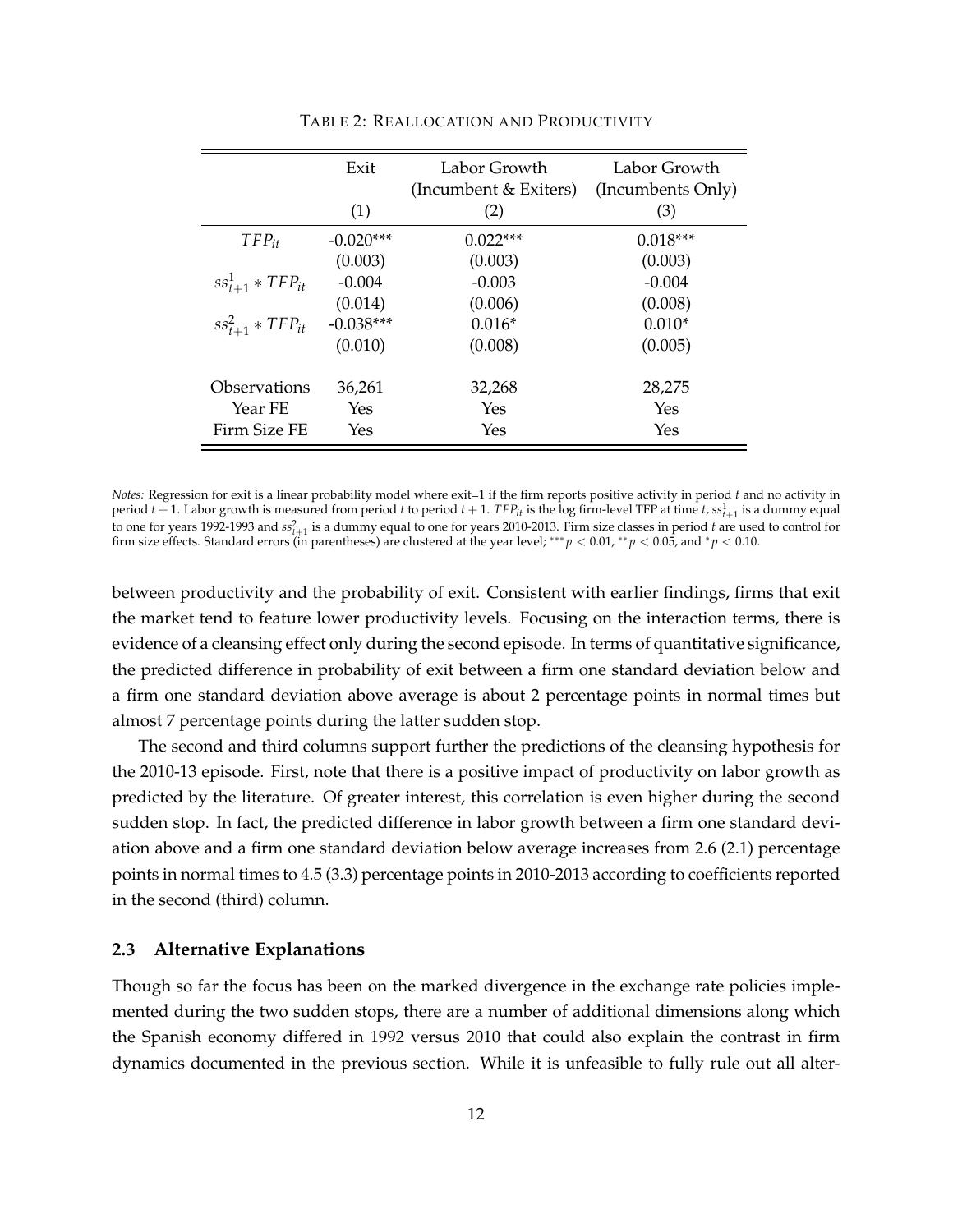TABLE 2: REALLOCATION AND PRODUCTIVITY

| | Exit | Labor Growth (Incumbent & Exiters) | Labor Growth (Incumbents Only) |
|---|---|---|---|
| | (1) | (2) | (3) |
| $TFP_{it}$ | -0.020*** | 0.022*** | 0.018*** |
| | (0.003) | (0.003) | (0.003) |
| $ss^1_{t+1} * TFP_{it}$ | -0.004 | -0.003 | -0.004 |
| | (0.014) | (0.006) | (0.008) |
| $ss^2_{t+1} * TFP_{it}$ | -0.038*** | 0.016* | 0.010* |
| | (0.010) | (0.008) | (0.005) |
| Observations | 36,261 | 32,268 | 28,275 |
| Year FE | Yes | Yes | Yes |
| Firm Size FE | Yes | Yes | Yes |

*Notes:* Regression for exit is a linear probability model where exit=1 if the firm reports positive activity in period $t$ and no activity in period $t+1$. Labor growth is measured from period $t$ to period $t+1$. $TFP_{it}$ is the log firm-level TFP at time $t$, $ss^1_{t+1}$ is a dummy equal to one for years 1992-1993 and $ss^2_{t+1}$ is a dummy equal to one for years 2010-2013. Firm size classes in period $t$ are used to control for firm size effects. Standard errors (in parentheses) are clustered at the year level; $^{***}p < 0.01$, $^{**}p < 0.05$, and $^{*}p < 0.10$.

between productivity and the probability of exit. Consistent with earlier findings, firms that exit the market tend to feature lower productivity levels. Focusing on the interaction terms, there is evidence of a cleansing effect only during the second episode. In terms of quantitative significance, the predicted difference in probability of exit between a firm one standard deviation below and a firm one standard deviation above average is about 2 percentage points in normal times but almost 7 percentage points during the latter sudden stop.

The second and third columns support further the predictions of the cleansing hypothesis for the 2010-13 episode. First, note that there is a positive impact of productivity on labor growth as predicted by the literature. Of greater interest, this correlation is even higher during the second sudden stop. In fact, the predicted difference in labor growth between a firm one standard deviation above and a firm one standard deviation below average increases from 2.6 (2.1) percentage points in normal times to 4.5 (3.3) percentage points in 2010-2013 according to coefficients reported in the second (third) column.

### 2.3 Alternative Explanations

Though so far the focus has been on the marked divergence in the exchange rate policies implemented during the two sudden stops, there are a number of additional dimensions along which the Spanish economy differed in 1992 versus 2010 that could also explain the contrast in firm dynamics documented in the previous section. While it is unfeasible to fully rule out all alter-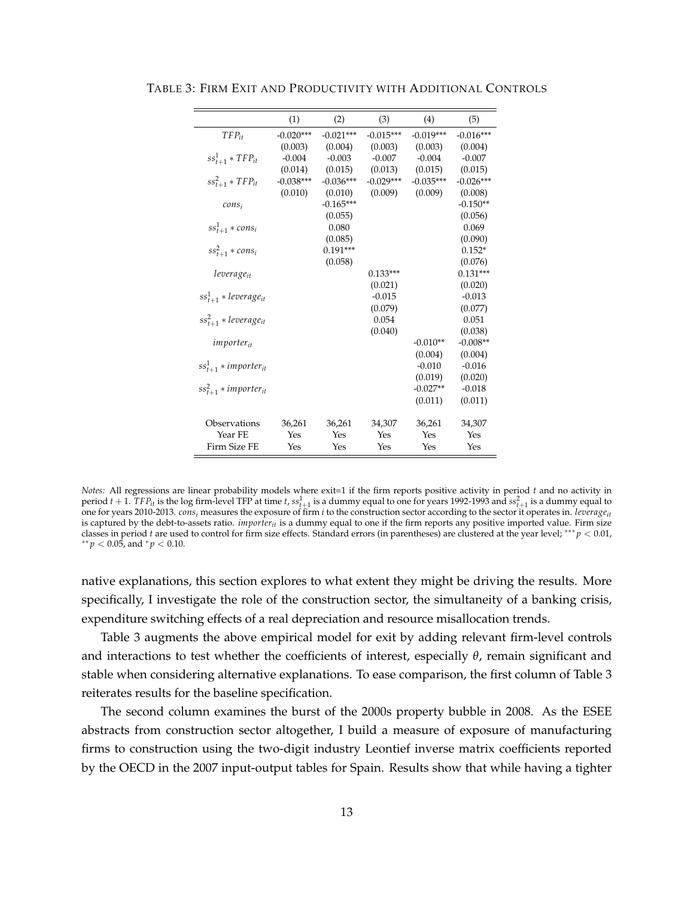TABLE 3: FIRM EXIT AND PRODUCTIVITY WITH ADDITIONAL CONTROLS

| | (1) | (2) | (3) | (4) | (5) |
|---|---|---|---|---|---|
| $TFP_{it}$ | -0.020*** | -0.021*** | -0.015*** | -0.019*** | -0.016*** |
| | (0.003) | (0.004) | (0.003) | (0.003) | (0.004) |
| $ss^1_{t+1} * TFP_{it}$ | -0.004 | -0.003 | -0.007 | -0.004 | -0.007 |
| | (0.014) | (0.015) | (0.013) | (0.015) | (0.015) |
| $ss^2_{t+1} * TFP_{it}$ | -0.038*** | -0.036*** | -0.029*** | -0.035*** | -0.026*** |
| | (0.010) | (0.010) | (0.009) | (0.009) | (0.008) |
| $cons_i$ | | -0.165*** | | | -0.150** |
| | | (0.055) | | | (0.056) |
| $ss^1_{t+1} * cons_i$ | | 0.080 | | | 0.069 |
| | | (0.085) | | | (0.090) |
| $ss^2_{t+1} * cons_i$ | | 0.191*** | | | 0.152* |
| | | (0.058) | | | (0.076) |
| $leverage_{it}$ | | | 0.133*** | | 0.131*** |
| | | | (0.021) | | (0.020) |
| $ss^1_{t+1} * leverage_{it}$ | | | -0.015 | | -0.013 |
| | | | (0.079) | | (0.077) |
| $ss^2_{t+1} * leverage_{it}$ | | | 0.054 | | 0.051 |
| | | | (0.040) | | (0.038) |
| $importer_{it}$ | | | | -0.010** | -0.008** |
| | | | | (0.004) | (0.004) |
| $ss^1_{t+1} * importer_{it}$ | | | | -0.010 | -0.016 |
| | | | | (0.019) | (0.020) |
| $ss^2_{t+1} * importer_{it}$ | | | | -0.027** | -0.018 |
| | | | | (0.011) | (0.011) |
| Observations | 36,261 | 36,261 | 34,307 | 36,261 | 34,307 |
| Year FE | Yes | Yes | Yes | Yes | Yes |
| Firm Size FE | Yes | Yes | Yes | Yes | Yes |

*Notes:* All regressions are linear probability models where exit=1 if the firm reports positive activity in period $t$ and no activity in period $t+1$. $TFP_{it}$ is the log firm-level TFP at time $t$, $ss^1_{t+1}$ is a dummy equal to one for years 1992-1993 and $ss^2_{t+1}$ is a dummy equal to one for years 2010-2013. $cons_i$ measures the exposure of firm $i$ to the construction sector according to the sector it operates in. $leverage_{it}$ is captured by the debt-to-assets ratio. $importer_{it}$ is a dummy equal to one if the firm reports any positive imported value. Firm size classes in period $t$ are used to control for firm size effects. Standard errors (in parentheses) are clustered at the year level; $^{***}p < 0.01$, $^{**}p < 0.05$, and $^{*}p < 0.10$.

native explanations, this section explores to what extent they might be driving the results. More specifically, I investigate the role of the construction sector, the simultaneity of a banking crisis, expenditure switching effects of a real depreciation and resource misallocation trends.

Table 3 augments the above empirical model for exit by adding relevant firm-level controls and interactions to test whether the coefficients of interest, especially $\theta$, remain significant and stable when considering alternative explanations. To ease comparison, the first column of Table 3 reiterates results for the baseline specification.

The second column examines the burst of the 2000s property bubble in 2008. As the ESEE abstracts from construction sector altogether, I build a measure of exposure of manufacturing firms to construction using the two-digit industry Leontief inverse matrix coefficients reported by the OECD in the 2007 input-output tables for Spain. Results show that while having a tighter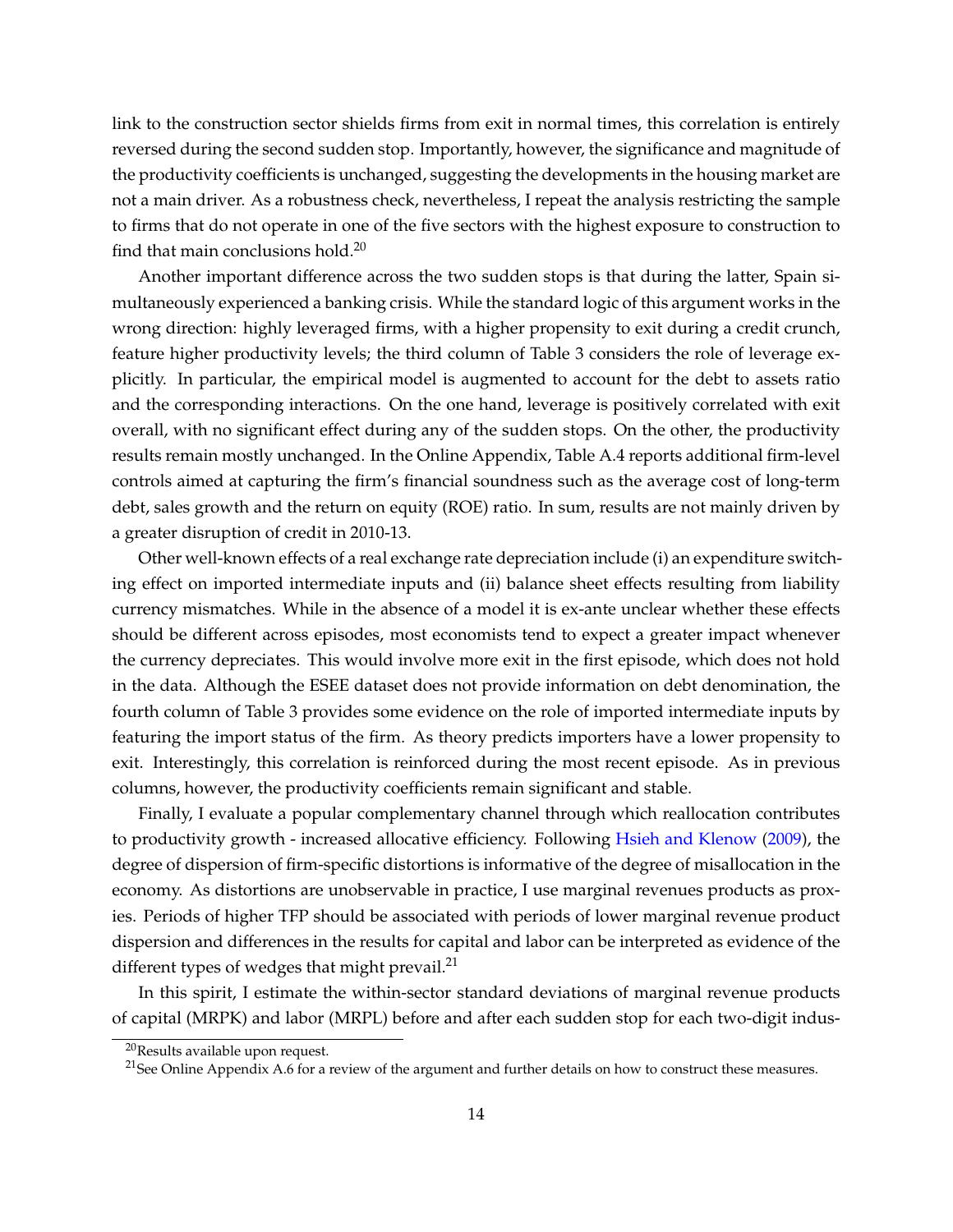link to the construction sector shields firms from exit in normal times, this correlation is entirely reversed during the second sudden stop. Importantly, however, the significance and magnitude of the productivity coefficients is unchanged, suggesting the developments in the housing market are not a main driver. As a robustness check, nevertheless, I repeat the analysis restricting the sample to firms that do not operate in one of the five sectors with the highest exposure to construction to find that main conclusions hold.[20]

Another important difference across the two sudden stops is that during the latter, Spain simultaneously experienced a banking crisis. While the standard logic of this argument works in the wrong direction: highly leveraged firms, with a higher propensity to exit during a credit crunch, feature higher productivity levels; the third column of Table 3 considers the role of leverage explicitly. In particular, the empirical model is augmented to account for the debt to assets ratio and the corresponding interactions. On the one hand, leverage is positively correlated with exit overall, with no significant effect during any of the sudden stops. On the other, the productivity results remain mostly unchanged. In the Online Appendix, Table A.4 reports additional firm-level controls aimed at capturing the firm's financial soundness such as the average cost of long-term debt, sales growth and the return on equity (ROE) ratio. In sum, results are not mainly driven by a greater disruption of credit in 2010-13.

Other well-known effects of a real exchange rate depreciation include (i) an expenditure switching effect on imported intermediate inputs and (ii) balance sheet effects resulting from liability currency mismatches. While in the absence of a model it is ex-ante unclear whether these effects should be different across episodes, most economists tend to expect a greater impact whenever the currency depreciates. This would involve more exit in the first episode, which does not hold in the data. Although the ESEE dataset does not provide information on debt denomination, the fourth column of Table 3 provides some evidence on the role of imported intermediate inputs by featuring the import status of the firm. As theory predicts importers have a lower propensity to exit. Interestingly, this correlation is reinforced during the most recent episode. As in previous columns, however, the productivity coefficients remain significant and stable.

Finally, I evaluate a popular complementary channel through which reallocation contributes to productivity growth - increased allocative efficiency. Following Hsieh and Klenow (2009), the degree of dispersion of firm-specific distortions is informative of the degree of misallocation in the economy. As distortions are unobservable in practice, I use marginal revenues products as proxies. Periods of higher TFP should be associated with periods of lower marginal revenue product dispersion and differences in the results for capital and labor can be interpreted as evidence of the different types of wedges that might prevail.[21]

In this spirit, I estimate the within-sector standard deviations of marginal revenue products of capital (MRPK) and labor (MRPL) before and after each sudden stop for each two-digit indus-

[20] Results available upon request.

[21] See Online Appendix A.6 for a review of the argument and further details on how to construct these measures.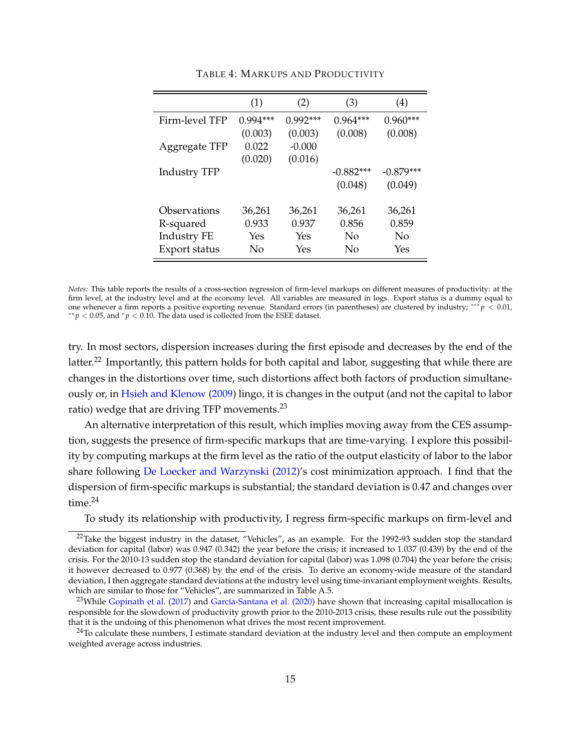TABLE 4: MARKUPS AND PRODUCTIVITY

| | (1) | (2) | (3) | (4) |
|---|---|---|---|---|
| Firm-level TFP | 0.994*** | 0.992*** | 0.964*** | 0.960*** |
| | (0.003) | (0.003) | (0.008) | (0.008) |
| Aggregate TFP | 0.022 | -0.000 | | |
| | (0.020) | (0.016) | | |
| Industry TFP | | | -0.882*** | -0.879*** |
| | | | (0.048) | (0.049) |
| Observations | 36,261 | 36,261 | 36,261 | 36,261 |
| R-squared | 0.933 | 0.937 | 0.856 | 0.859 |
| Industry FE | Yes | Yes | No | No |
| Export status | No | Yes | No | Yes |

*Notes:* This table reports the results of a cross-section regression of firm-level markups on different measures of productivity: at the firm level, at the industry level and at the economy level. All variables are measured in logs. Export status is a dummy equal to one whenever a firm reports a positive exporting revenue. Standard errors (in parentheses) are clustered by industry; $^{***}p < 0.01$, $^{**}p < 0.05$, and $^{*}p < 0.10$. The data used is collected from the ESEE dataset.

try. In most sectors, dispersion increases during the first episode and decreases by the end of the latter.[22] Importantly, this pattern holds for both capital and labor, suggesting that while there are changes in the distortions over time, such distortions affect both factors of production simultaneously or, in Hsieh and Klenow (2009) lingo, it is changes in the output (and not the capital to labor ratio) wedge that are driving TFP movements.[23]

An alternative interpretation of this result, which implies moving away from the CES assumption, suggests the presence of firm-specific markups that are time-varying. I explore this possibility by computing markups at the firm level as the ratio of the output elasticity of labor to the labor share following De Loecker and Warzynski (2012)'s cost minimization approach. I find that the dispersion of firm-specific markups is substantial; the standard deviation is 0.47 and changes over time.[24]

To study its relationship with productivity, I regress firm-specific markups on firm-level and

[22] Take the biggest industry in the dataset, "Vehicles", as an example. For the 1992-93 sudden stop the standard deviation for capital (labor) was 0.947 (0.342) the year before the crisis; it increased to 1.037 (0.439) by the end of the crisis. For the 2010-13 sudden stop the standard deviation for capital (labor) was 1.098 (0.704) the year before the crisis; it however decreased to 0.977 (0.368) by the end of the crisis. To derive an economy-wide measure of the standard deviation, I then aggregate standard deviations at the industry level using time-invariant employment weights. Results, which are similar to those for "Vehicles", are summarized in Table A.5.

[23] While Gopinath et al. (2017) and García-Santana et al. (2020) have shown that increasing capital misallocation is responsible for the slowdown of productivity growth prior to the 2010-2013 crisis, these results rule out the possibility that it is the undoing of this phenomenon what drives the most recent improvement.

[24] To calculate these numbers, I estimate standard deviation at the industry level and then compute an employment weighted average across industries.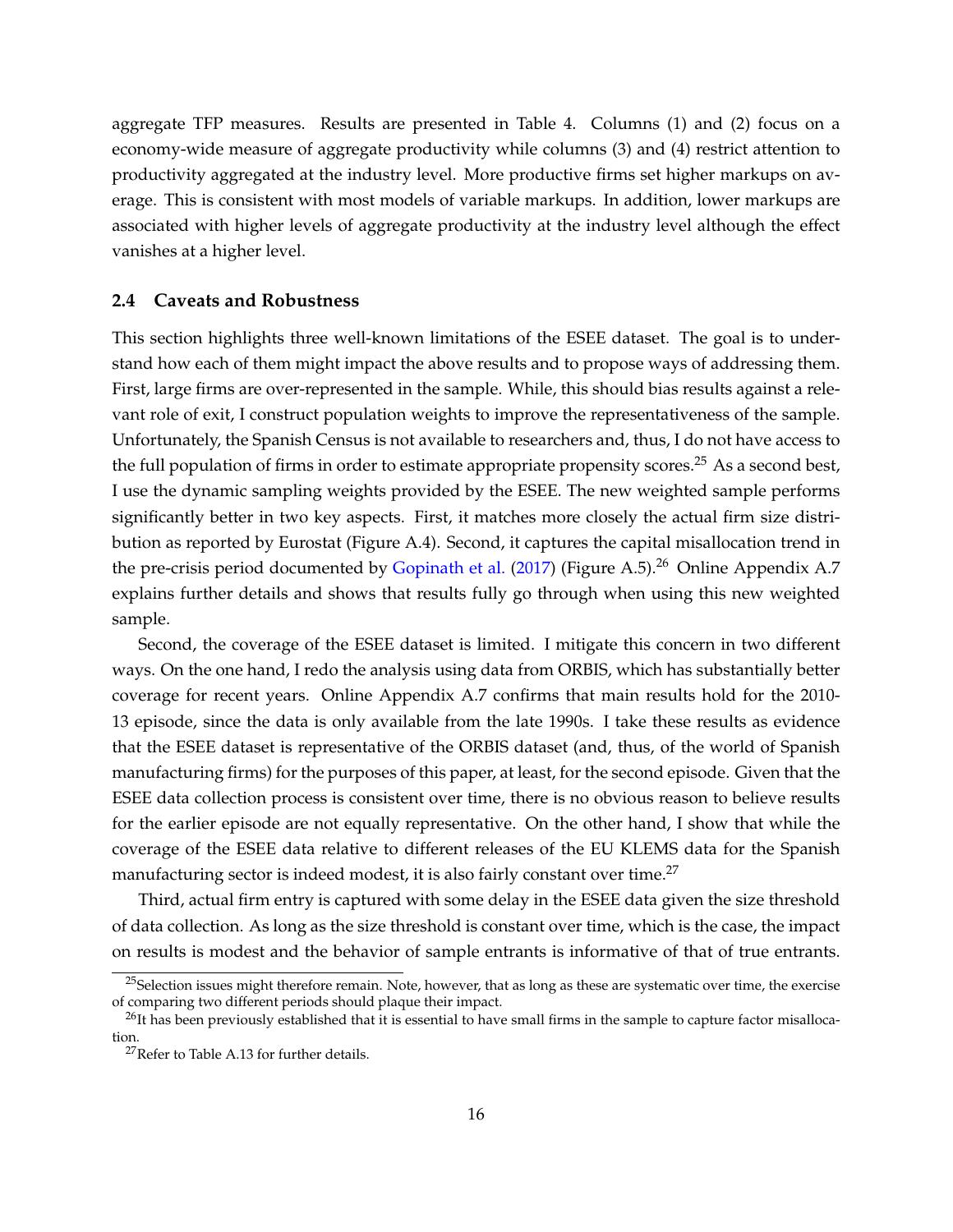aggregate TFP measures. Results are presented in Table 4. Columns (1) and (2) focus on a economy-wide measure of aggregate productivity while columns (3) and (4) restrict attention to productivity aggregated at the industry level. More productive firms set higher markups on average. This is consistent with most models of variable markups. In addition, lower markups are associated with higher levels of aggregate productivity at the industry level although the effect vanishes at a higher level.

### 2.4 Caveats and Robustness

This section highlights three well-known limitations of the ESEE dataset. The goal is to understand how each of them might impact the above results and to propose ways of addressing them. First, large firms are over-represented in the sample. While, this should bias results against a relevant role of exit, I construct population weights to improve the representativeness of the sample. Unfortunately, the Spanish Census is not available to researchers and, thus, I do not have access to the full population of firms in order to estimate appropriate propensity scores.[25] As a second best, I use the dynamic sampling weights provided by the ESEE. The new weighted sample performs significantly better in two key aspects. First, it matches more closely the actual firm size distribution as reported by Eurostat (Figure A.4). Second, it captures the capital misallocation trend in the pre-crisis period documented by Gopinath et al. (2017) (Figure A.5).[26] Online Appendix A.7 explains further details and shows that results fully go through when using this new weighted sample.

Second, the coverage of the ESEE dataset is limited. I mitigate this concern in two different ways. On the one hand, I redo the analysis using data from ORBIS, which has substantially better coverage for recent years. Online Appendix A.7 confirms that main results hold for the 2010-13 episode, since the data is only available from the late 1990s. I take these results as evidence that the ESEE dataset is representative of the ORBIS dataset (and, thus, of the world of Spanish manufacturing firms) for the purposes of this paper, at least, for the second episode. Given that the ESEE data collection process is consistent over time, there is no obvious reason to believe results for the earlier episode are not equally representative. On the other hand, I show that while the coverage of the ESEE data relative to different releases of the EU KLEMS data for the Spanish manufacturing sector is indeed modest, it is also fairly constant over time.[27]

Third, actual firm entry is captured with some delay in the ESEE data given the size threshold of data collection. As long as the size threshold is constant over time, which is the case, the impact on results is modest and the behavior of sample entrants is informative of that of true entrants.

[25] Selection issues might therefore remain. Note, however, that as long as these are systematic over time, the exercise of comparing two different periods should plaque their impact.

[26] It has been previously established that it is essential to have small firms in the sample to capture factor misallocation.

[27] Refer to Table A.13 for further details.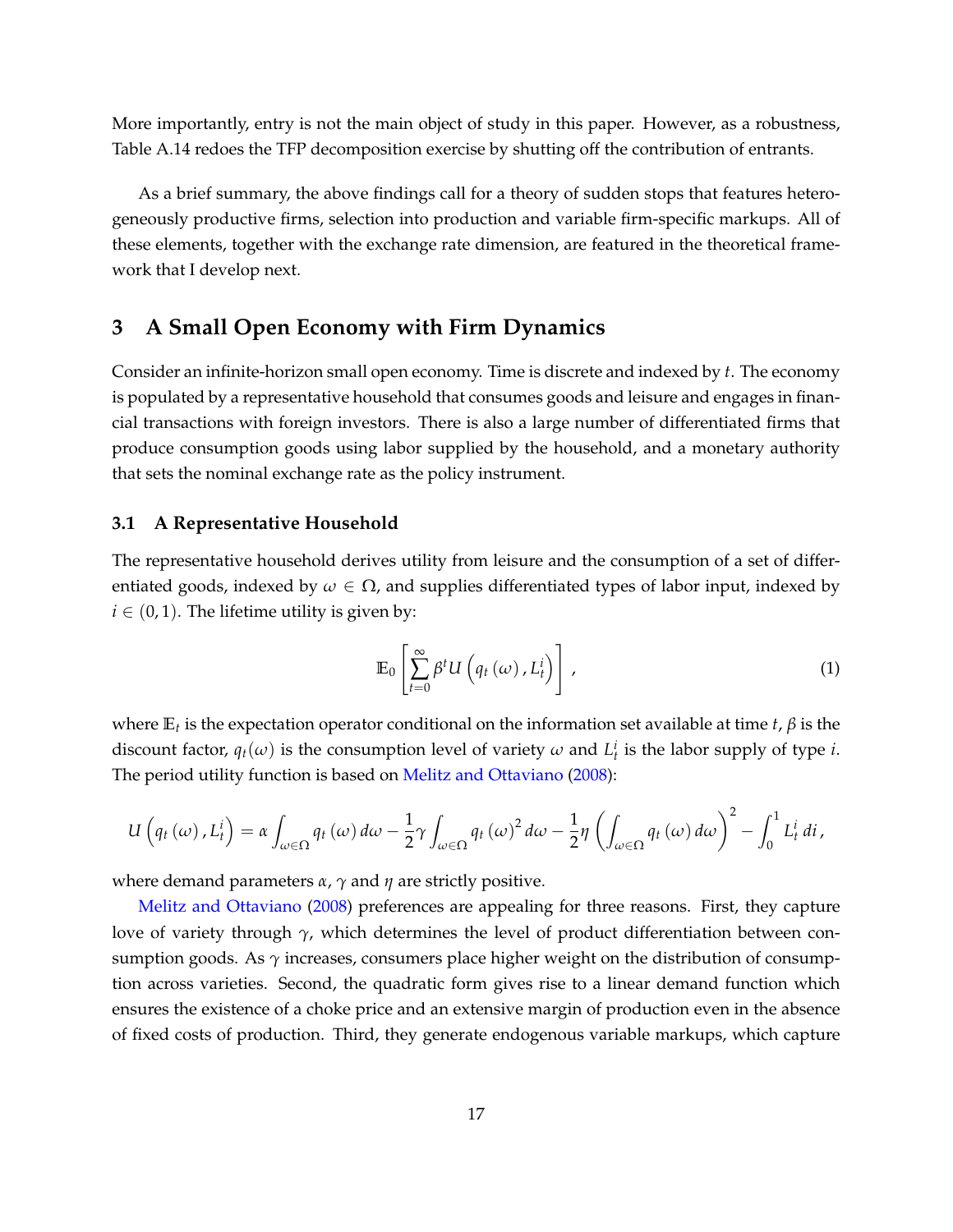More importantly, entry is not the main object of study in this paper. However, as a robustness, Table A.14 redoes the TFP decomposition exercise by shutting off the contribution of entrants.

As a brief summary, the above findings call for a theory of sudden stops that features heterogeneously productive firms, selection into production and variable firm-specific markups. All of these elements, together with the exchange rate dimension, are featured in the theoretical framework that I develop next.

## 3 A Small Open Economy with Firm Dynamics

Consider an infinite-horizon small open economy. Time is discrete and indexed by $t$. The economy is populated by a representative household that consumes goods and leisure and engages in financial transactions with foreign investors. There is also a large number of differentiated firms that produce consumption goods using labor supplied by the household, and a monetary authority that sets the nominal exchange rate as the policy instrument.

### 3.1 A Representative Household

The representative household derives utility from leisure and the consumption of a set of differentiated goods, indexed by $\omega \in \Omega$, and supplies differentiated types of labor input, indexed by $i \in (0,1)$. The lifetime utility is given by:

$$\mathbb{E}_0 \left[ \sum_{t=0}^{\infty} \beta^t U\left(q_t\left(\omega\right), L_t^i\right) \right], \tag{1}$$

where $\mathbb{E}_t$ is the expectation operator conditional on the information set available at time $t$, $\beta$ is the discount factor, $q_t(\omega)$ is the consumption level of variety $\omega$ and $L_t^i$ is the labor supply of type $i$. The period utility function is based on Melitz and Ottaviano (2008):

$$U\left(q_t\left(\omega\right), L_t^i\right) = \alpha \int_{\omega \in \Omega} q_t\left(\omega\right) d\omega - \frac{1}{2}\gamma \int_{\omega \in \Omega} q_t\left(\omega\right)^2 d\omega - \frac{1}{2}\eta \left(\int_{\omega \in \Omega} q_t\left(\omega\right) d\omega\right)^2 - \int_0^1 L_t^i \, di,$$

where demand parameters $\alpha$, $\gamma$ and $\eta$ are strictly positive.

Melitz and Ottaviano (2008) preferences are appealing for three reasons. First, they capture love of variety through $\gamma$, which determines the level of product differentiation between consumption goods. As $\gamma$ increases, consumers place higher weight on the distribution of consumption across varieties. Second, the quadratic form gives rise to a linear demand function which ensures the existence of a choke price and an extensive margin of production even in the absence of fixed costs of production. Third, they generate endogenous variable markups, which capture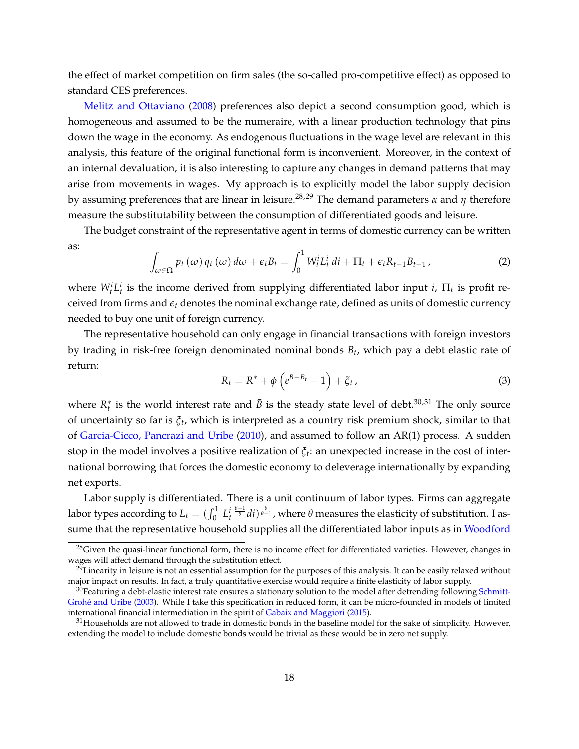the effect of market competition on firm sales (the so-called pro-competitive effect) as opposed to standard CES preferences.

Melitz and Ottaviano (2008) preferences also depict a second consumption good, which is homogeneous and assumed to be the numeraire, with a linear production technology that pins down the wage in the economy. As endogenous fluctuations in the wage level are relevant in this analysis, this feature of the original functional form is inconvenient. Moreover, in the context of an internal devaluation, it is also interesting to capture any changes in demand patterns that may arise from movements in wages. My approach is to explicitly model the labor supply decision by assuming preferences that are linear in leisure.[28,29] The demand parameters $\alpha$ and $\eta$ therefore measure the substitutability between the consumption of differentiated goods and leisure.

The budget constraint of the representative agent in terms of domestic currency can be written as:

$$\int_{\omega \in \Omega} p_t(\omega)\, q_t(\omega)\, d\omega + \epsilon_t B_t = \int_0^1 W_t^i L_t^i\, di + \Pi_t + \epsilon_t R_{t-1} B_{t-1}\,, \tag{2}$$

where $W_t^i L_t^i$ is the income derived from supplying differentiated labor input $i$, $\Pi_t$ is profit received from firms and $\epsilon_t$ denotes the nominal exchange rate, defined as units of domestic currency needed to buy one unit of foreign currency.

The representative household can only engage in financial transactions with foreign investors by trading in risk-free foreign denominated nominal bonds $B_t$, which pay a debt elastic rate of return:

$$R_t = R^* + \phi\left(e^{\bar{B}-B_t} - 1\right) + \xi_t\,, \tag{3}$$

where $R_t^*$ is the world interest rate and $\bar{B}$ is the steady state level of debt.[30,31] The only source of uncertainty so far is $\xi_t$, which is interpreted as a country risk premium shock, similar to that of Garcia-Cicco, Pancrazi and Uribe (2010), and assumed to follow an AR(1) process. A sudden stop in the model involves a positive realization of $\xi_t$: an unexpected increase in the cost of international borrowing that forces the domestic economy to deleverage internationally by expanding net exports.

Labor supply is differentiated. There is a unit continuum of labor types. Firms can aggregate labor types according to $L_t = \left(\int_0^1 L_t^{i\,\frac{\theta-1}{\theta}} di\right)^{\frac{\theta}{\theta-1}}$, where $\theta$ measures the elasticity of substitution. I assume that the representative household supplies all the differentiated labor inputs as in Woodford

[28] Given the quasi-linear functional form, there is no income effect for differentiated varieties. However, changes in wages will affect demand through the substitution effect.

[29] Linearity in leisure is not an essential assumption for the purposes of this analysis. It can be easily relaxed without major impact on results. In fact, a truly quantitative exercise would require a finite elasticity of labor supply.

[30] Featuring a debt-elastic interest rate ensures a stationary solution to the model after detrending following Schmitt-Grohé and Uribe (2003). While I take this specification in reduced form, it can be micro-founded in models of limited international financial intermediation in the spirit of Gabaix and Maggiori (2015).

[31] Households are not allowed to trade in domestic bonds in the baseline model for the sake of simplicity. However, extending the model to include domestic bonds would be trivial as these would be in zero net supply.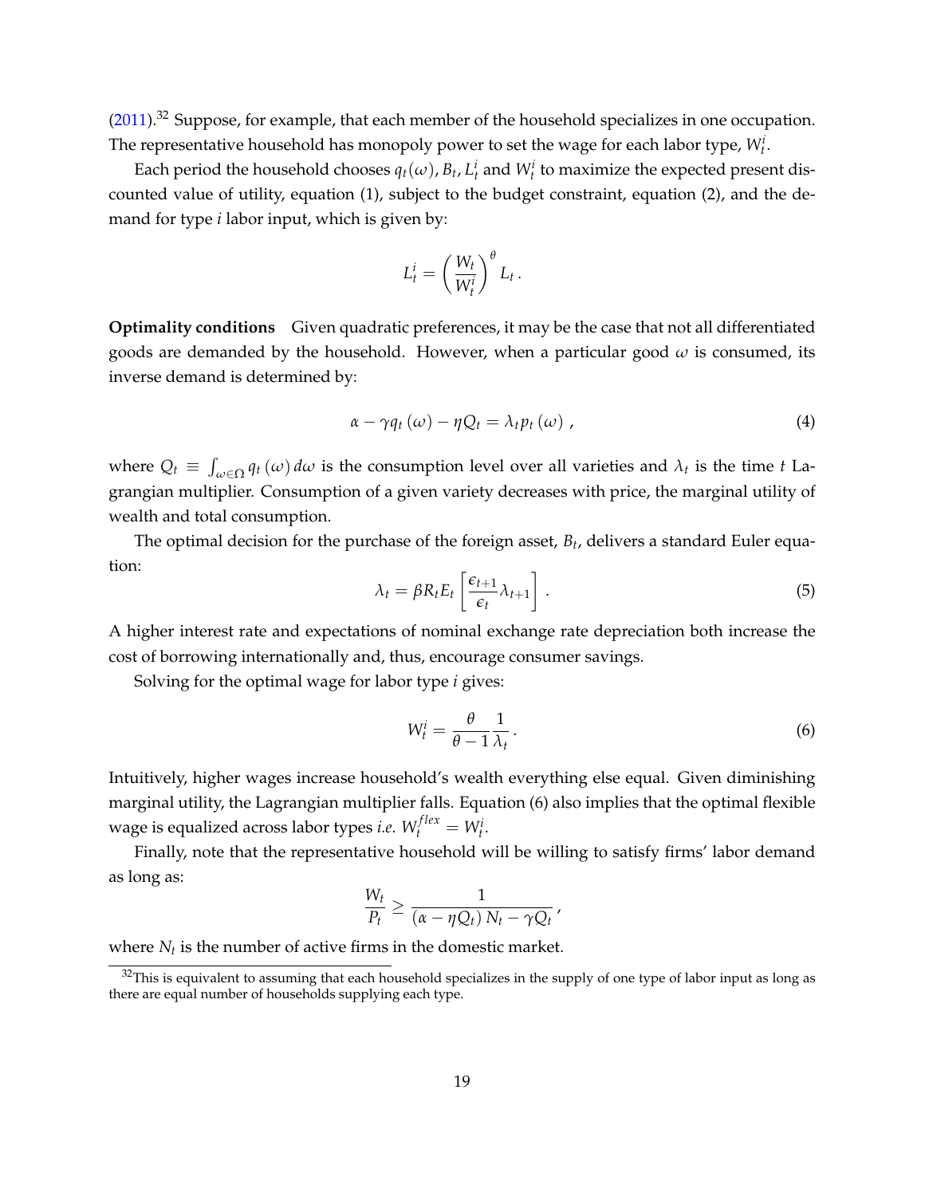(2011).[32] Suppose, for example, that each member of the household specializes in one occupation. The representative household has monopoly power to set the wage for each labor type, $W_t^i$.

Each period the household chooses $q_t(\omega)$, $B_t$, $L_t^i$ and $W_t^i$ to maximize the expected present discounted value of utility, equation (1), subject to the budget constraint, equation (2), and the demand for type $i$ labor input, which is given by:

$$L_t^i = \left(\frac{W_t}{W_t^i}\right)^{\theta} L_t \,.$$

**Optimality conditions** Given quadratic preferences, it may be the case that not all differentiated goods are demanded by the household. However, when a particular good $\omega$ is consumed, its inverse demand is determined by:

$$\alpha - \gamma q_t(\omega) - \eta Q_t = \lambda_t p_t(\omega) \,, \tag{4}$$

where $Q_t \equiv \int_{\omega \in \Omega} q_t(\omega)\, d\omega$ is the consumption level over all varieties and $\lambda_t$ is the time $t$ Lagrangian multiplier. Consumption of a given variety decreases with price, the marginal utility of wealth and total consumption.

The optimal decision for the purchase of the foreign asset, $B_t$, delivers a standard Euler equation:

$$\lambda_t = \beta R_t E_t \left[\frac{\epsilon_{t+1}}{\epsilon_t} \lambda_{t+1}\right] . \tag{5}$$

A higher interest rate and expectations of nominal exchange rate depreciation both increase the cost of borrowing internationally and, thus, encourage consumer savings.

Solving for the optimal wage for labor type $i$ gives:

$$W_t^i = \frac{\theta}{\theta - 1} \frac{1}{\lambda_t} \,. \tag{6}$$

Intuitively, higher wages increase household's wealth everything else equal. Given diminishing marginal utility, the Lagrangian multiplier falls. Equation (6) also implies that the optimal flexible wage is equalized across labor types *i.e.* $W_t^{flex} = W_t^i$.

Finally, note that the representative household will be willing to satisfy firms' labor demand as long as:

$$\frac{W_t}{P_t} \geq \frac{1}{(\alpha - \eta Q_t) N_t - \gamma Q_t} \,,$$

where $N_t$ is the number of active firms in the domestic market.

[32] This is equivalent to assuming that each household specializes in the supply of one type of labor input as long as there are equal number of households supplying each type.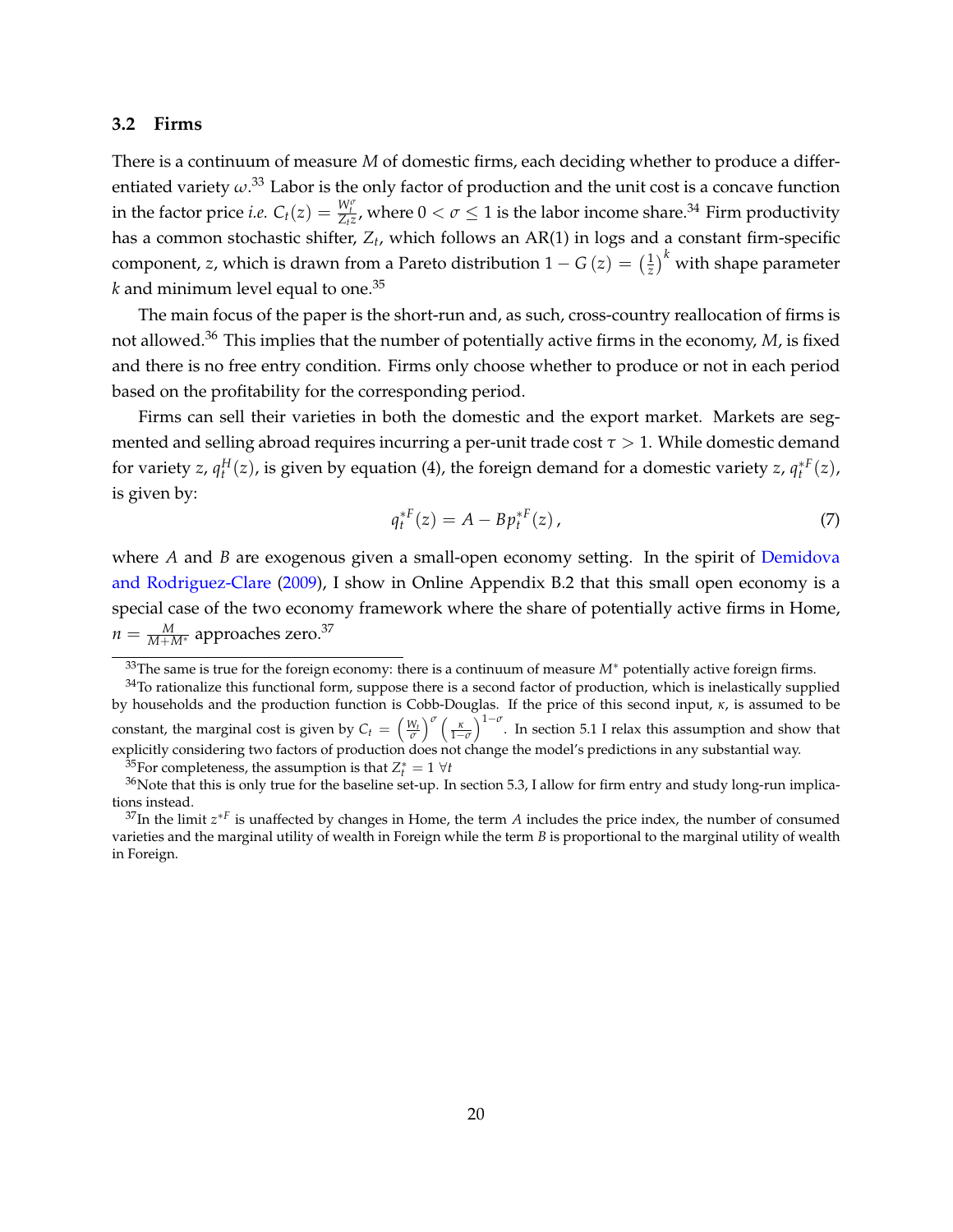### 3.2 Firms

There is a continuum of measure $M$ of domestic firms, each deciding whether to produce a differentiated variety $\omega$.[33] Labor is the only factor of production and the unit cost is a concave function in the factor price *i.e.* $C_t(z) = \frac{W_t^{\sigma}}{Z_t z}$, where $0 < \sigma \leq 1$ is the labor income share.[34] Firm productivity has a common stochastic shifter, $Z_t$, which follows an AR(1) in logs and a constant firm-specific component, $z$, which is drawn from a Pareto distribution $1 - G(z) = \left(\frac{1}{z}\right)^k$ with shape parameter $k$ and minimum level equal to one.[35]

The main focus of the paper is the short-run and, as such, cross-country reallocation of firms is not allowed.[36] This implies that the number of potentially active firms in the economy, $M$, is fixed and there is no free entry condition. Firms only choose whether to produce or not in each period based on the profitability for the corresponding period.

Firms can sell their varieties in both the domestic and the export market. Markets are segmented and selling abroad requires incurring a per-unit trade cost $\tau > 1$. While domestic demand for variety $z$, $q_t^H(z)$, is given by equation (4), the foreign demand for a domestic variety $z$, $q_t^{*F}(z)$, is given by:

$$q_t^{*F}(z) = A - Bp_t^{*F}(z), \tag{7}$$

where $A$ and $B$ are exogenous given a small-open economy setting. In the spirit of Demidova and Rodriguez-Clare (2009), I show in Online Appendix B.2 that this small open economy is a special case of the two economy framework where the share of potentially active firms in Home, $n = \frac{M}{M+M^*}$ approaches zero.[37]

[33] The same is true for the foreign economy: there is a continuum of measure $M^*$ potentially active foreign firms.

[34] To rationalize this functional form, suppose there is a second factor of production, which is inelastically supplied by households and the production function is Cobb-Douglas. If the price of this second input, $\kappa$, is assumed to be constant, the marginal cost is given by $C_t = \left(\frac{W_t}{\sigma}\right)^{\sigma}\left(\frac{\kappa}{1-\sigma}\right)^{1-\sigma}$. In section 5.1 I relax this assumption and show that explicitly considering two factors of production does not change the model's predictions in any substantial way.

[35] For completeness, the assumption is that $Z_t^* = 1 \ \forall t$

[36] Note that this is only true for the baseline set-up. In section 5.3, I allow for firm entry and study long-run implications instead.

[37] In the limit $z^{*F}$ is unaffected by changes in Home, the term $A$ includes the price index, the number of consumed varieties and the marginal utility of wealth in Foreign while the term $B$ is proportional to the marginal utility of wealth in Foreign.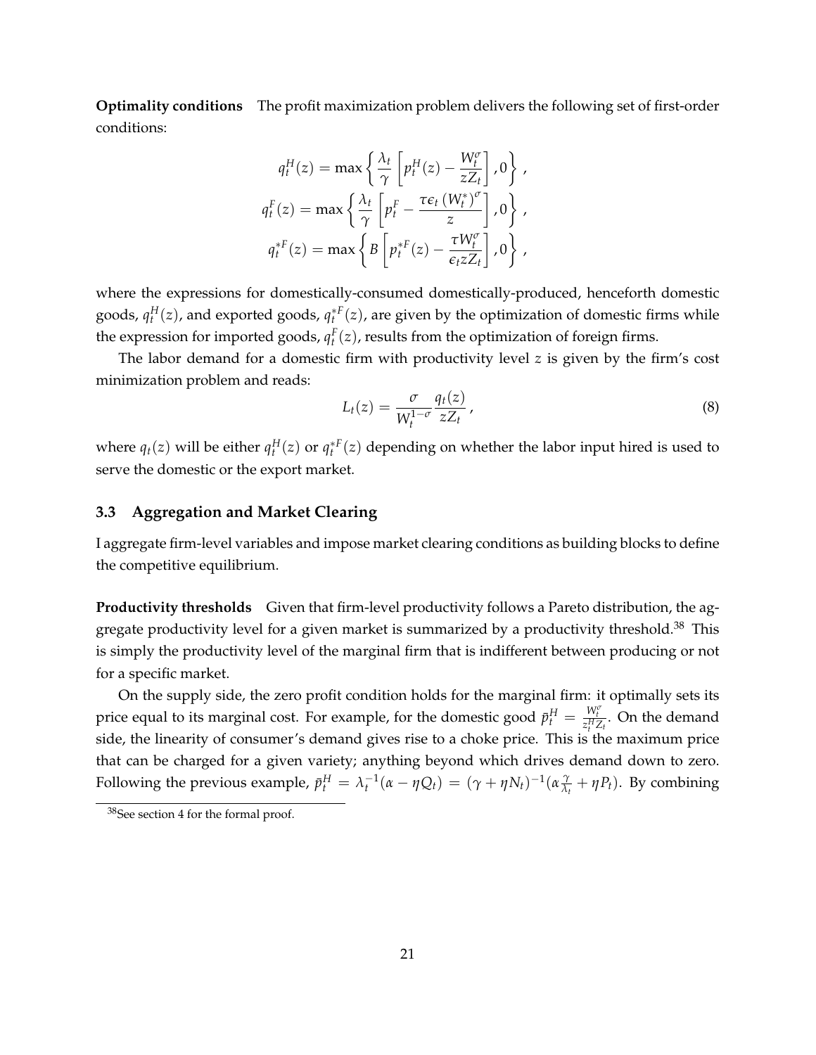**Optimality conditions** The profit maximization problem delivers the following set of first-order conditions:

$$q_t^H(z) = \max\left\{ \frac{\lambda_t}{\gamma}\left[ p_t^H(z) - \frac{W_t^\sigma}{zZ_t} \right], 0 \right\},$$

$$q_t^F(z) = \max\left\{ \frac{\lambda_t}{\gamma}\left[ p_t^F - \frac{\tau \epsilon_t \left(W_t^*\right)^\sigma}{z} \right], 0 \right\},$$

$$q_t^{*F}(z) = \max\left\{ B\left[ p_t^{*F}(z) - \frac{\tau W_t^\sigma}{\epsilon_t z Z_t} \right], 0 \right\},$$

where the expressions for domestically-consumed domestically-produced, henceforth domestic goods, $q_t^H(z)$, and exported goods, $q_t^{*F}(z)$, are given by the optimization of domestic firms while the expression for imported goods, $q_t^F(z)$, results from the optimization of foreign firms.

The labor demand for a domestic firm with productivity level $z$ is given by the firm's cost minimization problem and reads:

$$L_t(z) = \frac{\sigma}{W_t^{1-\sigma}} \frac{q_t(z)}{zZ_t}, \tag{8}$$

where $q_t(z)$ will be either $q_t^H(z)$ or $q_t^{*F}(z)$ depending on whether the labor input hired is used to serve the domestic or the export market.

### 3.3 Aggregation and Market Clearing

I aggregate firm-level variables and impose market clearing conditions as building blocks to define the competitive equilibrium.

**Productivity thresholds** Given that firm-level productivity follows a Pareto distribution, the aggregate productivity level for a given market is summarized by a productivity threshold.[38] This is simply the productivity level of the marginal firm that is indifferent between producing or not for a specific market.

On the supply side, the zero profit condition holds for the marginal firm: it optimally sets its price equal to its marginal cost. For example, for the domestic good $\bar{p}_t^H = \frac{W_t^\sigma}{z_t^H Z_t}$. On the demand side, the linearity of consumer's demand gives rise to a choke price. This is the maximum price that can be charged for a given variety; anything beyond which drives demand down to zero. Following the previous example, $\bar{p}_t^H = \lambda_t^{-1}(\alpha - \eta Q_t) = (\gamma + \eta N_t)^{-1}(\alpha \frac{\gamma}{\lambda_t} + \eta P_t)$. By combining

[38] See section 4 for the formal proof.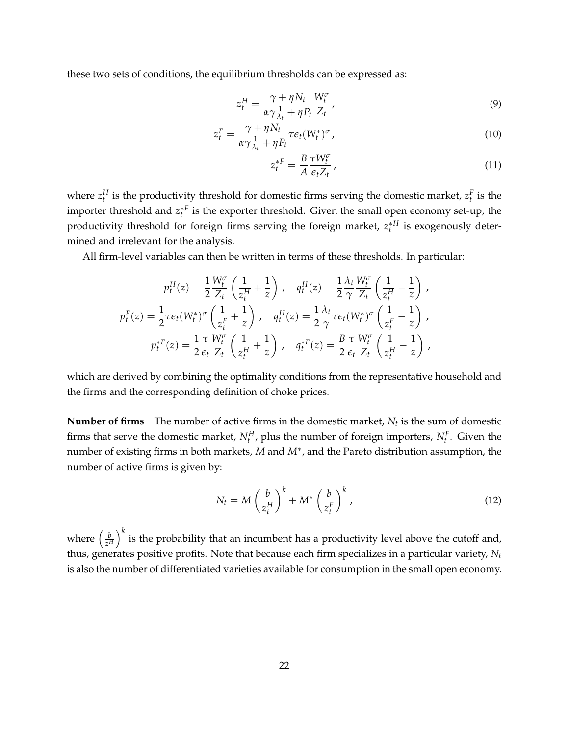these two sets of conditions, the equilibrium thresholds can be expressed as:

$$z_t^H = \frac{\gamma + \eta N_t}{\alpha \gamma \frac{1}{\lambda_t} + \eta P_t} \frac{W_t^\sigma}{Z_t}, \tag{9}$$

$$z_t^F = \frac{\gamma + \eta N_t}{\alpha \gamma \frac{1}{\lambda_t} + \eta P_t} \tau \epsilon_t (W_t^*)^\sigma, \tag{10}$$

$$z_t^{*F} = \frac{B}{A} \frac{\tau W_t^\sigma}{\epsilon_t Z_t}, \tag{11}$$

where $z_t^H$ is the productivity threshold for domestic firms serving the domestic market, $z_t^F$ is the importer threshold and $z_t^{*F}$ is the exporter threshold. Given the small open economy set-up, the productivity threshold for foreign firms serving the foreign market, $z_t^{*H}$ is exogenously determined and irrelevant for the analysis.

All firm-level variables can then be written in terms of these thresholds. In particular:

$$p_t^H(z) = \frac{1}{2} \frac{W_t^\sigma}{Z_t} \left( \frac{1}{z_t^H} + \frac{1}{z} \right), \quad q_t^H(z) = \frac{1}{2} \frac{\lambda_t}{\gamma} \frac{W_t^\sigma}{Z_t} \left( \frac{1}{z_t^H} - \frac{1}{z} \right),$$

$$p_t^F(z) = \frac{1}{2} \tau \epsilon_t (W_t^*)^\sigma \left( \frac{1}{z_t^F} + \frac{1}{z} \right), \quad q_t^H(z) = \frac{1}{2} \frac{\lambda_t}{\gamma} \tau \epsilon_t (W_t^*)^\sigma \left( \frac{1}{z_t^F} - \frac{1}{z} \right),$$

$$p_t^{*F}(z) = \frac{1}{2} \frac{\tau}{\epsilon_t} \frac{W_t^\sigma}{Z_t} \left( \frac{1}{z_t^H} + \frac{1}{z} \right), \quad q_t^{*F}(z) = \frac{B}{2} \frac{\tau}{\epsilon_t} \frac{W_t^\sigma}{Z_t} \left( \frac{1}{z_t^H} - \frac{1}{z} \right),$$

which are derived by combining the optimality conditions from the representative household and the firms and the corresponding definition of choke prices.

**Number of firms** The number of active firms in the domestic market, $N_t$ is the sum of domestic firms that serve the domestic market, $N_t^H$, plus the number of foreign importers, $N_t^F$. Given the number of existing firms in both markets, $M$ and $M^*$, and the Pareto distribution assumption, the number of active firms is given by:

$$N_t = M \left( \frac{b}{z_t^H} \right)^k + M^* \left( \frac{b}{z_t^F} \right)^k, \tag{12}$$

where $\left( \frac{b}{z^H} \right)^k$ is the probability that an incumbent has a productivity level above the cutoff and, thus, generates positive profits. Note that because each firm specializes in a particular variety, $N_t$ is also the number of differentiated varieties available for consumption in the small open economy.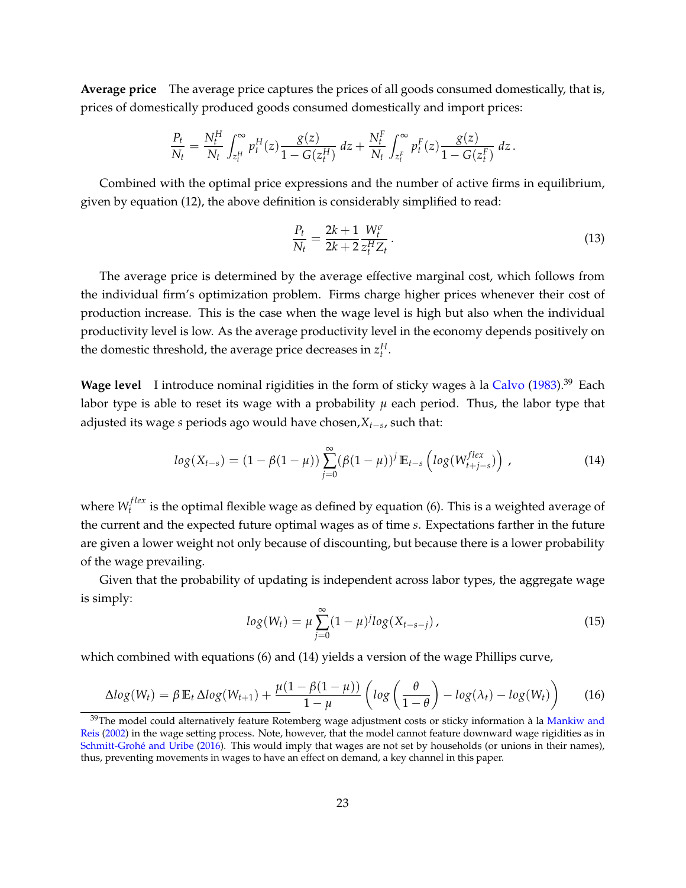**Average price** The average price captures the prices of all goods consumed domestically, that is, prices of domestically produced goods consumed domestically and import prices:

$$\frac{P_t}{N_t} = \frac{N_t^H}{N_t} \int_{z_t^H}^{\infty} p_t^H(z) \frac{g(z)}{1 - G(z_t^H)}\, dz + \frac{N_t^F}{N_t} \int_{z_t^F}^{\infty} p_t^F(z) \frac{g(z)}{1 - G(z_t^F)}\, dz\,.$$

Combined with the optimal price expressions and the number of active firms in equilibrium, given by equation (12), the above definition is considerably simplified to read:

$$\frac{P_t}{N_t} = \frac{2k+1}{2k+2} \frac{W_t^{\sigma}}{z_t^H Z_t}\,. \tag{13}$$

The average price is determined by the average effective marginal cost, which follows from the individual firm's optimization problem. Firms charge higher prices whenever their cost of production increase. This is the case when the wage level is high but also when the individual productivity level is low. As the average productivity level in the economy depends positively on the domestic threshold, the average price decreases in $z_t^H$.

**Wage level** I introduce nominal rigidities in the form of sticky wages à la Calvo (1983).[39] Each labor type is able to reset its wage with a probability $\mu$ each period. Thus, the labor type that adjusted its wage $s$ periods ago would have chosen,$X_{t-s}$, such that:

$$log(X_{t-s}) = (1 - \beta(1-\mu)) \sum_{j=0}^{\infty} (\beta(1-\mu))^j \, \mathbb{E}_{t-s} \left( log(W_{t+j-s}^{flex}) \right)\,, \tag{14}$$

where $W_t^{flex}$ is the optimal flexible wage as defined by equation (6). This is a weighted average of the current and the expected future optimal wages as of time $s$. Expectations farther in the future are given a lower weight not only because of discounting, but because there is a lower probability of the wage prevailing.

Given that the probability of updating is independent across labor types, the aggregate wage is simply:

$$log(W_t) = \mu \sum_{j=0}^{\infty} (1-\mu)^j log(X_{t-s-j})\,, \tag{15}$$

which combined with equations (6) and (14) yields a version of the wage Phillips curve,

$$\Delta log(W_t) = \beta\, \mathbb{E}_t\, \Delta log(W_{t+1}) + \frac{\mu(1-\beta(1-\mu))}{1-\mu} \left( log\left(\frac{\theta}{1-\theta}\right) - log(\lambda_t) - log(W_t) \right) \tag{16}$$

[39] The model could alternatively feature Rotemberg wage adjustment costs or sticky information à la Mankiw and Reis (2002) in the wage setting process. Note, however, that the model cannot feature downward wage rigidities as in Schmitt-Grohé and Uribe (2016). This would imply that wages are not set by households (or unions in their names), thus, preventing movements in wages to have an effect on demand, a key channel in this paper.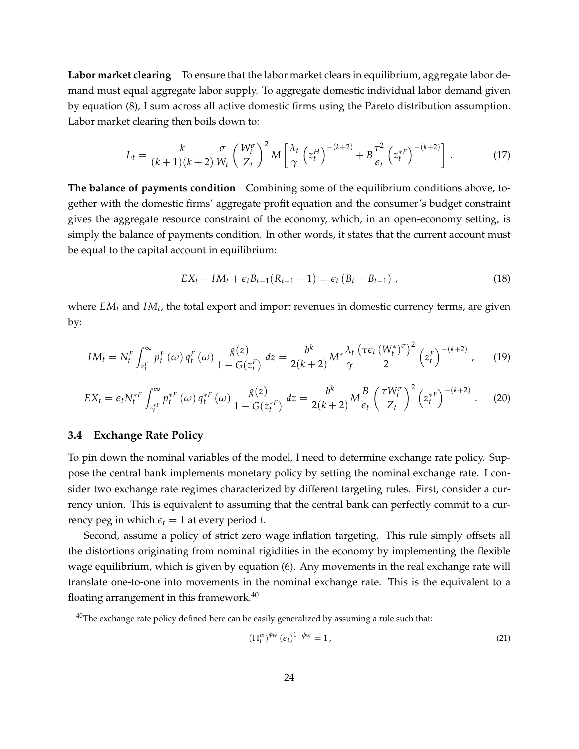**Labor market clearing** To ensure that the labor market clears in equilibrium, aggregate labor demand must equal aggregate labor supply. To aggregate domestic individual labor demand given by equation (8), I sum across all active domestic firms using the Pareto distribution assumption. Labor market clearing then boils down to:

$$L_t = \frac{k}{(k+1)(k+2)} \frac{\sigma}{W_t} \left( \frac{W_t^{\sigma}}{Z_t} \right)^2 M \left[ \frac{\lambda_t}{\gamma} \left( z_t^H \right)^{-(k+2)} + B \frac{\tau^2}{\epsilon_t} \left( z_t^{*F} \right)^{-(k+2)} \right] . \tag{17}$$

**The balance of payments condition** Combining some of the equilibrium conditions above, together with the domestic firms' aggregate profit equation and the consumer's budget constraint gives the aggregate resource constraint of the economy, which, in an open-economy setting, is simply the balance of payments condition. In other words, it states that the current account must be equal to the capital account in equilibrium:

$$EX_t - IM_t + \epsilon_t B_{t-1}(R_{t-1} - 1) = \epsilon_t \left( B_t - B_{t-1} \right) , \tag{18}$$

where $EM_t$ and $IM_t$, the total export and import revenues in domestic currency terms, are given by:

$$IM_t = N_t^F \int_{z_t^F}^{\infty} p_t^F \left( \omega \right) q_t^F \left( \omega \right) \frac{g(z)}{1 - G(z_t^F)} \, dz = \frac{b^k}{2(k+2)} M^* \frac{\lambda_t}{\gamma} \frac{\left( \tau \epsilon_t \left( W_t^* \right)^{\sigma} \right)^2}{2} \left( z_t^F \right)^{-(k+2)} , \tag{19}$$

$$EX_t = \epsilon_t N_t^{*F} \int_{z_t^{*F}}^{\infty} p_t^{*F} \left( \omega \right) q_t^{*F} \left( \omega \right) \frac{g(z)}{1 - G(z_t^{*F})} \, dz = \frac{b^k}{2(k+2)} M \frac{B}{\epsilon_t} \left( \frac{\tau W_t^{\sigma}}{Z_t} \right)^2 \left( z_t^{*F} \right)^{-(k+2)} . \tag{20}$$

### 3.4 Exchange Rate Policy

To pin down the nominal variables of the model, I need to determine exchange rate policy. Suppose the central bank implements monetary policy by setting the nominal exchange rate. I consider two exchange rate regimes characterized by different targeting rules. First, consider a currency union. This is equivalent to assuming that the central bank can perfectly commit to a currency peg in which $\epsilon_t = 1$ at every period $t$.

Second, assume a policy of strict zero wage inflation targeting. This rule simply offsets all the distortions originating from nominal rigidities in the economy by implementing the flexible wage equilibrium, which is given by equation (6). Any movements in the real exchange rate will translate one-to-one into movements in the nominal exchange rate. This is the equivalent to a floating arrangement in this framework.[40]

[40]The exchange rate policy defined here can be easily generalized by assuming a rule such that:

$$\left( \Pi_t^w \right)^{\phi_W} \left( \epsilon_t \right)^{1 - \phi_W} = 1 , \tag{21}$$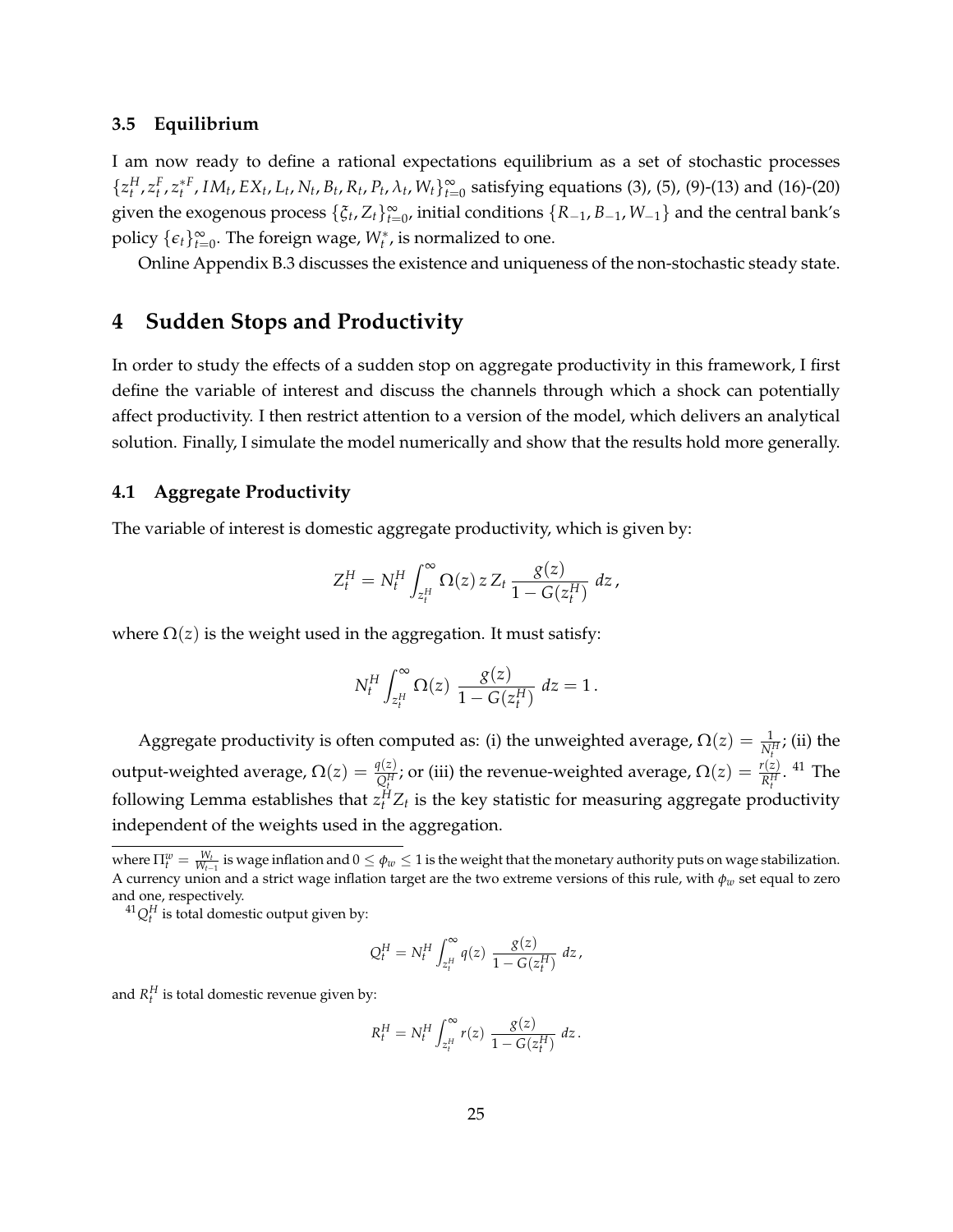### 3.5 Equilibrium

I am now ready to define a rational expectations equilibrium as a set of stochastic processes $\{z_t^H, z_t^F, z_t^{*F}, IM_t, EX_t, L_t, N_t, B_t, R_t, P_t, \lambda_t, W_t\}_{t=0}^{\infty}$ satisfying equations (3), (5), (9)-(13) and (16)-(20) given the exogenous process $\{\xi_t, Z_t\}_{t=0}^{\infty}$, initial conditions $\{R_{-1}, B_{-1}, W_{-1}\}$ and the central bank's policy $\{\epsilon_t\}_{t=0}^{\infty}$. The foreign wage, $W_t^*$, is normalized to one.

Online Appendix B.3 discusses the existence and uniqueness of the non-stochastic steady state.

## 4 Sudden Stops and Productivity

In order to study the effects of a sudden stop on aggregate productivity in this framework, I first define the variable of interest and discuss the channels through which a shock can potentially affect productivity. I then restrict attention to a version of the model, which delivers an analytical solution. Finally, I simulate the model numerically and show that the results hold more generally.

### 4.1 Aggregate Productivity

The variable of interest is domestic aggregate productivity, which is given by:

$$Z_t^H = N_t^H \int_{z_t^H}^{\infty} \Omega(z)\, z\, Z_t\, \frac{g(z)}{1-G(z_t^H)}\, dz\,,$$

where $\Omega(z)$ is the weight used in the aggregation. It must satisfy:

$$N_t^H \int_{z_t^H}^{\infty} \Omega(z)\, \frac{g(z)}{1-G(z_t^H)}\, dz = 1\,.$$

Aggregate productivity is often computed as: (i) the unweighted average, $\Omega(z) = \frac{1}{N_t^H}$; (ii) the output-weighted average, $\Omega(z) = \frac{q(z)}{Q_t^H}$; or (iii) the revenue-weighted average, $\Omega(z) = \frac{r(z)}{R_t^H}$. [41] The following Lemma establishes that $z_t^H Z_t$ is the key statistic for measuring aggregate productivity independent of the weights used in the aggregation.

where $\Pi_t^w = \frac{W_t}{W_{t-1}}$ is wage inflation and $0 \leq \phi_w \leq 1$ is the weight that the monetary authority puts on wage stabilization. A currency union and a strict wage inflation target are the two extreme versions of this rule, with $\phi_w$ set equal to zero and one, respectively.

[41] $Q_t^H$ is total domestic output given by:

$$Q_t^H = N_t^H \int_{z_t^H}^{\infty} q(z)\, \frac{g(z)}{1-G(z_t^H)}\, dz\,,$$

and $R_t^H$ is total domestic revenue given by:

$$R_t^H = N_t^H \int_{z_t^H}^{\infty} r(z)\, \frac{g(z)}{1-G(z_t^H)}\, dz\,.$$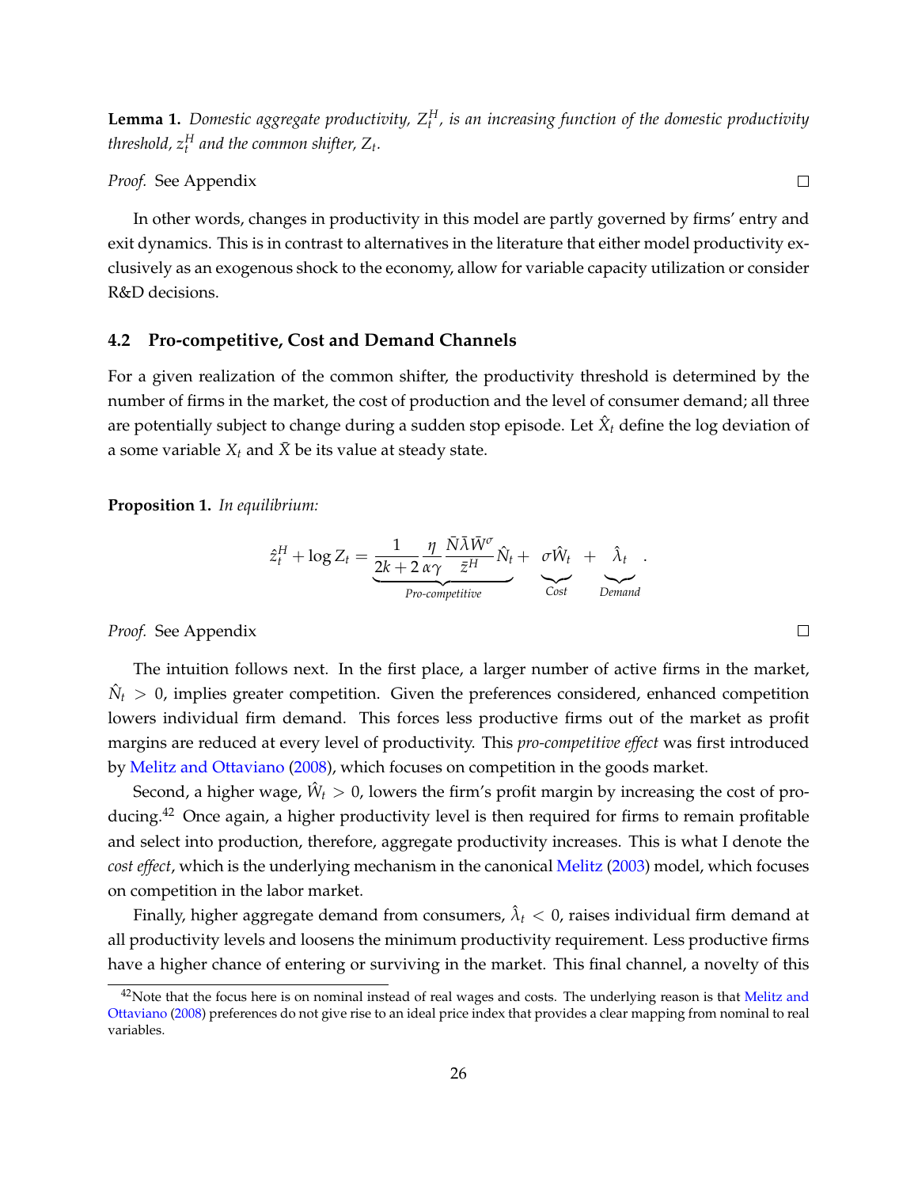**Lemma 1.** *Domestic aggregate productivity, $Z_t^H$, is an increasing function of the domestic productivity threshold, $z_t^H$ and the common shifter, $Z_t$.*

*Proof.* See Appendix □

In other words, changes in productivity in this model are partly governed by firms' entry and exit dynamics. This is in contrast to alternatives in the literature that either model productivity exclusively as an exogenous shock to the economy, allow for variable capacity utilization or consider R&D decisions.

### 4.2 Pro-competitive, Cost and Demand Channels

For a given realization of the common shifter, the productivity threshold is determined by the number of firms in the market, the cost of production and the level of consumer demand; all three are potentially subject to change during a sudden stop episode. Let $\hat{X}_t$ define the log deviation of a some variable $X_t$ and $\bar{X}$ be its value at steady state.

**Proposition 1.** *In equilibrium:*

$$\hat{z}_t^H + \log Z_t = \underbrace{\frac{1}{2k+2}\frac{\eta}{\alpha\gamma}\frac{\bar{N}\bar{\lambda}\bar{W}^{\sigma}}{\bar{z}^H}\hat{N}_t}_{\textit{Pro-competitive}} + \underbrace{\sigma\hat{W}_t}_{\textit{Cost}} + \underbrace{\hat{\lambda}_t}_{\textit{Demand}}.$$

*Proof.* See Appendix □

The intuition follows next. In the first place, a larger number of active firms in the market, $\hat{N}_t > 0$, implies greater competition. Given the preferences considered, enhanced competition lowers individual firm demand. This forces less productive firms out of the market as profit margins are reduced at every level of productivity. This *pro-competitive effect* was first introduced by Melitz and Ottaviano (2008), which focuses on competition in the goods market.

Second, a higher wage, $\hat{W}_t > 0$, lowers the firm's profit margin by increasing the cost of producing.[42] Once again, a higher productivity level is then required for firms to remain profitable and select into production, therefore, aggregate productivity increases. This is what I denote the *cost effect*, which is the underlying mechanism in the canonical Melitz (2003) model, which focuses on competition in the labor market.

Finally, higher aggregate demand from consumers, $\hat{\lambda}_t < 0$, raises individual firm demand at all productivity levels and loosens the minimum productivity requirement. Less productive firms have a higher chance of entering or surviving in the market. This final channel, a novelty of this

[42] Note that the focus here is on nominal instead of real wages and costs. The underlying reason is that Melitz and Ottaviano (2008) preferences do not give rise to an ideal price index that provides a clear mapping from nominal to real variables.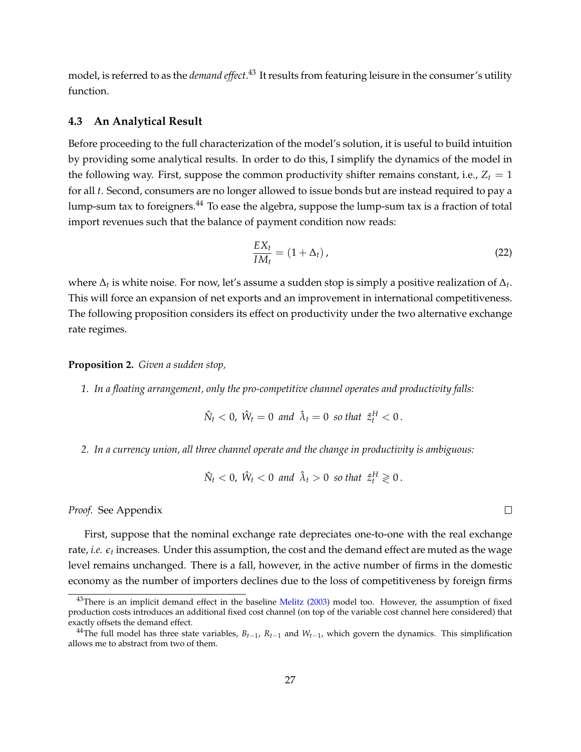model, is referred to as the *demand effect*.[43] It results from featuring leisure in the consumer's utility function.

### 4.3 An Analytical Result

Before proceeding to the full characterization of the model's solution, it is useful to build intuition by providing some analytical results. In order to do this, I simplify the dynamics of the model in the following way. First, suppose the common productivity shifter remains constant, i.e., $Z_t = 1$ for all $t$. Second, consumers are no longer allowed to issue bonds but are instead required to pay a lump-sum tax to foreigners.[44] To ease the algebra, suppose the lump-sum tax is a fraction of total import revenues such that the balance of payment condition now reads:

$$\frac{EX_t}{IM_t} = (1 + \Delta_t)\,, \tag{22}$$

where $\Delta_t$ is white noise. For now, let's assume a sudden stop is simply a positive realization of $\Delta_t$. This will force an expansion of net exports and an improvement in international competitiveness. The following proposition considers its effect on productivity under the two alternative exchange rate regimes.

**Proposition 2.** *Given a sudden stop,*

1. *In a floating arrangement, only the pro-competitive channel operates and productivity falls:*

$$\hat{N}_t < 0,\ \hat{W}_t = 0 \text{ and } \hat{\lambda}_t = 0 \text{ so that } \hat{z}_t^H < 0\,.$$

2. *In a currency union, all three channel operate and the change in productivity is ambiguous:*

$$\hat{N}_t < 0,\ \hat{W}_t < 0 \text{ and } \hat{\lambda}_t > 0 \text{ so that } \hat{z}_t^H \gtrless 0\,.$$

*Proof.* See Appendix □

First, suppose that the nominal exchange rate depreciates one-to-one with the real exchange rate, *i.e.* $\epsilon_t$ increases. Under this assumption, the cost and the demand effect are muted as the wage level remains unchanged. There is a fall, however, in the active number of firms in the domestic economy as the number of importers declines due to the loss of competitiveness by foreign firms

---

[43] There is an implicit demand effect in the baseline Melitz (2003) model too. However, the assumption of fixed production costs introduces an additional fixed cost channel (on top of the variable cost channel here considered) that exactly offsets the demand effect.

[44] The full model has three state variables, $B_{t-1}$, $R_{t-1}$ and $W_{t-1}$, which govern the dynamics. This simplification allows me to abstract from two of them.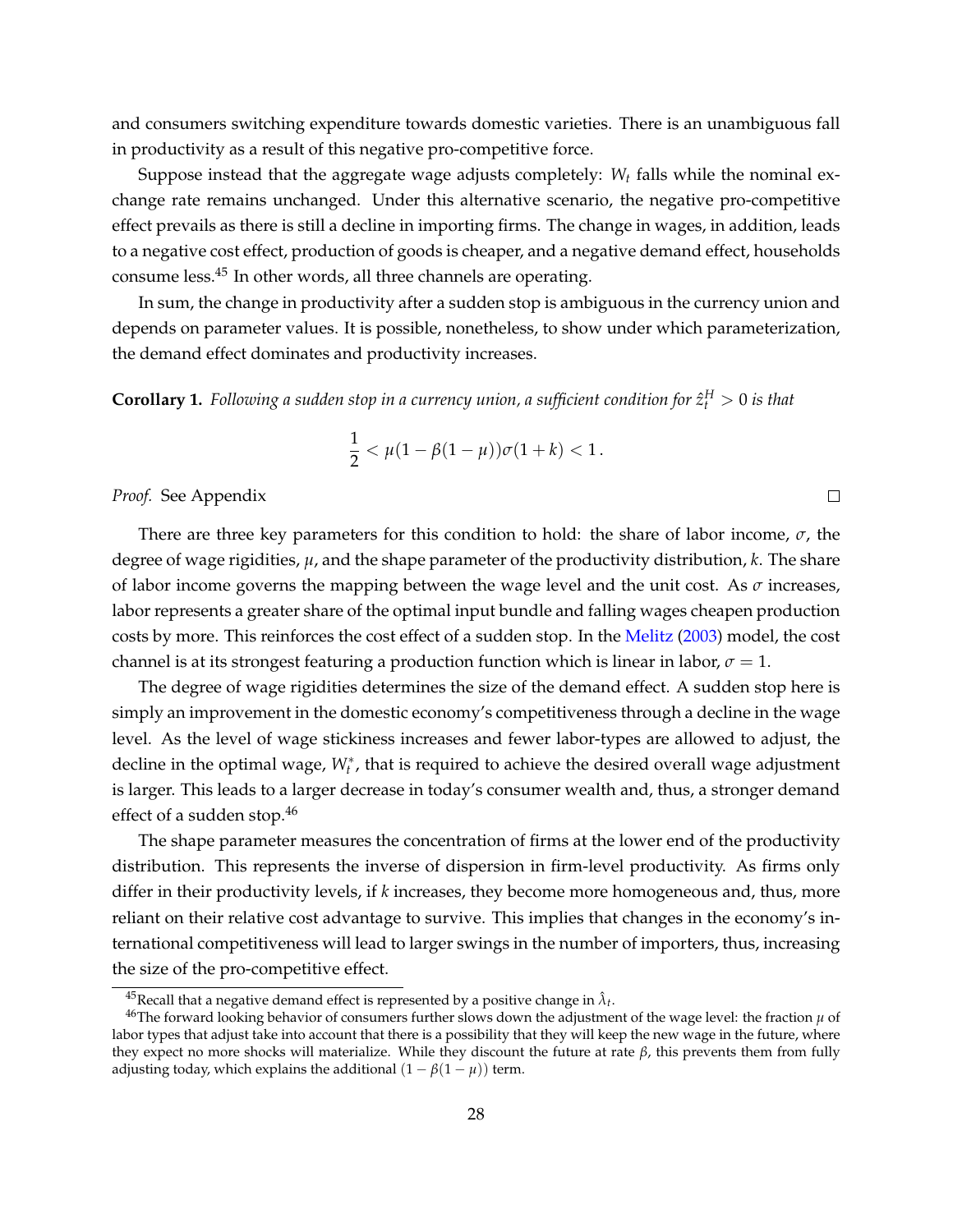and consumers switching expenditure towards domestic varieties. There is an unambiguous fall in productivity as a result of this negative pro-competitive force.

Suppose instead that the aggregate wage adjusts completely: $W_t$ falls while the nominal exchange rate remains unchanged. Under this alternative scenario, the negative pro-competitive effect prevails as there is still a decline in importing firms. The change in wages, in addition, leads to a negative cost effect, production of goods is cheaper, and a negative demand effect, households consume less.[45] In other words, all three channels are operating.

In sum, the change in productivity after a sudden stop is ambiguous in the currency union and depends on parameter values. It is possible, nonetheless, to show under which parameterization, the demand effect dominates and productivity increases.

**Corollary 1.** *Following a sudden stop in a currency union, a sufficient condition for $\hat{z}_t^H > 0$ is that*

$$\frac{1}{2} < \mu(1-\beta(1-\mu))\sigma(1+k) < 1\,.$$

*Proof.* See Appendix □

There are three key parameters for this condition to hold: the share of labor income, $\sigma$, the degree of wage rigidities, $\mu$, and the shape parameter of the productivity distribution, $k$. The share of labor income governs the mapping between the wage level and the unit cost. As $\sigma$ increases, labor represents a greater share of the optimal input bundle and falling wages cheapen production costs by more. This reinforces the cost effect of a sudden stop. In the Melitz (2003) model, the cost channel is at its strongest featuring a production function which is linear in labor, $\sigma = 1$.

The degree of wage rigidities determines the size of the demand effect. A sudden stop here is simply an improvement in the domestic economy's competitiveness through a decline in the wage level. As the level of wage stickiness increases and fewer labor-types are allowed to adjust, the decline in the optimal wage, $W_t^*$, that is required to achieve the desired overall wage adjustment is larger. This leads to a larger decrease in today's consumer wealth and, thus, a stronger demand effect of a sudden stop.[46]

The shape parameter measures the concentration of firms at the lower end of the productivity distribution. This represents the inverse of dispersion in firm-level productivity. As firms only differ in their productivity levels, if $k$ increases, they become more homogeneous and, thus, more reliant on their relative cost advantage to survive. This implies that changes in the economy's international competitiveness will lead to larger swings in the number of importers, thus, increasing the size of the pro-competitive effect.

[45] Recall that a negative demand effect is represented by a positive change in $\hat{\lambda}_t$.

[46] The forward looking behavior of consumers further slows down the adjustment of the wage level: the fraction $\mu$ of labor types that adjust take into account that there is a possibility that they will keep the new wage in the future, where they expect no more shocks will materialize. While they discount the future at rate $\beta$, this prevents them from fully adjusting today, which explains the additional $(1-\beta(1-\mu))$ term.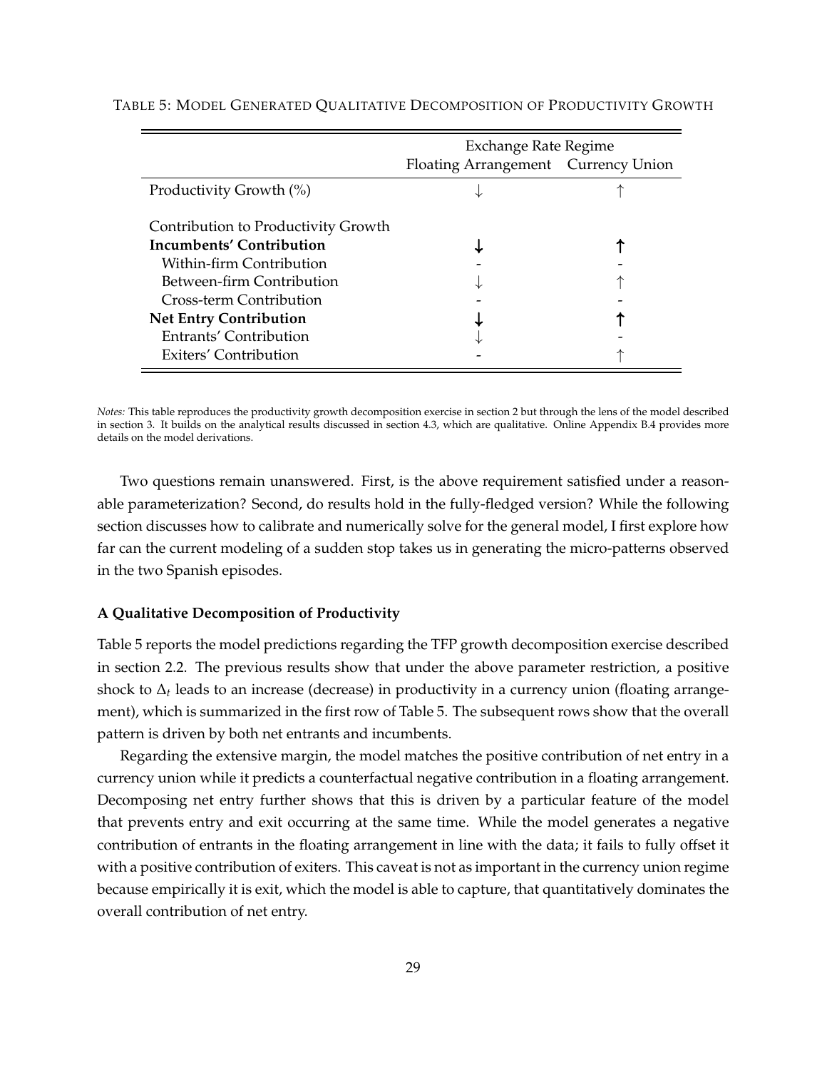TABLE 5: MODEL GENERATED QUALITATIVE DECOMPOSITION OF PRODUCTIVITY GROWTH

| | Exchange Rate Regime | |
|---|---|---|
| | Floating Arrangement | Currency Union |
| Productivity Growth (%) | ↓ | ↑ |
| Contribution to Productivity Growth | | |
| **Incumbents' Contribution** | **↓** | **↑** |
| Within-firm Contribution | - | - |
| Between-firm Contribution | ↓ | ↑ |
| Cross-term Contribution | - | - |
| **Net Entry Contribution** | **↓** | **↑** |
| Entrants' Contribution | ↓ | - |
| Exiters' Contribution | - | ↑ |

*Notes:* This table reproduces the productivity growth decomposition exercise in section 2 but through the lens of the model described in section 3. It builds on the analytical results discussed in section 4.3, which are qualitative. Online Appendix B.4 provides more details on the model derivations.

Two questions remain unanswered. First, is the above requirement satisfied under a reasonable parameterization? Second, do results hold in the fully-fledged version? While the following section discusses how to calibrate and numerically solve for the general model, I first explore how far can the current modeling of a sudden stop takes us in generating the micro-patterns observed in the two Spanish episodes.

**A Qualitative Decomposition of Productivity**

Table 5 reports the model predictions regarding the TFP growth decomposition exercise described in section 2.2. The previous results show that under the above parameter restriction, a positive shock to $\Delta_t$ leads to an increase (decrease) in productivity in a currency union (floating arrangement), which is summarized in the first row of Table 5. The subsequent rows show that the overall pattern is driven by both net entrants and incumbents.

Regarding the extensive margin, the model matches the positive contribution of net entry in a currency union while it predicts a counterfactual negative contribution in a floating arrangement. Decomposing net entry further shows that this is driven by a particular feature of the model that prevents entry and exit occurring at the same time. While the model generates a negative contribution of entrants in the floating arrangement in line with the data; it fails to fully offset it with a positive contribution of exiters. This caveat is not as important in the currency union regime because empirically it is exit, which the model is able to capture, that quantitatively dominates the overall contribution of net entry.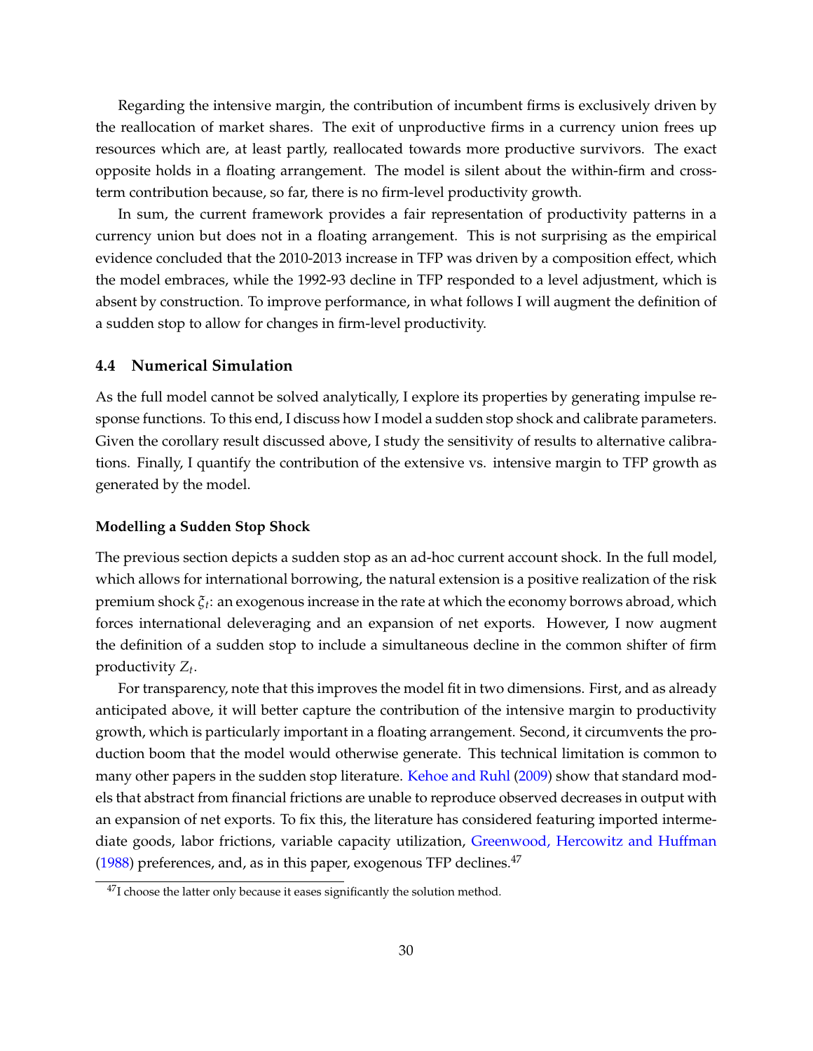Regarding the intensive margin, the contribution of incumbent firms is exclusively driven by the reallocation of market shares. The exit of unproductive firms in a currency union frees up resources which are, at least partly, reallocated towards more productive survivors. The exact opposite holds in a floating arrangement. The model is silent about the within-firm and cross-term contribution because, so far, there is no firm-level productivity growth.

In sum, the current framework provides a fair representation of productivity patterns in a currency union but does not in a floating arrangement. This is not surprising as the empirical evidence concluded that the 2010-2013 increase in TFP was driven by a composition effect, which the model embraces, while the 1992-93 decline in TFP responded to a level adjustment, which is absent by construction. To improve performance, in what follows I will augment the definition of a sudden stop to allow for changes in firm-level productivity.

### 4.4 Numerical Simulation

As the full model cannot be solved analytically, I explore its properties by generating impulse response functions. To this end, I discuss how I model a sudden stop shock and calibrate parameters. Given the corollary result discussed above, I study the sensitivity of results to alternative calibrations. Finally, I quantify the contribution of the extensive vs. intensive margin to TFP growth as generated by the model.

#### Modelling a Sudden Stop Shock

The previous section depicts a sudden stop as an ad-hoc current account shock. In the full model, which allows for international borrowing, the natural extension is a positive realization of the risk premium shock $\xi_t$: an exogenous increase in the rate at which the economy borrows abroad, which forces international deleveraging and an expansion of net exports. However, I now augment the definition of a sudden stop to include a simultaneous decline in the common shifter of firm productivity $Z_t$.

For transparency, note that this improves the model fit in two dimensions. First, and as already anticipated above, it will better capture the contribution of the intensive margin to productivity growth, which is particularly important in a floating arrangement. Second, it circumvents the production boom that the model would otherwise generate. This technical limitation is common to many other papers in the sudden stop literature. Kehoe and Ruhl (2009) show that standard models that abstract from financial frictions are unable to reproduce observed decreases in output with an expansion of net exports. To fix this, the literature has considered featuring imported intermediate goods, labor frictions, variable capacity utilization, Greenwood, Hercowitz and Huffman (1988) preferences, and, as in this paper, exogenous TFP declines.[47]

[47] I choose the latter only because it eases significantly the solution method.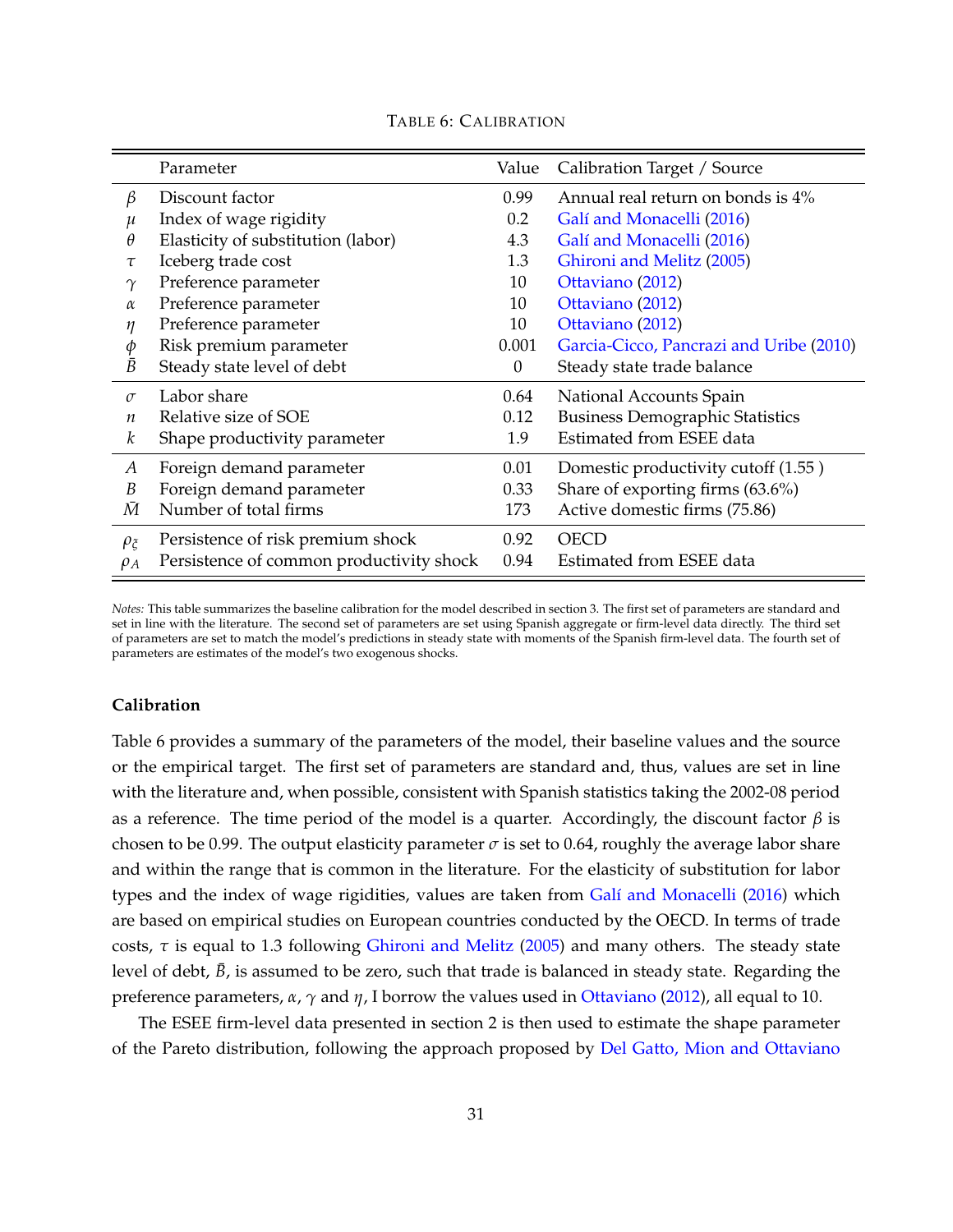TABLE 6: CALIBRATION

| | Parameter | Value | Calibration Target / Source |
|---|---|---|---|
| $\beta$ | Discount factor | 0.99 | Annual real return on bonds is 4% |
| $\mu$ | Index of wage rigidity | 0.2 | Galí and Monacelli (2016) |
| $\theta$ | Elasticity of substitution (labor) | 4.3 | Galí and Monacelli (2016) |
| $\tau$ | Iceberg trade cost | 1.3 | Ghironi and Melitz (2005) |
| $\gamma$ | Preference parameter | 10 | Ottaviano (2012) |
| $\alpha$ | Preference parameter | 10 | Ottaviano (2012) |
| $\eta$ | Preference parameter | 10 | Ottaviano (2012) |
| $\phi$ | Risk premium parameter | 0.001 | Garcia-Cicco, Pancrazi and Uribe (2010) |
| $\bar{B}$ | Steady state level of debt | 0 | Steady state trade balance |
| $\sigma$ | Labor share | 0.64 | National Accounts Spain |
| $n$ | Relative size of SOE | 0.12 | Business Demographic Statistics |
| $k$ | Shape productivity parameter | 1.9 | Estimated from ESEE data |
| $A$ | Foreign demand parameter | 0.01 | Domestic productivity cutoff (1.55 ) |
| $B$ | Foreign demand parameter | 0.33 | Share of exporting firms (63.6%) |
| $\bar{M}$ | Number of total firms | 173 | Active domestic firms (75.86) |
| $\rho_{\xi}$ | Persistence of risk premium shock | 0.92 | OECD |
| $\rho_{A}$ | Persistence of common productivity shock | 0.94 | Estimated from ESEE data |

*Notes:* This table summarizes the baseline calibration for the model described in section 3. The first set of parameters are standard and set in line with the literature. The second set of parameters are set using Spanish aggregate or firm-level data directly. The third set of parameters are set to match the model's predictions in steady state with moments of the Spanish firm-level data. The fourth set of parameters are estimates of the model's two exogenous shocks.

### Calibration

Table 6 provides a summary of the parameters of the model, their baseline values and the source or the empirical target. The first set of parameters are standard and, thus, values are set in line with the literature and, when possible, consistent with Spanish statistics taking the 2002-08 period as a reference. The time period of the model is a quarter. Accordingly, the discount factor $\beta$ is chosen to be 0.99. The output elasticity parameter $\sigma$ is set to 0.64, roughly the average labor share and within the range that is common in the literature. For the elasticity of substitution for labor types and the index of wage rigidities, values are taken from Galí and Monacelli (2016) which are based on empirical studies on European countries conducted by the OECD. In terms of trade costs, $\tau$ is equal to 1.3 following Ghironi and Melitz (2005) and many others. The steady state level of debt, $\bar{B}$, is assumed to be zero, such that trade is balanced in steady state. Regarding the preference parameters, $\alpha$, $\gamma$ and $\eta$, I borrow the values used in Ottaviano (2012), all equal to 10.

The ESEE firm-level data presented in section 2 is then used to estimate the shape parameter of the Pareto distribution, following the approach proposed by Del Gatto, Mion and Ottaviano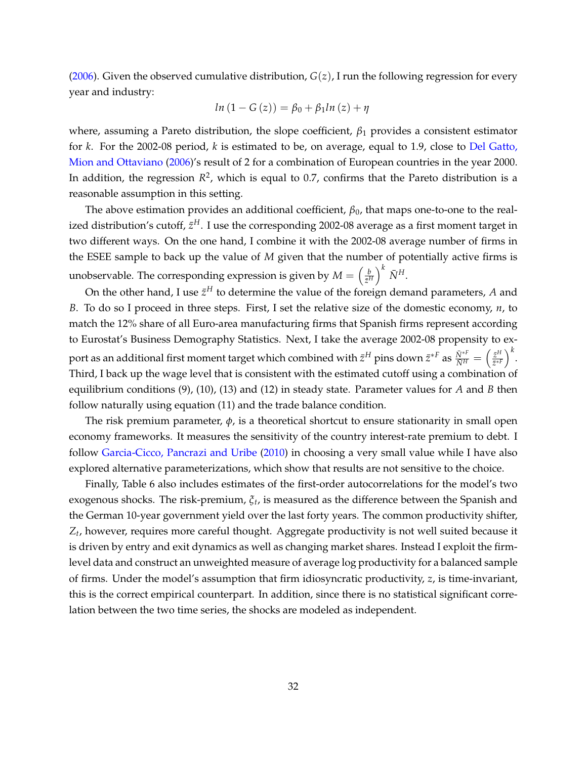(2006). Given the observed cumulative distribution, $G(z)$, I run the following regression for every year and industry:

$$ln\left(1-G\left(z\right)\right)=\beta_0+\beta_1 ln\left(z\right)+\eta$$

where, assuming a Pareto distribution, the slope coefficient, $\beta_1$ provides a consistent estimator for $k$. For the 2002-08 period, $k$ is estimated to be, on average, equal to 1.9, close to Del Gatto, Mion and Ottaviano (2006)'s result of 2 for a combination of European countries in the year 2000. In addition, the regression $R^2$, which is equal to 0.7, confirms that the Pareto distribution is a reasonable assumption in this setting.

The above estimation provides an additional coefficient, $\beta_0$, that maps one-to-one to the realized distribution's cutoff, $\bar{z}^H$. I use the corresponding 2002-08 average as a first moment target in two different ways. On the one hand, I combine it with the 2002-08 average number of firms in the ESEE sample to back up the value of $M$ given that the number of potentially active firms is unobservable. The corresponding expression is given by $M=\left(\frac{b}{\bar{z}^H}\right)^k \bar{N}^H$.

On the other hand, I use $\bar{z}^H$ to determine the value of the foreign demand parameters, $A$ and $B$. To do so I proceed in three steps. First, I set the relative size of the domestic economy, $n$, to match the 12% share of all Euro-area manufacturing firms that Spanish firms represent according to Eurostat's Business Demography Statistics. Next, I take the average 2002-08 propensity to export as an additional first moment target which combined with $\bar{z}^H$ pins down $\bar{z}^{*F}$ as $\frac{\bar{N}^{*F}}{\bar{N}^H}=\left(\frac{\bar{z}^H}{\bar{z}^{*F}}\right)^k$. Third, I back up the wage level that is consistent with the estimated cutoff using a combination of equilibrium conditions (9), (10), (13) and (12) in steady state. Parameter values for $A$ and $B$ then follow naturally using equation (11) and the trade balance condition.

The risk premium parameter, $\phi$, is a theoretical shortcut to ensure stationarity in small open economy frameworks. It measures the sensitivity of the country interest-rate premium to debt. I follow Garcia-Cicco, Pancrazi and Uribe (2010) in choosing a very small value while I have also explored alternative parameterizations, which show that results are not sensitive to the choice.

Finally, Table 6 also includes estimates of the first-order autocorrelations for the model's two exogenous shocks. The risk-premium, $\xi_t$, is measured as the difference between the Spanish and the German 10-year government yield over the last forty years. The common productivity shifter, $Z_t$, however, requires more careful thought. Aggregate productivity is not well suited because it is driven by entry and exit dynamics as well as changing market shares. Instead I exploit the firm-level data and construct an unweighted measure of average log productivity for a balanced sample of firms. Under the model's assumption that firm idiosyncratic productivity, $z$, is time-invariant, this is the correct empirical counterpart. In addition, since there is no statistical significant correlation between the two time series, the shocks are modeled as independent.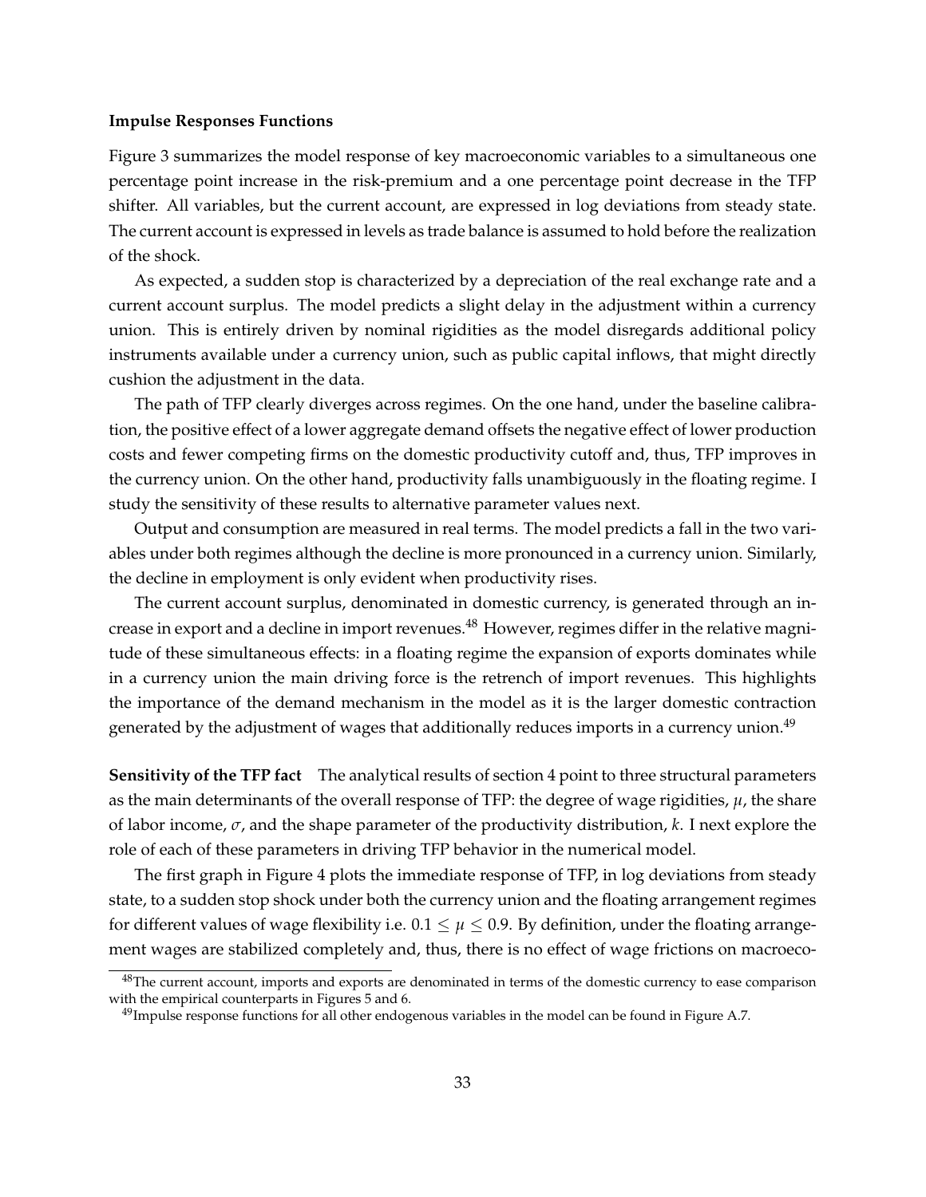### Impulse Responses Functions

Figure 3 summarizes the model response of key macroeconomic variables to a simultaneous one percentage point increase in the risk-premium and a one percentage point decrease in the TFP shifter. All variables, but the current account, are expressed in log deviations from steady state. The current account is expressed in levels as trade balance is assumed to hold before the realization of the shock.

As expected, a sudden stop is characterized by a depreciation of the real exchange rate and a current account surplus. The model predicts a slight delay in the adjustment within a currency union. This is entirely driven by nominal rigidities as the model disregards additional policy instruments available under a currency union, such as public capital inflows, that might directly cushion the adjustment in the data.

The path of TFP clearly diverges across regimes. On the one hand, under the baseline calibration, the positive effect of a lower aggregate demand offsets the negative effect of lower production costs and fewer competing firms on the domestic productivity cutoff and, thus, TFP improves in the currency union. On the other hand, productivity falls unambiguously in the floating regime. I study the sensitivity of these results to alternative parameter values next.

Output and consumption are measured in real terms. The model predicts a fall in the two variables under both regimes although the decline is more pronounced in a currency union. Similarly, the decline in employment is only evident when productivity rises.

The current account surplus, denominated in domestic currency, is generated through an increase in export and a decline in import revenues.[48] However, regimes differ in the relative magnitude of these simultaneous effects: in a floating regime the expansion of exports dominates while in a currency union the main driving force is the retrench of import revenues. This highlights the importance of the demand mechanism in the model as it is the larger domestic contraction generated by the adjustment of wages that additionally reduces imports in a currency union.[49]

**Sensitivity of the TFP fact** The analytical results of section 4 point to three structural parameters as the main determinants of the overall response of TFP: the degree of wage rigidities, $\mu$, the share of labor income, $\sigma$, and the shape parameter of the productivity distribution, $k$. I next explore the role of each of these parameters in driving TFP behavior in the numerical model.

The first graph in Figure 4 plots the immediate response of TFP, in log deviations from steady state, to a sudden stop shock under both the currency union and the floating arrangement regimes for different values of wage flexibility i.e. $0.1 \leq \mu \leq 0.9$. By definition, under the floating arrangement wages are stabilized completely and, thus, there is no effect of wage frictions on macroeco-

[48] The current account, imports and exports are denominated in terms of the domestic currency to ease comparison with the empirical counterparts in Figures 5 and 6.

[49] Impulse response functions for all other endogenous variables in the model can be found in Figure A.7.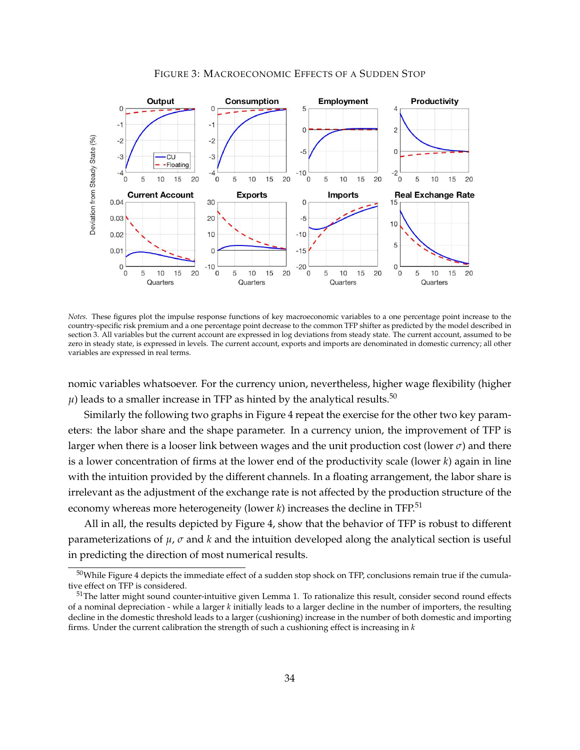FIGURE 3: MACROECONOMIC EFFECTS OF A SUDDEN STOP

*Notes.* These figures plot the impulse response functions of key macroeconomic variables to a one percentage point increase to the country-specific risk premium and a one percentage point decrease to the common TFP shifter as predicted by the model described in section 3. All variables but the current account are expressed in log deviations from steady state. The current account, assumed to be zero in steady state, is expressed in levels. The current account, exports and imports are denominated in domestic currency; all other variables are expressed in real terms.

nomic variables whatsoever. For the currency union, nevertheless, higher wage flexibility (higher $\mu$) leads to a smaller increase in TFP as hinted by the analytical results.[50]

Similarly the following two graphs in Figure 4 repeat the exercise for the other two key parameters: the labor share and the shape parameter. In a currency union, the improvement of TFP is larger when there is a looser link between wages and the unit production cost (lower $\sigma$) and there is a lower concentration of firms at the lower end of the productivity scale (lower $k$) again in line with the intuition provided by the different channels. In a floating arrangement, the labor share is irrelevant as the adjustment of the exchange rate is not affected by the production structure of the economy whereas more heterogeneity (lower $k$) increases the decline in TFP.[51]

All in all, the results depicted by Figure 4, show that the behavior of TFP is robust to different parameterizations of $\mu$, $\sigma$ and $k$ and the intuition developed along the analytical section is useful in predicting the direction of most numerical results.

[50] While Figure 4 depicts the immediate effect of a sudden stop shock on TFP, conclusions remain true if the cumulative effect on TFP is considered.

[51] The latter might sound counter-intuitive given Lemma 1. To rationalize this result, consider second round effects of a nominal depreciation - while a larger $k$ initially leads to a larger decline in the number of importers, the resulting decline in the domestic threshold leads to a larger (cushioning) increase in the number of both domestic and importing firms. Under the current calibration the strength of such a cushioning effect is increasing in $k$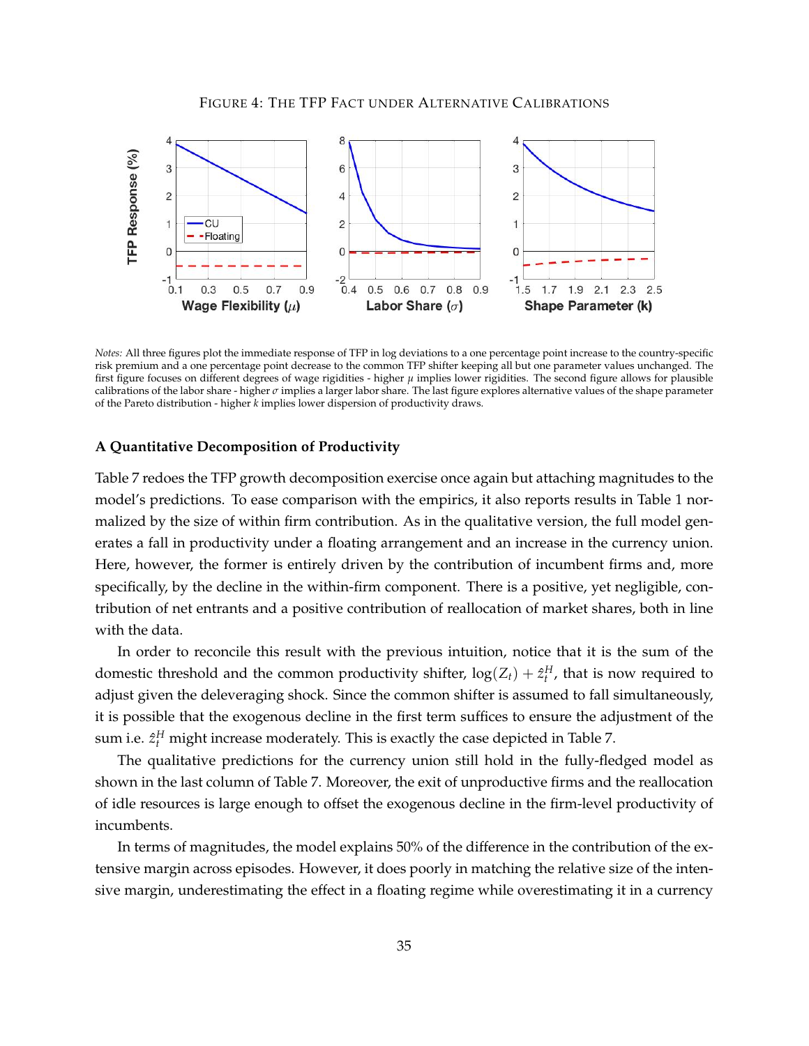FIGURE 4: THE TFP FACT UNDER ALTERNATIVE CALIBRATIONS

*Notes:* All three figures plot the immediate response of TFP in log deviations to a one percentage point increase to the country-specific risk premium and a one percentage point decrease to the common TFP shifter keeping all but one parameter values unchanged. The first figure focuses on different degrees of wage rigidities - higher $\mu$ implies lower rigidities. The second figure allows for plausible calibrations of the labor share - higher $\sigma$ implies a larger labor share. The last figure explores alternative values of the shape parameter of the Pareto distribution - higher $k$ implies lower dispersion of productivity draws.

### A Quantitative Decomposition of Productivity

Table 7 redoes the TFP growth decomposition exercise once again but attaching magnitudes to the model's predictions. To ease comparison with the empirics, it also reports results in Table 1 normalized by the size of within firm contribution. As in the qualitative version, the full model generates a fall in productivity under a floating arrangement and an increase in the currency union. Here, however, the former is entirely driven by the contribution of incumbent firms and, more specifically, by the decline in the within-firm component. There is a positive, yet negligible, contribution of net entrants and a positive contribution of reallocation of market shares, both in line with the data.

In order to reconcile this result with the previous intuition, notice that it is the sum of the domestic threshold and the common productivity shifter, $\log(Z_t) + \hat{z}_t^H$, that is now required to adjust given the deleveraging shock. Since the common shifter is assumed to fall simultaneously, it is possible that the exogenous decline in the first term suffices to ensure the adjustment of the sum i.e. $\hat{z}_t^H$ might increase moderately. This is exactly the case depicted in Table 7.

The qualitative predictions for the currency union still hold in the fully-fledged model as shown in the last column of Table 7. Moreover, the exit of unproductive firms and the reallocation of idle resources is large enough to offset the exogenous decline in the firm-level productivity of incumbents.

In terms of magnitudes, the model explains 50% of the difference in the contribution of the extensive margin across episodes. However, it does poorly in matching the relative size of the intensive margin, underestimating the effect in a floating regime while overestimating it in a currency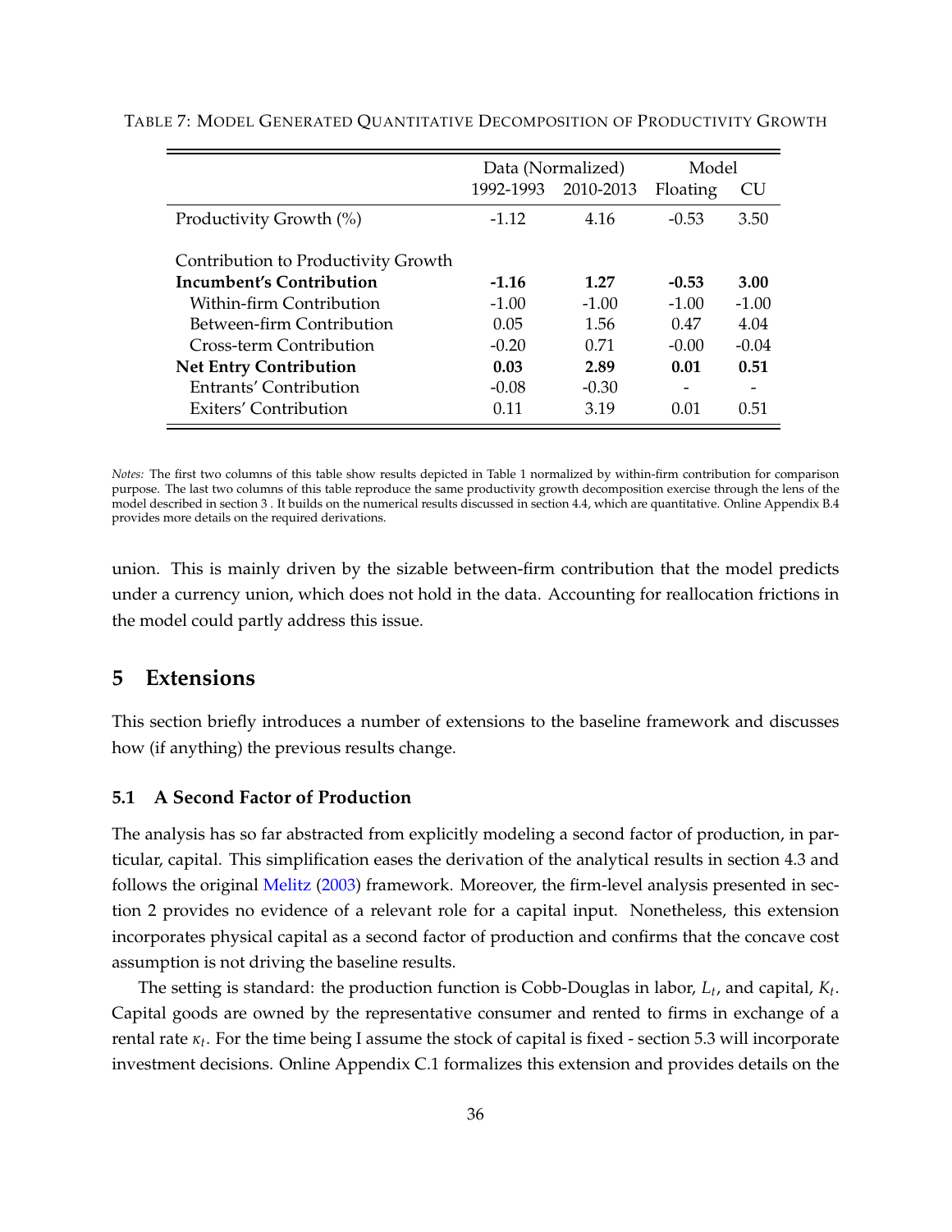TABLE 7: MODEL GENERATED QUANTITATIVE DECOMPOSITION OF PRODUCTIVITY GROWTH

| | Data (Normalized) | | Model | |
|---|---|---|---|---|
| | 1992-1993 | 2010-2013 | Floating | CU |
| Productivity Growth (%) | -1.12 | 4.16 | -0.53 | 3.50 |
| Contribution to Productivity Growth | | | | |
| **Incumbent's Contribution** | **-1.16** | **1.27** | **-0.53** | **3.00** |
| Within-firm Contribution | -1.00 | -1.00 | -1.00 | -1.00 |
| Between-firm Contribution | 0.05 | 1.56 | 0.47 | 4.04 |
| Cross-term Contribution | -0.20 | 0.71 | -0.00 | -0.04 |
| **Net Entry Contribution** | **0.03** | **2.89** | **0.01** | **0.51** |
| Entrants' Contribution | -0.08 | -0.30 | - | - |
| Exiters' Contribution | 0.11 | 3.19 | 0.01 | 0.51 |

*Notes:* The first two columns of this table show results depicted in Table 1 normalized by within-firm contribution for comparison purpose. The last two columns of this table reproduce the same productivity growth decomposition exercise through the lens of the model described in section 3 . It builds on the numerical results discussed in section 4.4, which are quantitative. Online Appendix B.4 provides more details on the required derivations.

union. This is mainly driven by the sizable between-firm contribution that the model predicts under a currency union, which does not hold in the data. Accounting for reallocation frictions in the model could partly address this issue.

## 5 Extensions

This section briefly introduces a number of extensions to the baseline framework and discusses how (if anything) the previous results change.

### 5.1 A Second Factor of Production

The analysis has so far abstracted from explicitly modeling a second factor of production, in particular, capital. This simplification eases the derivation of the analytical results in section 4.3 and follows the original Melitz (2003) framework. Moreover, the firm-level analysis presented in section 2 provides no evidence of a relevant role for a capital input. Nonetheless, this extension incorporates physical capital as a second factor of production and confirms that the concave cost assumption is not driving the baseline results.

The setting is standard: the production function is Cobb-Douglas in labor, $L_t$, and capital, $K_t$. Capital goods are owned by the representative consumer and rented to firms in exchange of a rental rate $\kappa_t$. For the time being I assume the stock of capital is fixed - section 5.3 will incorporate investment decisions. Online Appendix C.1 formalizes this extension and provides details on the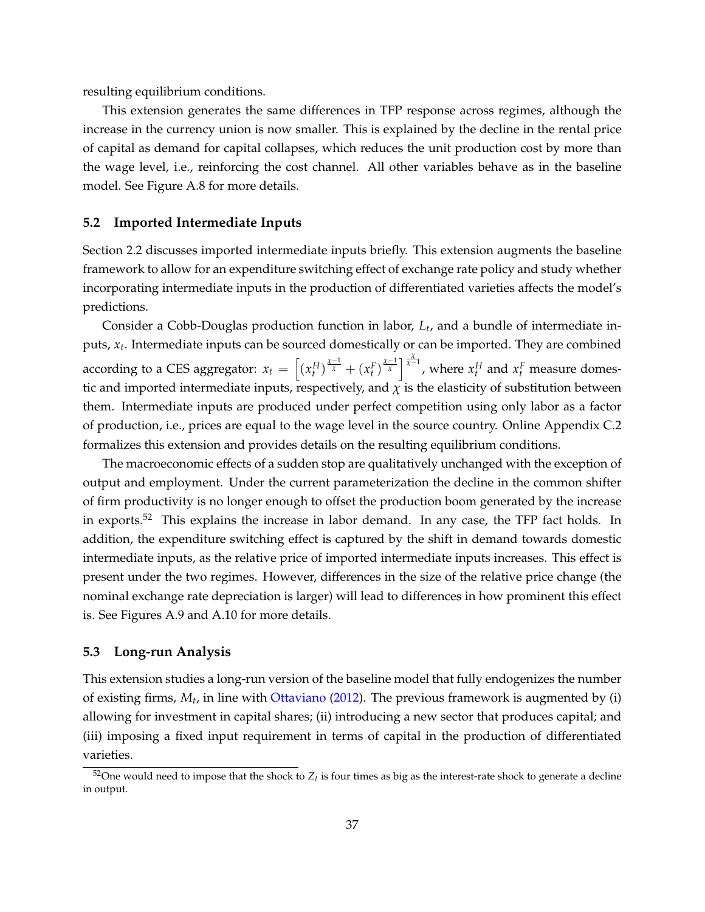resulting equilibrium conditions.

This extension generates the same differences in TFP response across regimes, although the increase in the currency union is now smaller. This is explained by the decline in the rental price of capital as demand for capital collapses, which reduces the unit production cost by more than the wage level, i.e., reinforcing the cost channel. All other variables behave as in the baseline model. See Figure A.8 for more details.

### 5.2 Imported Intermediate Inputs

Section 2.2 discusses imported intermediate inputs briefly. This extension augments the baseline framework to allow for an expenditure switching effect of exchange rate policy and study whether incorporating intermediate inputs in the production of differentiated varieties affects the model's predictions.

Consider a Cobb-Douglas production function in labor, $L_t$, and a bundle of intermediate inputs, $x_t$. Intermediate inputs can be sourced domestically or can be imported. They are combined according to a CES aggregator: $x_t = \left[ (x_t^H)^{\frac{\chi-1}{\chi}} + (x_t^F)^{\frac{\chi-1}{\chi}} \right]^{\frac{\chi}{\chi-1}}$, where $x_t^H$ and $x_t^F$ measure domestic and imported intermediate inputs, respectively, and $\chi$ is the elasticity of substitution between them. Intermediate inputs are produced under perfect competition using only labor as a factor of production, i.e., prices are equal to the wage level in the source country. Online Appendix C.2 formalizes this extension and provides details on the resulting equilibrium conditions.

The macroeconomic effects of a sudden stop are qualitatively unchanged with the exception of output and employment. Under the current parameterization the decline in the common shifter of firm productivity is no longer enough to offset the production boom generated by the increase in exports.[52] This explains the increase in labor demand. In any case, the TFP fact holds. In addition, the expenditure switching effect is captured by the shift in demand towards domestic intermediate inputs, as the relative price of imported intermediate inputs increases. This effect is present under the two regimes. However, differences in the size of the relative price change (the nominal exchange rate depreciation is larger) will lead to differences in how prominent this effect is. See Figures A.9 and A.10 for more details.

### 5.3 Long-run Analysis

This extension studies a long-run version of the baseline model that fully endogenizes the number of existing firms, $M_t$, in line with Ottaviano (2012). The previous framework is augmented by (i) allowing for investment in capital shares; (ii) introducing a new sector that produces capital; and (iii) imposing a fixed input requirement in terms of capital in the production of differentiated varieties.

[52] One would need to impose that the shock to $Z_t$ is four times as big as the interest-rate shock to generate a decline in output.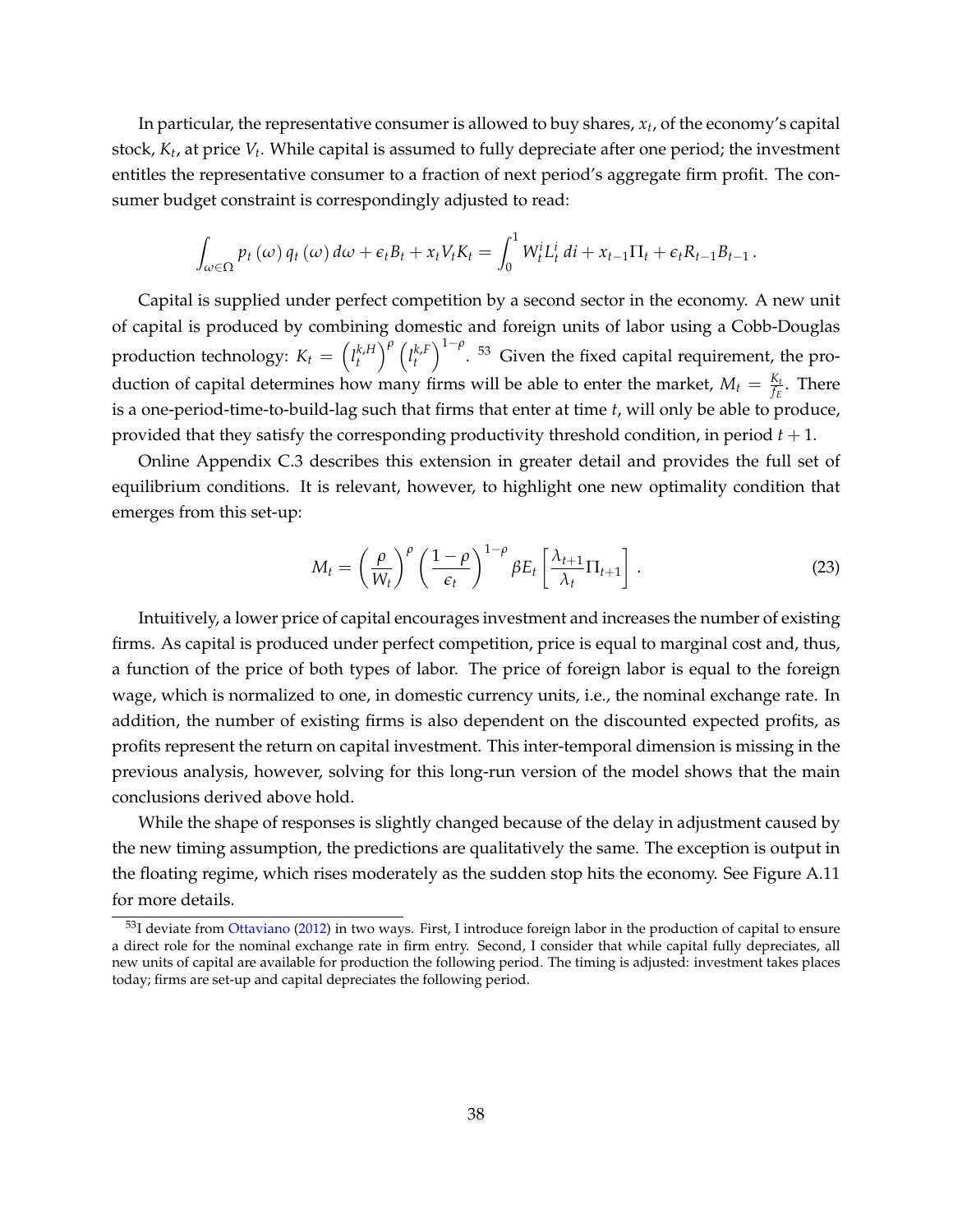In particular, the representative consumer is allowed to buy shares, $x_t$, of the economy's capital stock, $K_t$, at price $V_t$. While capital is assumed to fully depreciate after one period; the investment entitles the representative consumer to a fraction of next period's aggregate firm profit. The consumer budget constraint is correspondingly adjusted to read:

$$\int_{\omega \in \Omega} p_t(\omega) q_t(\omega) d\omega + \epsilon_t B_t + x_t V_t K_t = \int_0^1 W_t^i L_t^i \, di + x_{t-1} \Pi_t + \epsilon_t R_{t-1} B_{t-1} \, .$$

Capital is supplied under perfect competition by a second sector in the economy. A new unit of capital is produced by combining domestic and foreign units of labor using a Cobb-Douglas production technology: $K_t = \left(l_t^{k,H}\right)^{\rho} \left(l_t^{k,F}\right)^{1-\rho}$. [53] Given the fixed capital requirement, the production of capital determines how many firms will be able to enter the market, $M_t = \frac{K_t}{f_E}$. There is a one-period-time-to-build-lag such that firms that enter at time $t$, will only be able to produce, provided that they satisfy the corresponding productivity threshold condition, in period $t+1$.

Online Appendix C.3 describes this extension in greater detail and provides the full set of equilibrium conditions. It is relevant, however, to highlight one new optimality condition that emerges from this set-up:

$$M_t = \left(\frac{\rho}{W_t}\right)^{\rho} \left(\frac{1-\rho}{\epsilon_t}\right)^{1-\rho} \beta E_t \left[\frac{\lambda_{t+1}}{\lambda_t} \Pi_{t+1}\right] . \tag{23}$$

Intuitively, a lower price of capital encourages investment and increases the number of existing firms. As capital is produced under perfect competition, price is equal to marginal cost and, thus, a function of the price of both types of labor. The price of foreign labor is equal to the foreign wage, which is normalized to one, in domestic currency units, i.e., the nominal exchange rate. In addition, the number of existing firms is also dependent on the discounted expected profits, as profits represent the return on capital investment. This inter-temporal dimension is missing in the previous analysis, however, solving for this long-run version of the model shows that the main conclusions derived above hold.

While the shape of responses is slightly changed because of the delay in adjustment caused by the new timing assumption, the predictions are qualitatively the same. The exception is output in the floating regime, which rises moderately as the sudden stop hits the economy. See Figure A.11 for more details.

[53] I deviate from Ottaviano (2012) in two ways. First, I introduce foreign labor in the production of capital to ensure a direct role for the nominal exchange rate in firm entry. Second, I consider that while capital fully depreciates, all new units of capital are available for production the following period. The timing is adjusted: investment takes places today; firms are set-up and capital depreciates the following period.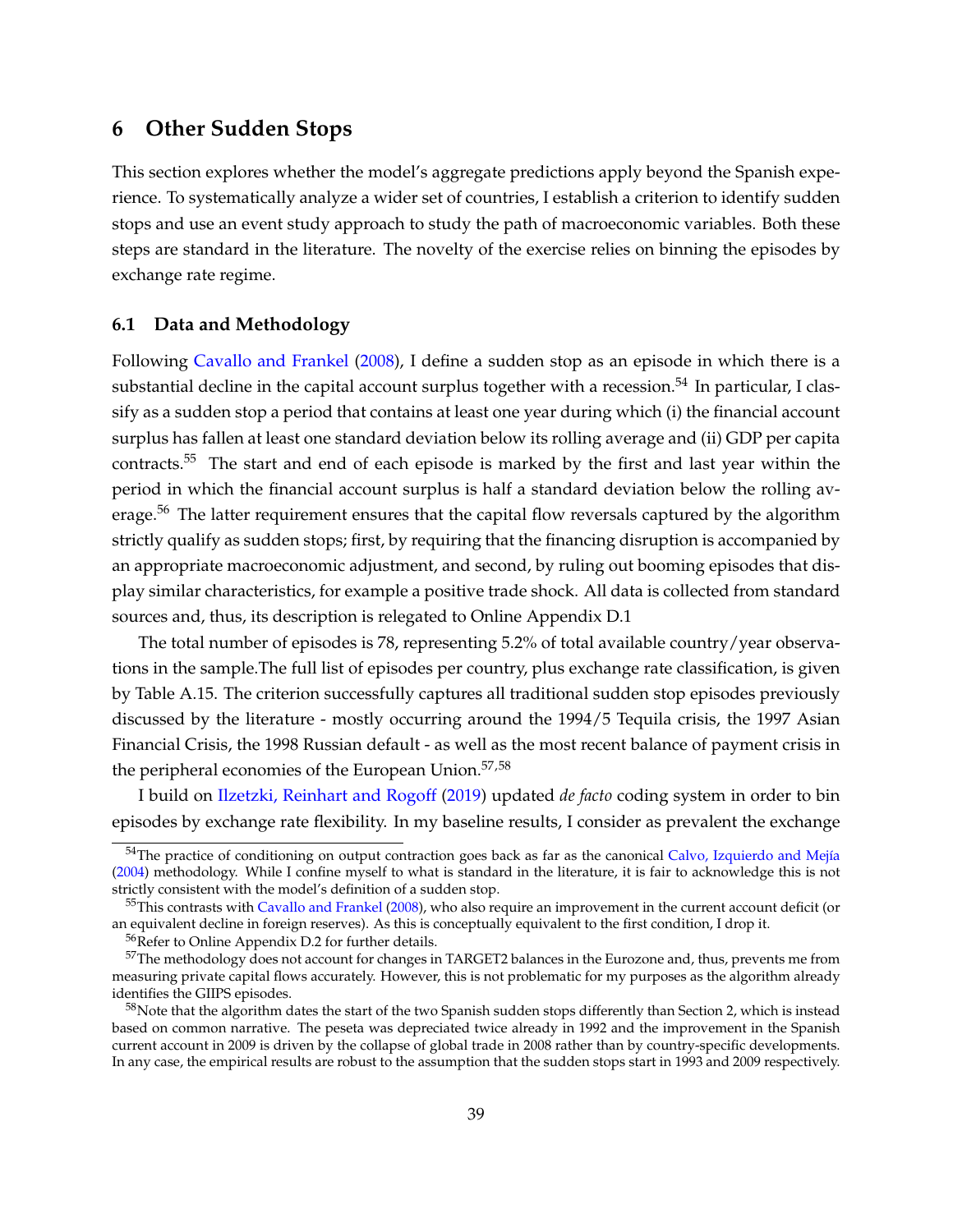## 6 Other Sudden Stops

This section explores whether the model's aggregate predictions apply beyond the Spanish experience. To systematically analyze a wider set of countries, I establish a criterion to identify sudden stops and use an event study approach to study the path of macroeconomic variables. Both these steps are standard in the literature. The novelty of the exercise relies on binning the episodes by exchange rate regime.

### 6.1 Data and Methodology

Following Cavallo and Frankel (2008), I define a sudden stop as an episode in which there is a substantial decline in the capital account surplus together with a recession.[54] In particular, I classify as a sudden stop a period that contains at least one year during which (i) the financial account surplus has fallen at least one standard deviation below its rolling average and (ii) GDP per capita contracts.[55] The start and end of each episode is marked by the first and last year within the period in which the financial account surplus is half a standard deviation below the rolling average.[56] The latter requirement ensures that the capital flow reversals captured by the algorithm strictly qualify as sudden stops; first, by requiring that the financing disruption is accompanied by an appropriate macroeconomic adjustment, and second, by ruling out booming episodes that display similar characteristics, for example a positive trade shock. All data is collected from standard sources and, thus, its description is relegated to Online Appendix D.1

The total number of episodes is 78, representing 5.2% of total available country/year observations in the sample.The full list of episodes per country, plus exchange rate classification, is given by Table A.15. The criterion successfully captures all traditional sudden stop episodes previously discussed by the literature - mostly occurring around the 1994/5 Tequila crisis, the 1997 Asian Financial Crisis, the 1998 Russian default - as well as the most recent balance of payment crisis in the peripheral economies of the European Union.[57,58]

I build on Ilzetzki, Reinhart and Rogoff (2019) updated *de facto* coding system in order to bin episodes by exchange rate flexibility. In my baseline results, I consider as prevalent the exchange

[54] The practice of conditioning on output contraction goes back as far as the canonical Calvo, Izquierdo and Mejía (2004) methodology. While I confine myself to what is standard in the literature, it is fair to acknowledge this is not strictly consistent with the model's definition of a sudden stop.

[55] This contrasts with Cavallo and Frankel (2008), who also require an improvement in the current account deficit (or an equivalent decline in foreign reserves). As this is conceptually equivalent to the first condition, I drop it.

[56] Refer to Online Appendix D.2 for further details.

[57] The methodology does not account for changes in TARGET2 balances in the Eurozone and, thus, prevents me from measuring private capital flows accurately. However, this is not problematic for my purposes as the algorithm already identifies the GIIPS episodes.

[58] Note that the algorithm dates the start of the two Spanish sudden stops differently than Section 2, which is instead based on common narrative. The peseta was depreciated twice already in 1992 and the improvement in the Spanish current account in 2009 is driven by the collapse of global trade in 2008 rather than by country-specific developments. In any case, the empirical results are robust to the assumption that the sudden stops start in 1993 and 2009 respectively.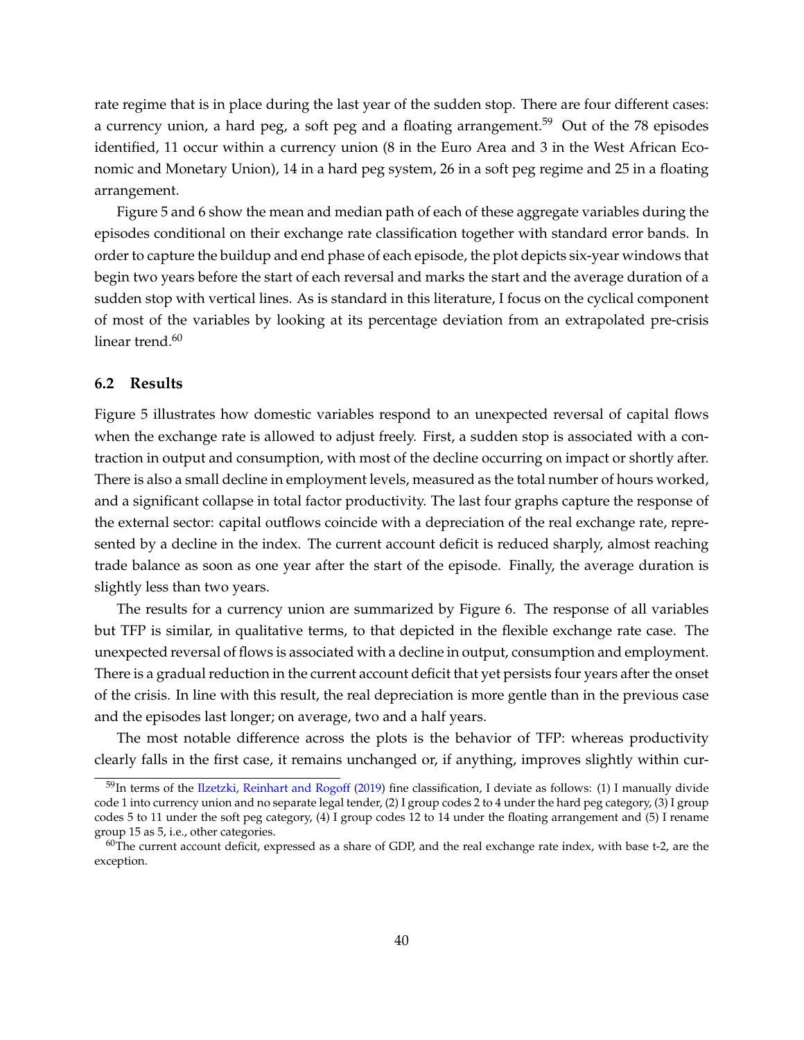rate regime that is in place during the last year of the sudden stop. There are four different cases: a currency union, a hard peg, a soft peg and a floating arrangement.[59] Out of the 78 episodes identified, 11 occur within a currency union (8 in the Euro Area and 3 in the West African Economic and Monetary Union), 14 in a hard peg system, 26 in a soft peg regime and 25 in a floating arrangement.

Figure 5 and 6 show the mean and median path of each of these aggregate variables during the episodes conditional on their exchange rate classification together with standard error bands. In order to capture the buildup and end phase of each episode, the plot depicts six-year windows that begin two years before the start of each reversal and marks the start and the average duration of a sudden stop with vertical lines. As is standard in this literature, I focus on the cyclical component of most of the variables by looking at its percentage deviation from an extrapolated pre-crisis linear trend.[60]

### 6.2 Results

Figure 5 illustrates how domestic variables respond to an unexpected reversal of capital flows when the exchange rate is allowed to adjust freely. First, a sudden stop is associated with a contraction in output and consumption, with most of the decline occurring on impact or shortly after. There is also a small decline in employment levels, measured as the total number of hours worked, and a significant collapse in total factor productivity. The last four graphs capture the response of the external sector: capital outflows coincide with a depreciation of the real exchange rate, represented by a decline in the index. The current account deficit is reduced sharply, almost reaching trade balance as soon as one year after the start of the episode. Finally, the average duration is slightly less than two years.

The results for a currency union are summarized by Figure 6. The response of all variables but TFP is similar, in qualitative terms, to that depicted in the flexible exchange rate case. The unexpected reversal of flows is associated with a decline in output, consumption and employment. There is a gradual reduction in the current account deficit that yet persists four years after the onset of the crisis. In line with this result, the real depreciation is more gentle than in the previous case and the episodes last longer; on average, two and a half years.

The most notable difference across the plots is the behavior of TFP: whereas productivity clearly falls in the first case, it remains unchanged or, if anything, improves slightly within cur-

[59] In terms of the Ilzetzki, Reinhart and Rogoff (2019) fine classification, I deviate as follows: (1) I manually divide code 1 into currency union and no separate legal tender, (2) I group codes 2 to 4 under the hard peg category, (3) I group codes 5 to 11 under the soft peg category, (4) I group codes 12 to 14 under the floating arrangement and (5) I rename group 15 as 5, i.e., other categories.

[60] The current account deficit, expressed as a share of GDP, and the real exchange rate index, with base t-2, are the exception.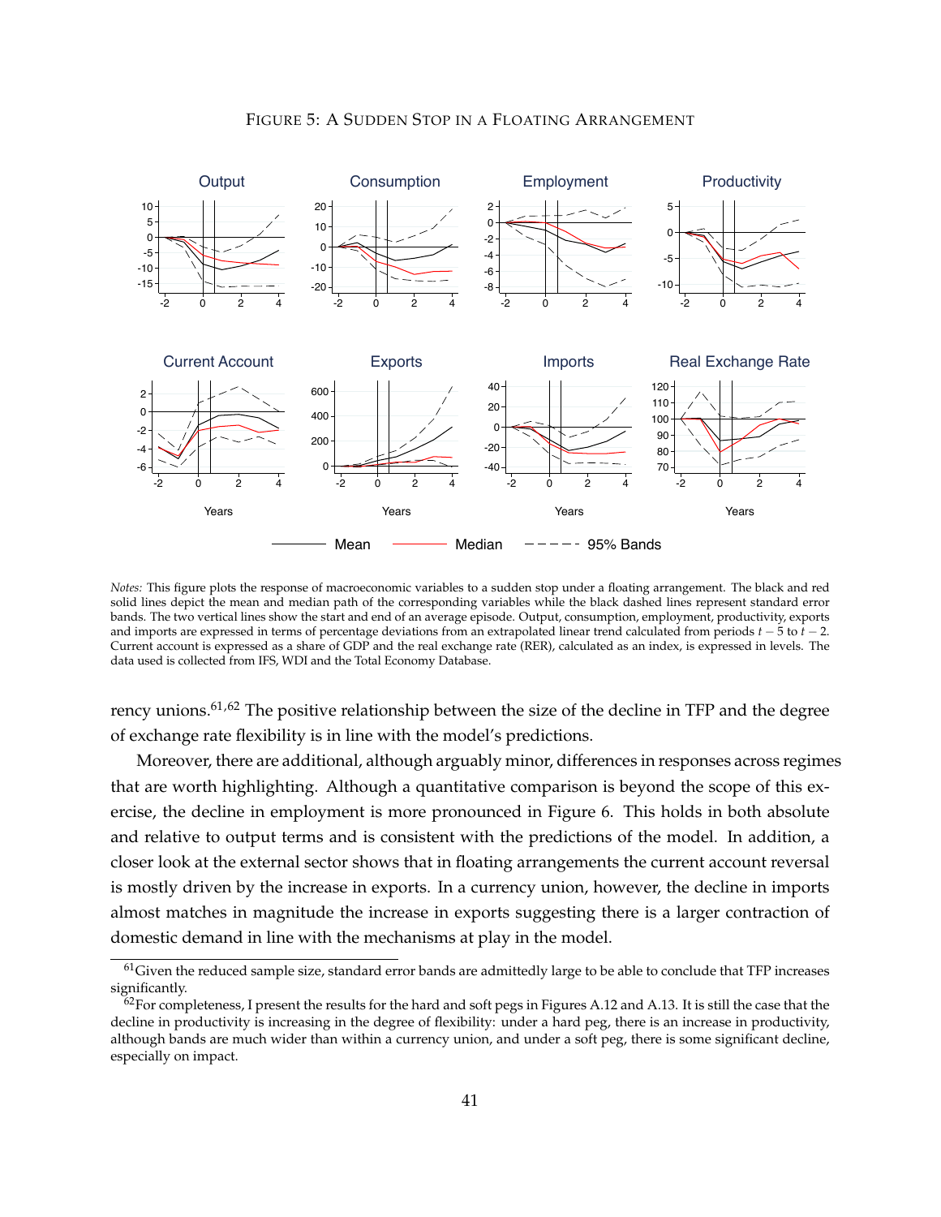FIGURE 5: A SUDDEN STOP IN A FLOATING ARRANGEMENT

*Notes:* This figure plots the response of macroeconomic variables to a sudden stop under a floating arrangement. The black and red solid lines depict the mean and median path of the corresponding variables while the black dashed lines represent standard error bands. The two vertical lines show the start and end of an average episode. Output, consumption, employment, productivity, exports and imports are expressed in terms of percentage deviations from an extrapolated linear trend calculated from periods $t-5$ to $t-2$. Current account is expressed as a share of GDP and the real exchange rate (RER), calculated as an index, is expressed in levels. The data used is collected from IFS, WDI and the Total Economy Database.

rency unions.[61,62] The positive relationship between the size of the decline in TFP and the degree of exchange rate flexibility is in line with the model's predictions.

Moreover, there are additional, although arguably minor, differences in responses across regimes that are worth highlighting. Although a quantitative comparison is beyond the scope of this exercise, the decline in employment is more pronounced in Figure 6. This holds in both absolute and relative to output terms and is consistent with the predictions of the model. In addition, a closer look at the external sector shows that in floating arrangements the current account reversal is mostly driven by the increase in exports. In a currency union, however, the decline in imports almost matches in magnitude the increase in exports suggesting there is a larger contraction of domestic demand in line with the mechanisms at play in the model.

[61] Given the reduced sample size, standard error bands are admittedly large to be able to conclude that TFP increases significantly.

[62] For completeness, I present the results for the hard and soft pegs in Figures A.12 and A.13. It is still the case that the decline in productivity is increasing in the degree of flexibility: under a hard peg, there is an increase in productivity, although bands are much wider than within a currency union, and under a soft peg, there is some significant decline, especially on impact.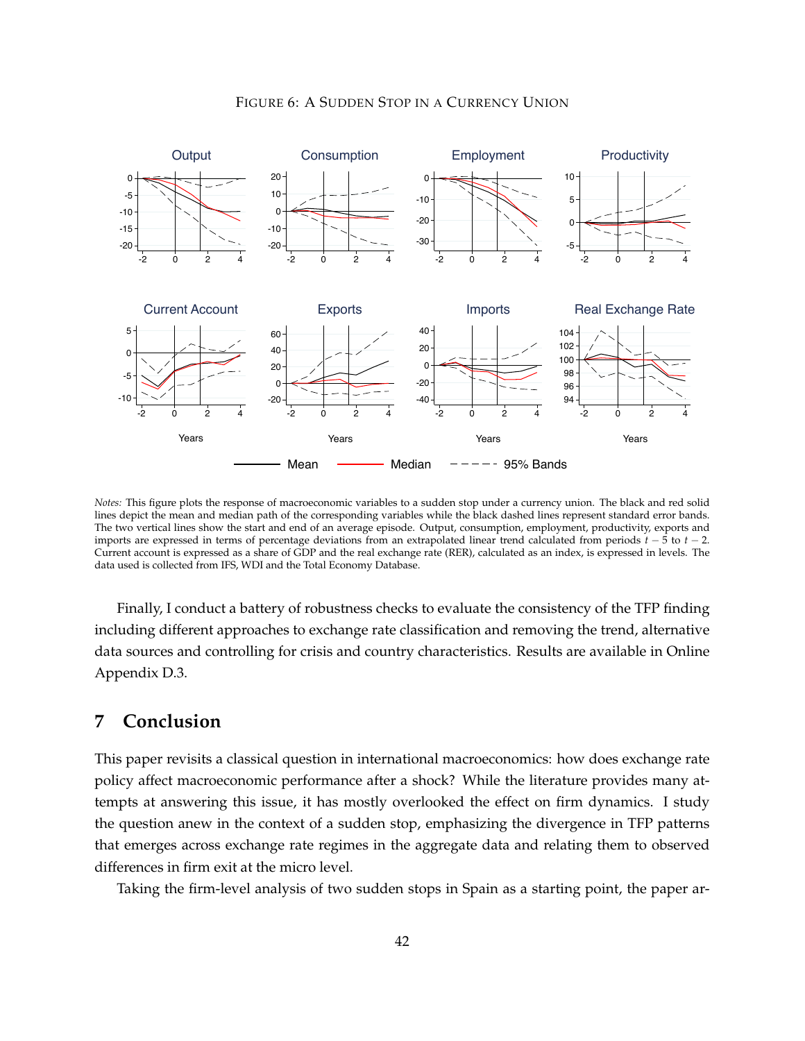Figure 6: A Sudden Stop in a Currency Union

*Notes:* This figure plots the response of macroeconomic variables to a sudden stop under a currency union. The black and red solid lines depict the mean and median path of the corresponding variables while the black dashed lines represent standard error bands. The two vertical lines show the start and end of an average episode. Output, consumption, employment, productivity, exports and imports are expressed in terms of percentage deviations from an extrapolated linear trend calculated from periods $t-5$ to $t-2$. Current account is expressed as a share of GDP and the real exchange rate (RER), calculated as an index, is expressed in levels. The data used is collected from IFS, WDI and the Total Economy Database.

Finally, I conduct a battery of robustness checks to evaluate the consistency of the TFP finding including different approaches to exchange rate classification and removing the trend, alternative data sources and controlling for crisis and country characteristics. Results are available in Online Appendix D.3.

# 7 Conclusion

This paper revisits a classical question in international macroeconomics: how does exchange rate policy affect macroeconomic performance after a shock? While the literature provides many attempts at answering this issue, it has mostly overlooked the effect on firm dynamics. I study the question anew in the context of a sudden stop, emphasizing the divergence in TFP patterns that emerges across exchange rate regimes in the aggregate data and relating them to observed differences in firm exit at the micro level.

Taking the firm-level analysis of two sudden stops in Spain as a starting point, the paper ar-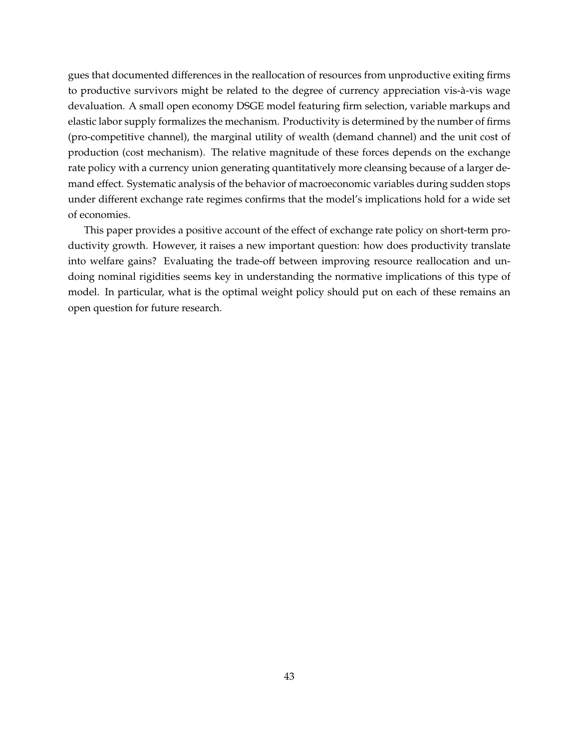gues that documented differences in the reallocation of resources from unproductive exiting firms to productive survivors might be related to the degree of currency appreciation vis-à-vis wage devaluation. A small open economy DSGE model featuring firm selection, variable markups and elastic labor supply formalizes the mechanism. Productivity is determined by the number of firms (pro-competitive channel), the marginal utility of wealth (demand channel) and the unit cost of production (cost mechanism). The relative magnitude of these forces depends on the exchange rate policy with a currency union generating quantitatively more cleansing because of a larger demand effect. Systematic analysis of the behavior of macroeconomic variables during sudden stops under different exchange rate regimes confirms that the model's implications hold for a wide set of economies.

This paper provides a positive account of the effect of exchange rate policy on short-term productivity growth. However, it raises a new important question: how does productivity translate into welfare gains? Evaluating the trade-off between improving resource reallocation and undoing nominal rigidities seems key in understanding the normative implications of this type of model. In particular, what is the optimal weight policy should put on each of these remains an open question for future research.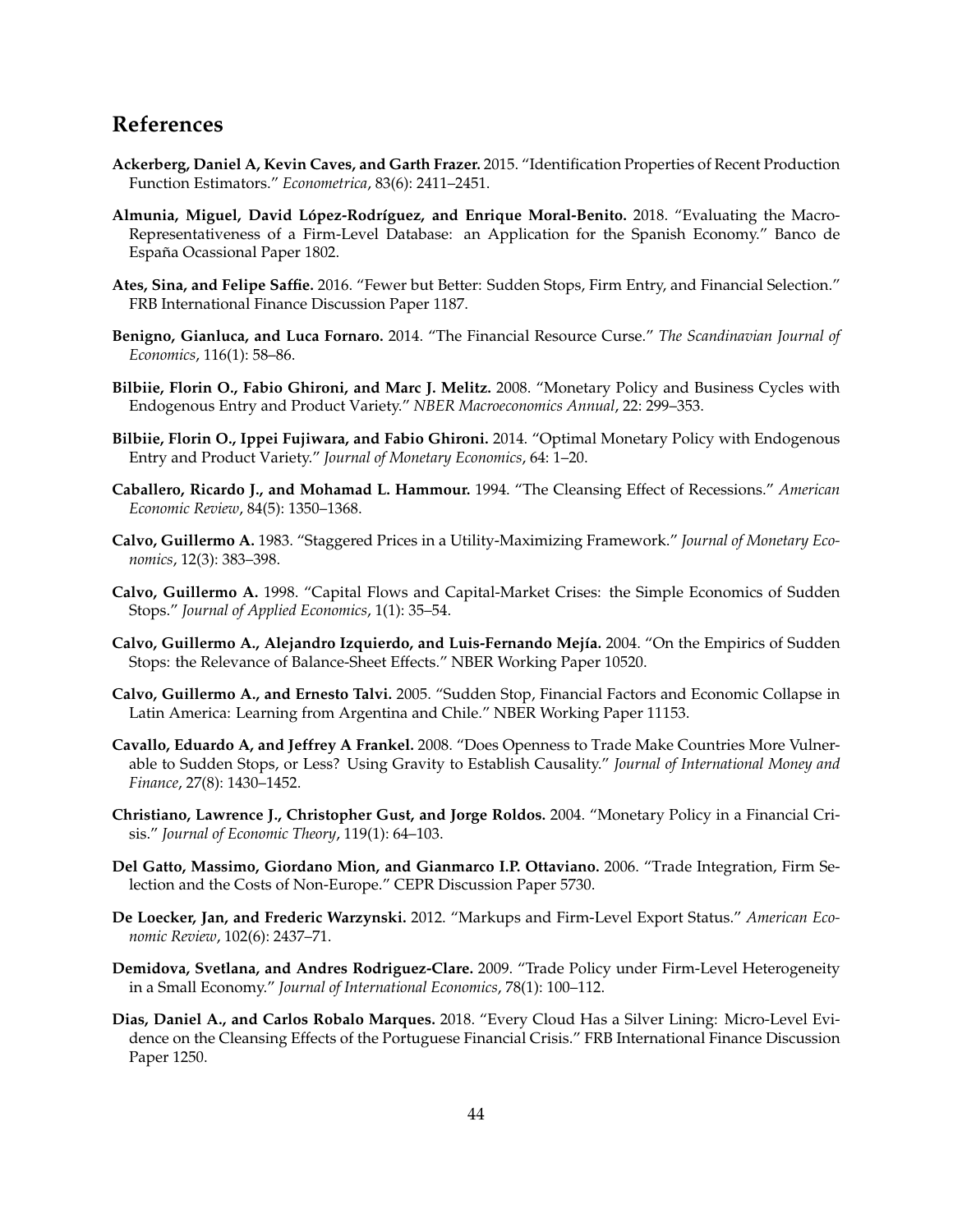## References

**Ackerberg, Daniel A, Kevin Caves, and Garth Frazer.** 2015. "Identification Properties of Recent Production Function Estimators." *Econometrica*, 83(6): 2411–2451.

**Almunia, Miguel, David López-Rodríguez, and Enrique Moral-Benito.** 2018. "Evaluating the Macro-Representativeness of a Firm-Level Database: an Application for the Spanish Economy." Banco de España Ocassional Paper 1802.

**Ates, Sina, and Felipe Saffie.** 2016. "Fewer but Better: Sudden Stops, Firm Entry, and Financial Selection." FRB International Finance Discussion Paper 1187.

**Benigno, Gianluca, and Luca Fornaro.** 2014. "The Financial Resource Curse." *The Scandinavian Journal of Economics*, 116(1): 58–86.

**Bilbiie, Florin O., Fabio Ghironi, and Marc J. Melitz.** 2008. "Monetary Policy and Business Cycles with Endogenous Entry and Product Variety." *NBER Macroeconomics Annual*, 22: 299–353.

**Bilbiie, Florin O., Ippei Fujiwara, and Fabio Ghironi.** 2014. "Optimal Monetary Policy with Endogenous Entry and Product Variety." *Journal of Monetary Economics*, 64: 1–20.

**Caballero, Ricardo J., and Mohamad L. Hammour.** 1994. "The Cleansing Effect of Recessions." *American Economic Review*, 84(5): 1350–1368.

**Calvo, Guillermo A.** 1983. "Staggered Prices in a Utility-Maximizing Framework." *Journal of Monetary Economics*, 12(3): 383–398.

**Calvo, Guillermo A.** 1998. "Capital Flows and Capital-Market Crises: the Simple Economics of Sudden Stops." *Journal of Applied Economics*, 1(1): 35–54.

**Calvo, Guillermo A., Alejandro Izquierdo, and Luis-Fernando Mejía.** 2004. "On the Empirics of Sudden Stops: the Relevance of Balance-Sheet Effects." NBER Working Paper 10520.

**Calvo, Guillermo A., and Ernesto Talvi.** 2005. "Sudden Stop, Financial Factors and Economic Collapse in Latin America: Learning from Argentina and Chile." NBER Working Paper 11153.

**Cavallo, Eduardo A, and Jeffrey A Frankel.** 2008. "Does Openness to Trade Make Countries More Vulnerable to Sudden Stops, or Less? Using Gravity to Establish Causality." *Journal of International Money and Finance*, 27(8): 1430–1452.

**Christiano, Lawrence J., Christopher Gust, and Jorge Roldos.** 2004. "Monetary Policy in a Financial Crisis." *Journal of Economic Theory*, 119(1): 64–103.

**Del Gatto, Massimo, Giordano Mion, and Gianmarco I.P. Ottaviano.** 2006. "Trade Integration, Firm Selection and the Costs of Non-Europe." CEPR Discussion Paper 5730.

**De Loecker, Jan, and Frederic Warzynski.** 2012. "Markups and Firm-Level Export Status." *American Economic Review*, 102(6): 2437–71.

**Demidova, Svetlana, and Andres Rodriguez-Clare.** 2009. "Trade Policy under Firm-Level Heterogeneity in a Small Economy." *Journal of International Economics*, 78(1): 100–112.

**Dias, Daniel A., and Carlos Robalo Marques.** 2018. "Every Cloud Has a Silver Lining: Micro-Level Evidence on the Cleansing Effects of the Portuguese Financial Crisis." FRB International Finance Discussion Paper 1250.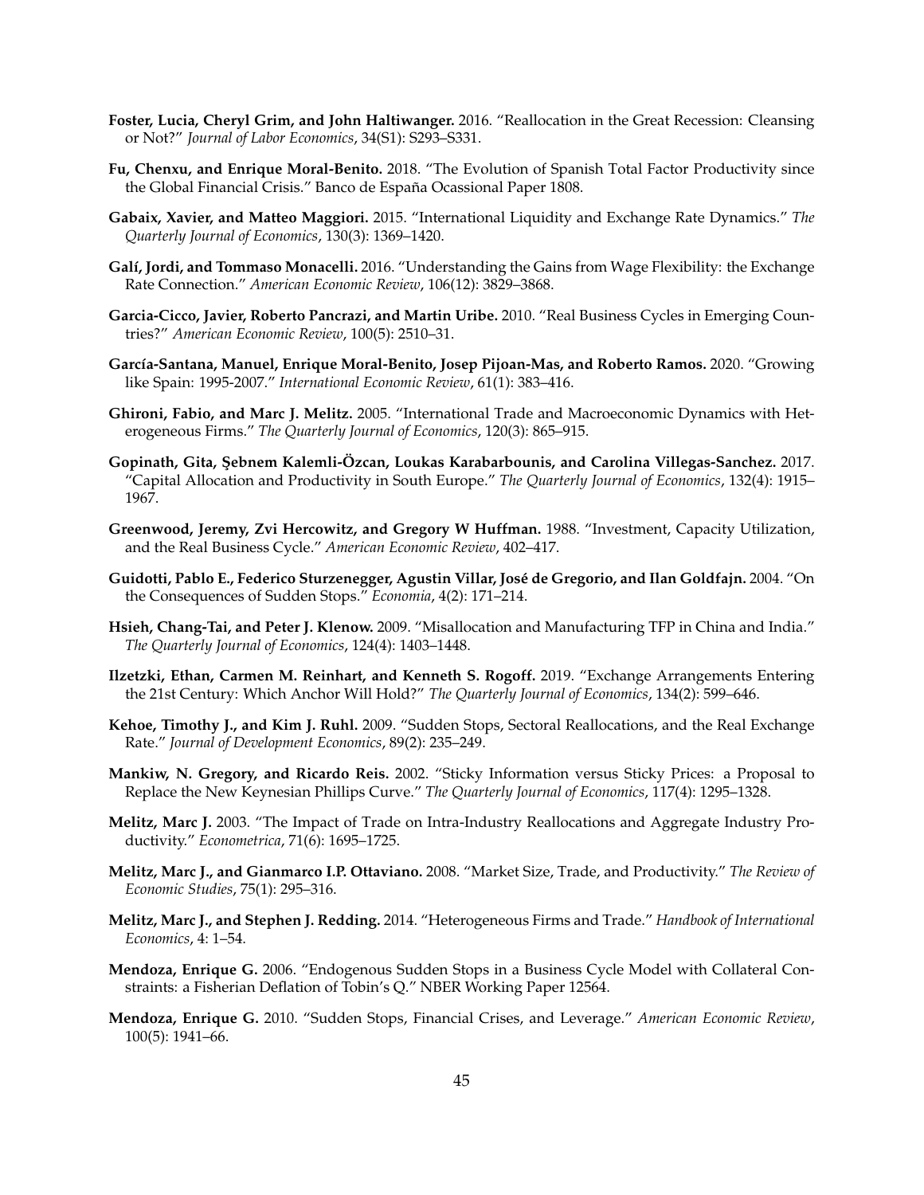**Foster, Lucia, Cheryl Grim, and John Haltiwanger.** 2016. "Reallocation in the Great Recession: Cleansing or Not?" *Journal of Labor Economics*, 34(S1): S293–S331.

**Fu, Chenxu, and Enrique Moral-Benito.** 2018. "The Evolution of Spanish Total Factor Productivity since the Global Financial Crisis." Banco de España Ocassional Paper 1808.

**Gabaix, Xavier, and Matteo Maggiori.** 2015. "International Liquidity and Exchange Rate Dynamics." *The Quarterly Journal of Economics*, 130(3): 1369–1420.

**Galí, Jordi, and Tommaso Monacelli.** 2016. "Understanding the Gains from Wage Flexibility: the Exchange Rate Connection." *American Economic Review*, 106(12): 3829–3868.

**Garcia-Cicco, Javier, Roberto Pancrazi, and Martin Uribe.** 2010. "Real Business Cycles in Emerging Countries?" *American Economic Review*, 100(5): 2510–31.

**García-Santana, Manuel, Enrique Moral-Benito, Josep Pijoan-Mas, and Roberto Ramos.** 2020. "Growing like Spain: 1995-2007." *International Economic Review*, 61(1): 383–416.

**Ghironi, Fabio, and Marc J. Melitz.** 2005. "International Trade and Macroeconomic Dynamics with Heterogeneous Firms." *The Quarterly Journal of Economics*, 120(3): 865–915.

**Gopinath, Gita, Şebnem Kalemli-Özcan, Loukas Karabarbounis, and Carolina Villegas-Sanchez.** 2017. "Capital Allocation and Productivity in South Europe." *The Quarterly Journal of Economics*, 132(4): 1915–1967.

**Greenwood, Jeremy, Zvi Hercowitz, and Gregory W Huffman.** 1988. "Investment, Capacity Utilization, and the Real Business Cycle." *American Economic Review*, 402–417.

**Guidotti, Pablo E., Federico Sturzenegger, Agustin Villar, José de Gregorio, and Ilan Goldfajn.** 2004. "On the Consequences of Sudden Stops." *Economia*, 4(2): 171–214.

**Hsieh, Chang-Tai, and Peter J. Klenow.** 2009. "Misallocation and Manufacturing TFP in China and India." *The Quarterly Journal of Economics*, 124(4): 1403–1448.

**Ilzetzki, Ethan, Carmen M. Reinhart, and Kenneth S. Rogoff.** 2019. "Exchange Arrangements Entering the 21st Century: Which Anchor Will Hold?" *The Quarterly Journal of Economics*, 134(2): 599–646.

**Kehoe, Timothy J., and Kim J. Ruhl.** 2009. "Sudden Stops, Sectoral Reallocations, and the Real Exchange Rate." *Journal of Development Economics*, 89(2): 235–249.

**Mankiw, N. Gregory, and Ricardo Reis.** 2002. "Sticky Information versus Sticky Prices: a Proposal to Replace the New Keynesian Phillips Curve." *The Quarterly Journal of Economics*, 117(4): 1295–1328.

**Melitz, Marc J.** 2003. "The Impact of Trade on Intra-Industry Reallocations and Aggregate Industry Productivity." *Econometrica*, 71(6): 1695–1725.

**Melitz, Marc J., and Gianmarco I.P. Ottaviano.** 2008. "Market Size, Trade, and Productivity." *The Review of Economic Studies*, 75(1): 295–316.

**Melitz, Marc J., and Stephen J. Redding.** 2014. "Heterogeneous Firms and Trade." *Handbook of International Economics*, 4: 1–54.

**Mendoza, Enrique G.** 2006. "Endogenous Sudden Stops in a Business Cycle Model with Collateral Constraints: a Fisherian Deflation of Tobin's Q." NBER Working Paper 12564.

**Mendoza, Enrique G.** 2010. "Sudden Stops, Financial Crises, and Leverage." *American Economic Review*, 100(5): 1941–66.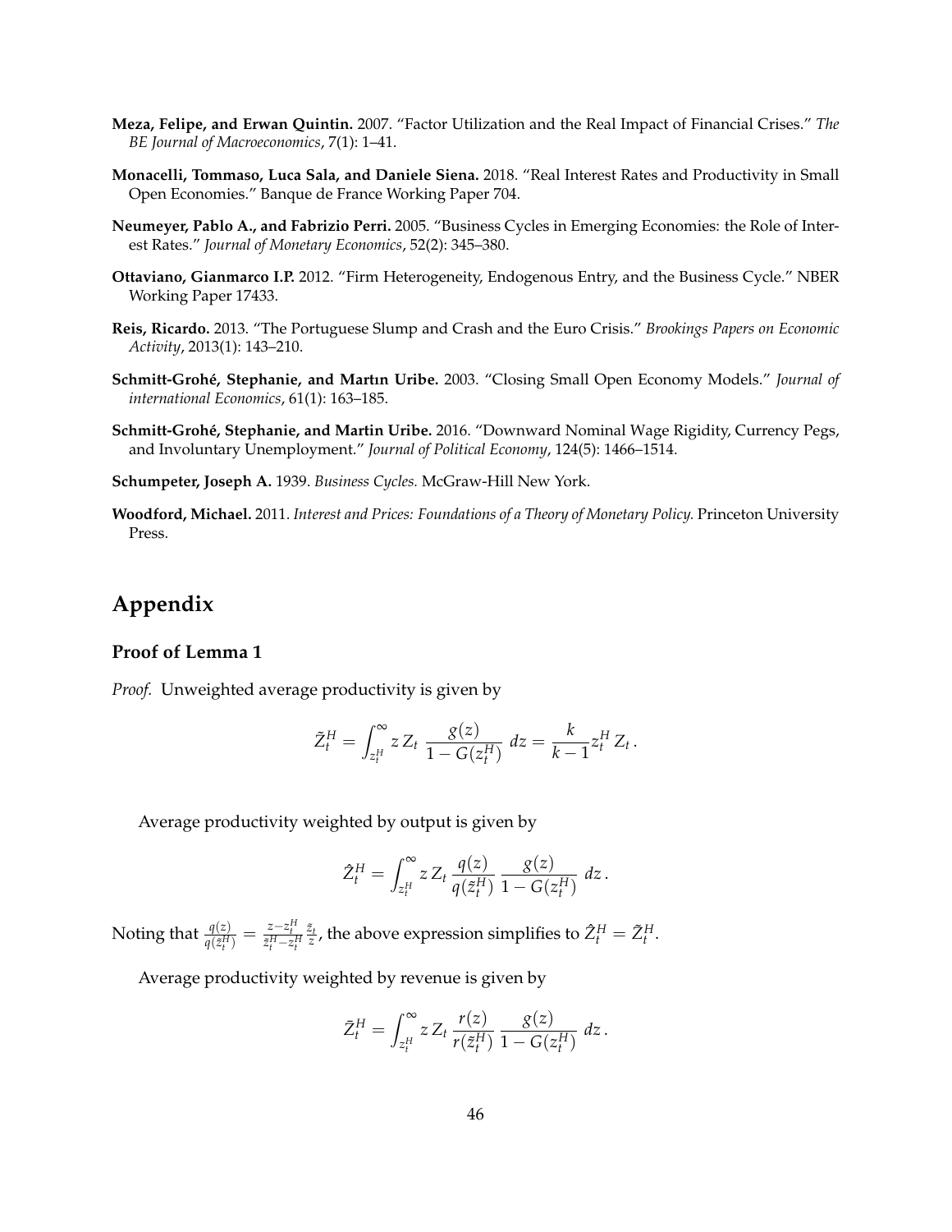**Meza, Felipe, and Erwan Quintin.** 2007. "Factor Utilization and the Real Impact of Financial Crises." *The BE Journal of Macroeconomics*, 7(1): 1–41.

**Monacelli, Tommaso, Luca Sala, and Daniele Siena.** 2018. "Real Interest Rates and Productivity in Small Open Economies." Banque de France Working Paper 704.

**Neumeyer, Pablo A., and Fabrizio Perri.** 2005. "Business Cycles in Emerging Economies: the Role of Interest Rates." *Journal of Monetary Economics*, 52(2): 345–380.

**Ottaviano, Gianmarco I.P.** 2012. "Firm Heterogeneity, Endogenous Entry, and the Business Cycle." NBER Working Paper 17433.

**Reis, Ricardo.** 2013. "The Portuguese Slump and Crash and the Euro Crisis." *Brookings Papers on Economic Activity*, 2013(1): 143–210.

**Schmitt-Grohé, Stephanie, and Martın Uribe.** 2003. "Closing Small Open Economy Models." *Journal of international Economics*, 61(1): 163–185.

**Schmitt-Grohé, Stephanie, and Martin Uribe.** 2016. "Downward Nominal Wage Rigidity, Currency Pegs, and Involuntary Unemployment." *Journal of Political Economy*, 124(5): 1466–1514.

**Schumpeter, Joseph A.** 1939. *Business Cycles.* McGraw-Hill New York.

**Woodford, Michael.** 2011. *Interest and Prices: Foundations of a Theory of Monetary Policy.* Princeton University Press.

# Appendix

### Proof of Lemma 1

*Proof.* Unweighted average productivity is given by

$$\tilde{Z}_t^H = \int_{z_t^H}^{\infty} z \, Z_t \, \frac{g(z)}{1 - G(z_t^H)} \, dz = \frac{k}{k-1} z_t^H \, Z_t \, .$$

Average productivity weighted by output is given by

$$\hat{Z}_t^H = \int_{z_t^H}^{\infty} z \, Z_t \, \frac{q(z)}{q(\tilde{z}_t^H)} \, \frac{g(z)}{1 - G(z_t^H)} \, dz \, .$$

Noting that $\frac{q(z)}{q(\tilde{z}_t^H)} = \frac{z - z_t^H}{\tilde{z}_t^H - z_t^H} \frac{\tilde{z}_t}{z}$, the above expression simplifies to $\hat{Z}_t^H = \tilde{Z}_t^H$.

Average productivity weighted by revenue is given by

$$\bar{Z}_t^H = \int_{z_t^H}^{\infty} z \, Z_t \, \frac{r(z)}{r(\tilde{z}_t^H)} \, \frac{g(z)}{1 - G(z_t^H)} \, dz \, .$$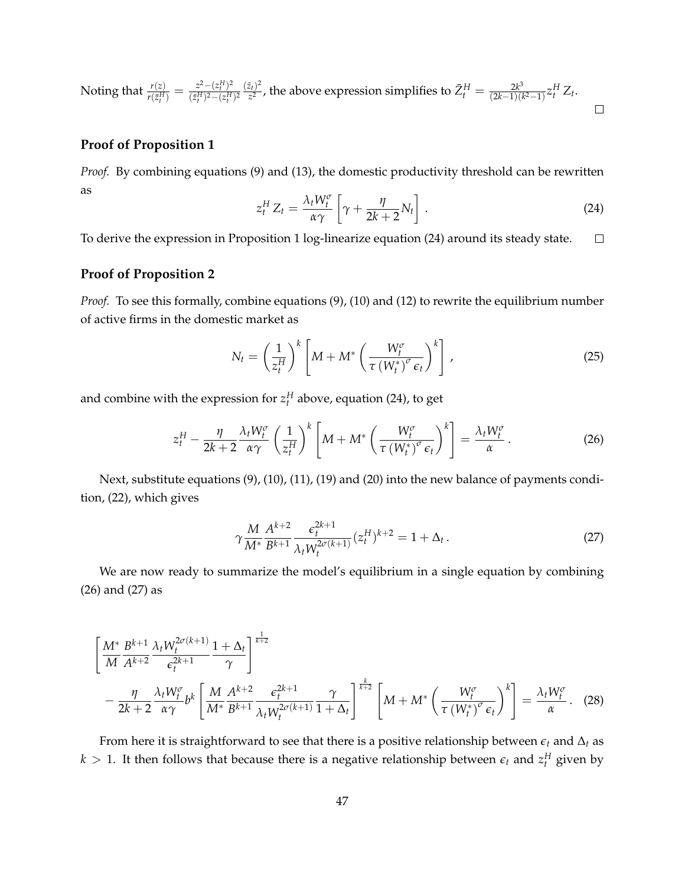Noting that $\frac{r(z)}{r(\bar{z}_t^H)} = \frac{z^2-(z_t^H)^2}{(\bar{z}_t^H)^2-(z_t^H)^2}\frac{(\tilde{z}_t)^2}{z^2}$, the above expression simplifies to $\bar{Z}_t^H = \frac{2k^3}{(2k-1)(k^2-1)} z_t^H \, Z_t$. ☐

### Proof of Proposition 1

*Proof.* By combining equations (9) and (13), the domestic productivity threshold can be rewritten as

$$z_t^H \, Z_t = \frac{\lambda_t W_t^\sigma}{\alpha \gamma}\left[\gamma + \frac{\eta}{2k+2} N_t\right]. \tag{24}$$

To derive the expression in Proposition 1 log-linearize equation (24) around its steady state. ☐

### Proof of Proposition 2

*Proof.* To see this formally, combine equations (9), (10) and (12) to rewrite the equilibrium number of active firms in the domestic market as

$$N_t = \left(\frac{1}{z_t^H}\right)^k \left[M + M^* \left(\frac{W_t^\sigma}{\tau \left(W_t^*\right)^\sigma \epsilon_t}\right)^k\right], \tag{25}$$

and combine with the expression for $z_t^H$ above, equation (24), to get

$$z_t^H - \frac{\eta}{2k+2}\frac{\lambda_t W_t^\sigma}{\alpha\gamma}\left(\frac{1}{z_t^H}\right)^k \left[M + M^* \left(\frac{W_t^\sigma}{\tau \left(W_t^*\right)^\sigma \epsilon_t}\right)^k\right] = \frac{\lambda_t W_t^\sigma}{\alpha}. \tag{26}$$

Next, substitute equations (9), (10), (11), (19) and (20) into the new balance of payments condition, (22), which gives

$$\gamma \frac{M}{M^*}\frac{A^{k+2}}{B^{k+1}}\frac{\epsilon_t^{2k+1}}{\lambda_t W_t^{2\sigma(k+1)}}(z_t^H)^{k+2} = 1 + \Delta_t. \tag{27}$$

We are now ready to summarize the model's equilibrium in a single equation by combining (26) and (27) as

$$\left[\frac{M^*}{M}\frac{B^{k+1}}{A^{k+2}}\frac{\lambda_t W_t^{2\sigma(k+1)}}{\epsilon_t^{2k+1}}\frac{1+\Delta_t}{\gamma}\right]^{\frac{1}{k+2}} - \frac{\eta}{2k+2}\frac{\lambda_t W_t^\sigma}{\alpha\gamma} b^k \left[\frac{M}{M^*}\frac{A^{k+2}}{B^{k+1}}\frac{\epsilon_t^{2k+1}}{\lambda_t W_t^{2\sigma(k+1)}}\frac{\gamma}{1+\Delta_t}\right]^{\frac{k}{k+2}} \left[M + M^* \left(\frac{W_t^\sigma}{\tau \left(W_t^*\right)^\sigma \epsilon_t}\right)^k\right] = \frac{\lambda_t W_t^\sigma}{\alpha}. \tag{28}$$

From here it is straightforward to see that there is a positive relationship between $\epsilon_t$ and $\Delta_t$ as $k > 1$. It then follows that because there is a negative relationship between $\epsilon_t$ and $z_t^H$ given by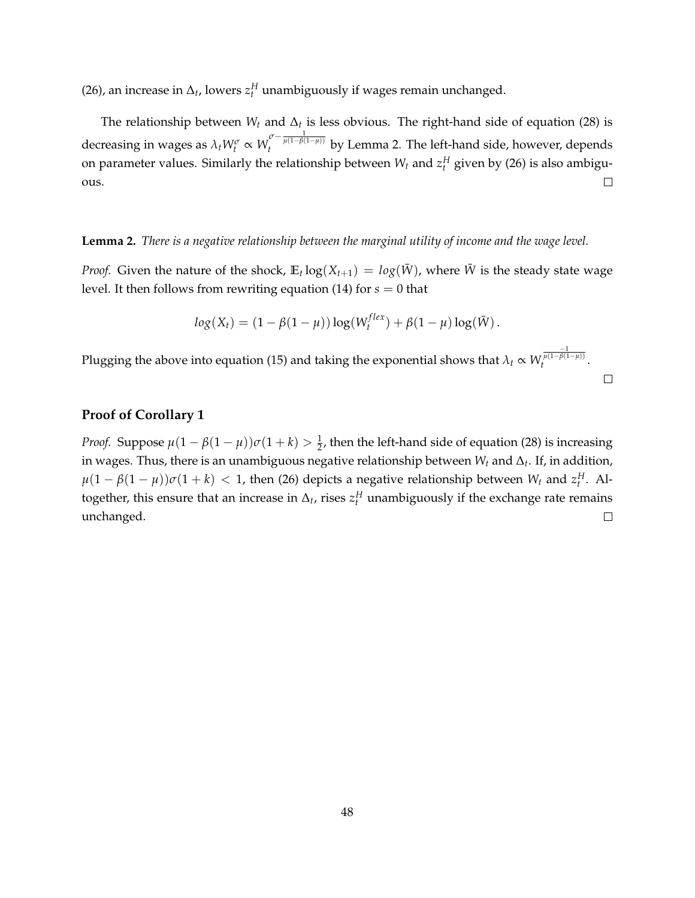(26), an increase in $\Delta_t$, lowers $z_t^H$ unambiguously if wages remain unchanged.

The relationship between $W_t$ and $\Delta_t$ is less obvious. The right-hand side of equation (28) is decreasing in wages as $\lambda_t W_t^\sigma \propto W_t^{\sigma - \frac{1}{\mu(1-\beta(1-\mu))}}$ by Lemma 2. The left-hand side, however, depends on parameter values. Similarly the relationship between $W_t$ and $z_t^H$ given by (26) is also ambiguous. □

**Lemma 2.** *There is a negative relationship between the marginal utility of income and the wage level.*

*Proof.* Given the nature of the shock, $\mathbb{E}_t \log(X_{t+1}) = log(\bar{W})$, where $\bar{W}$ is the steady state wage level. It then follows from rewriting equation (14) for $s = 0$ that

$$log(X_t) = (1 - \beta(1-\mu)) \log(W_t^{flex}) + \beta(1-\mu) \log(\bar{W}) \,.$$

Plugging the above into equation (15) and taking the exponential shows that $\lambda_t \propto W_t^{\frac{-1}{\mu(1-\beta(1-\mu))}}$. □

## Proof of Corollary 1

*Proof.* Suppose $\mu(1-\beta(1-\mu))\sigma(1+k) > \frac{1}{2}$, then the left-hand side of equation (28) is increasing in wages. Thus, there is an unambiguous negative relationship between $W_t$ and $\Delta_t$. If, in addition, $\mu(1-\beta(1-\mu))\sigma(1+k) < 1$, then (26) depicts a negative relationship between $W_t$ and $z_t^H$. Altogether, this ensure that an increase in $\Delta_t$, rises $z_t^H$ unambiguously if the exchange rate remains unchanged. □